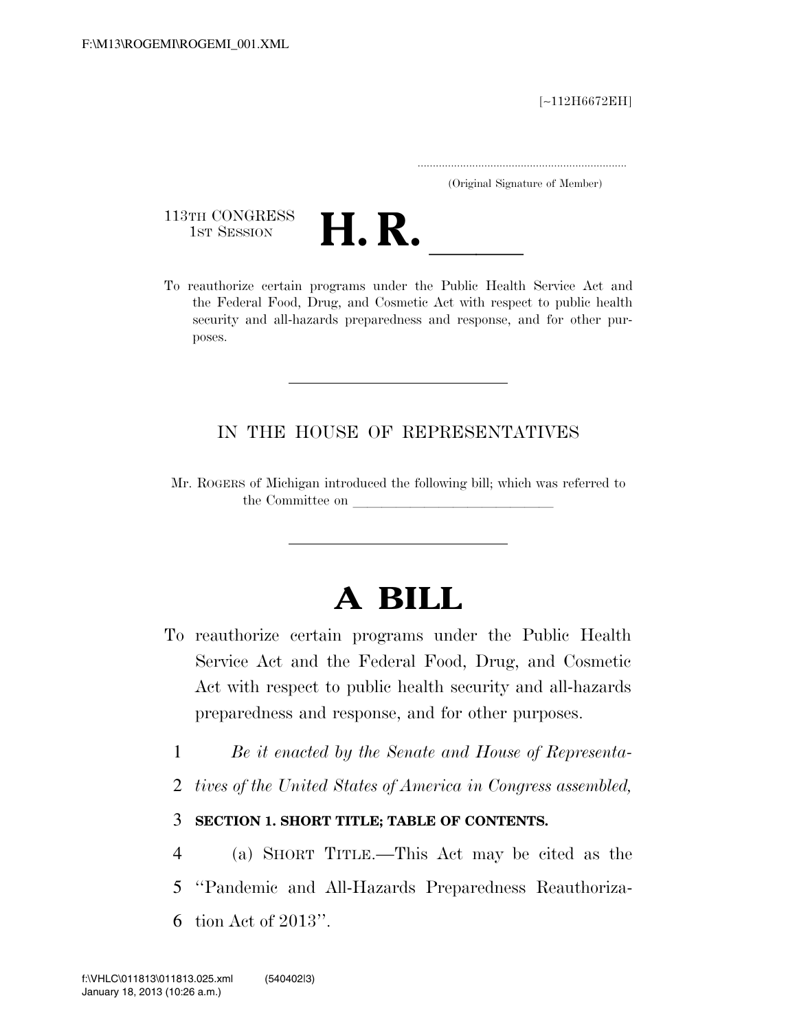[~112H6672EH]

.....................................................................
(Original Signature of Member)

113TH CONGRESS
1ST SESSION

# H. R. \_\_\_\_\_\_

To reauthorize certain programs under the Public Health Service Act and the Federal Food, Drug, and Cosmetic Act with respect to public health security and all-hazards preparedness and response, and for other purposes.

---

IN THE HOUSE OF REPRESENTATIVES

Mr. ROGERS of Michigan introduced the following bill; which was referred to the Committee on \_\_\_\_\_\_\_\_\_\_\_\_\_\_\_\_\_\_\_\_\_\_\_\_\_\_\_\_

---

# A BILL

To reauthorize certain programs under the Public Health Service Act and the Federal Food, Drug, and Cosmetic Act with respect to public health security and all-hazards preparedness and response, and for other purposes.

1 *Be it enacted by the Senate and House of Representa-*
2 *tives of the United States of America in Congress assembled,*

3 **SECTION 1. SHORT TITLE; TABLE OF CONTENTS.**

4 (a) SHORT TITLE.—This Act may be cited as the
5 "Pandemic and All-Hazards Preparedness Reauthoriza-
6 tion Act of 2013".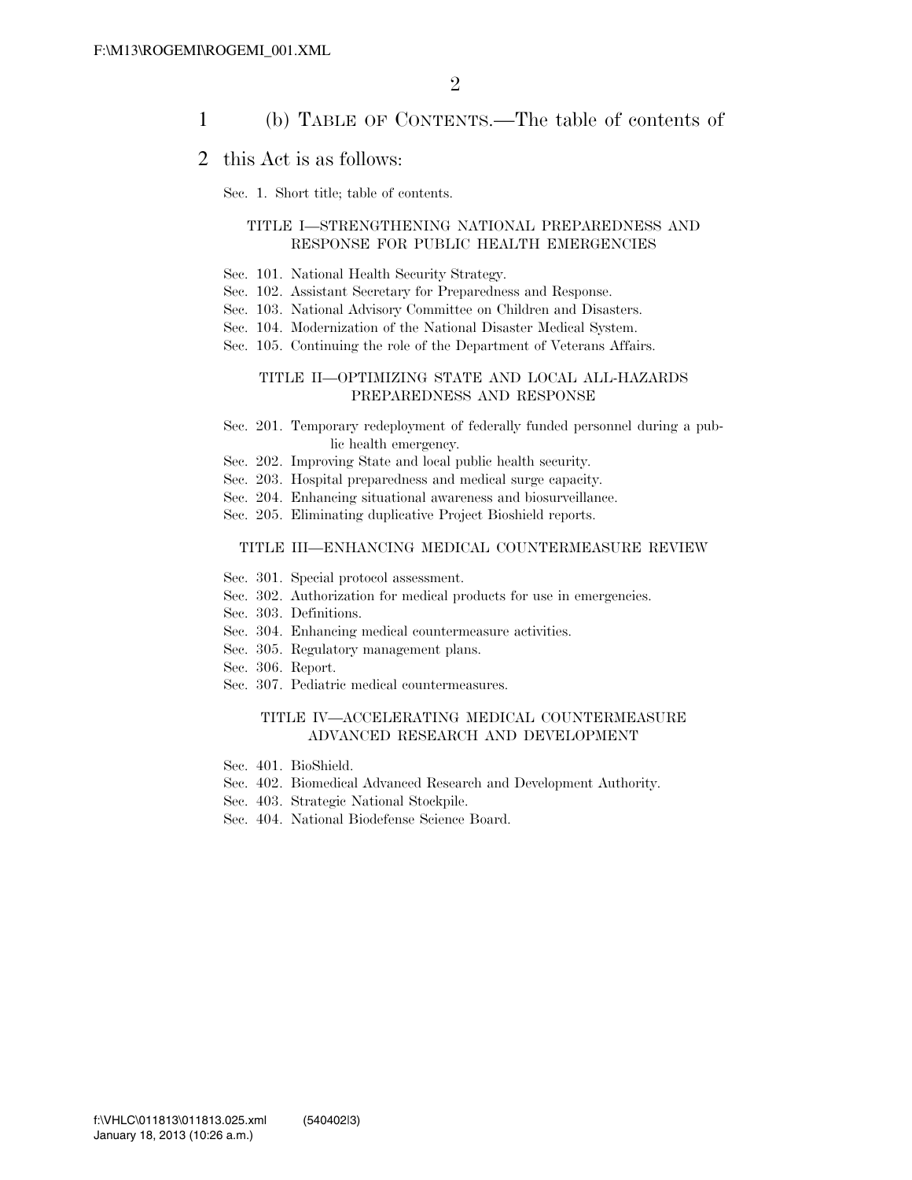(b) TABLE OF CONTENTS.—The table of contents of this Act is as follows:

Sec. 1. Short title; table of contents.

TITLE I—STRENGTHENING NATIONAL PREPAREDNESS AND RESPONSE FOR PUBLIC HEALTH EMERGENCIES

Sec. 101. National Health Security Strategy.
Sec. 102. Assistant Secretary for Preparedness and Response.
Sec. 103. National Advisory Committee on Children and Disasters.
Sec. 104. Modernization of the National Disaster Medical System.
Sec. 105. Continuing the role of the Department of Veterans Affairs.

TITLE II—OPTIMIZING STATE AND LOCAL ALL-HAZARDS PREPAREDNESS AND RESPONSE

Sec. 201. Temporary redeployment of federally funded personnel during a public health emergency.
Sec. 202. Improving State and local public health security.
Sec. 203. Hospital preparedness and medical surge capacity.
Sec. 204. Enhancing situational awareness and biosurveillance.
Sec. 205. Eliminating duplicative Project Bioshield reports.

TITLE III—ENHANCING MEDICAL COUNTERMEASURE REVIEW

Sec. 301. Special protocol assessment.
Sec. 302. Authorization for medical products for use in emergencies.
Sec. 303. Definitions.
Sec. 304. Enhancing medical countermeasure activities.
Sec. 305. Regulatory management plans.
Sec. 306. Report.
Sec. 307. Pediatric medical countermeasures.

TITLE IV—ACCELERATING MEDICAL COUNTERMEASURE ADVANCED RESEARCH AND DEVELOPMENT

Sec. 401. BioShield.
Sec. 402. Biomedical Advanced Research and Development Authority.
Sec. 403. Strategic National Stockpile.
Sec. 404. National Biodefense Science Board.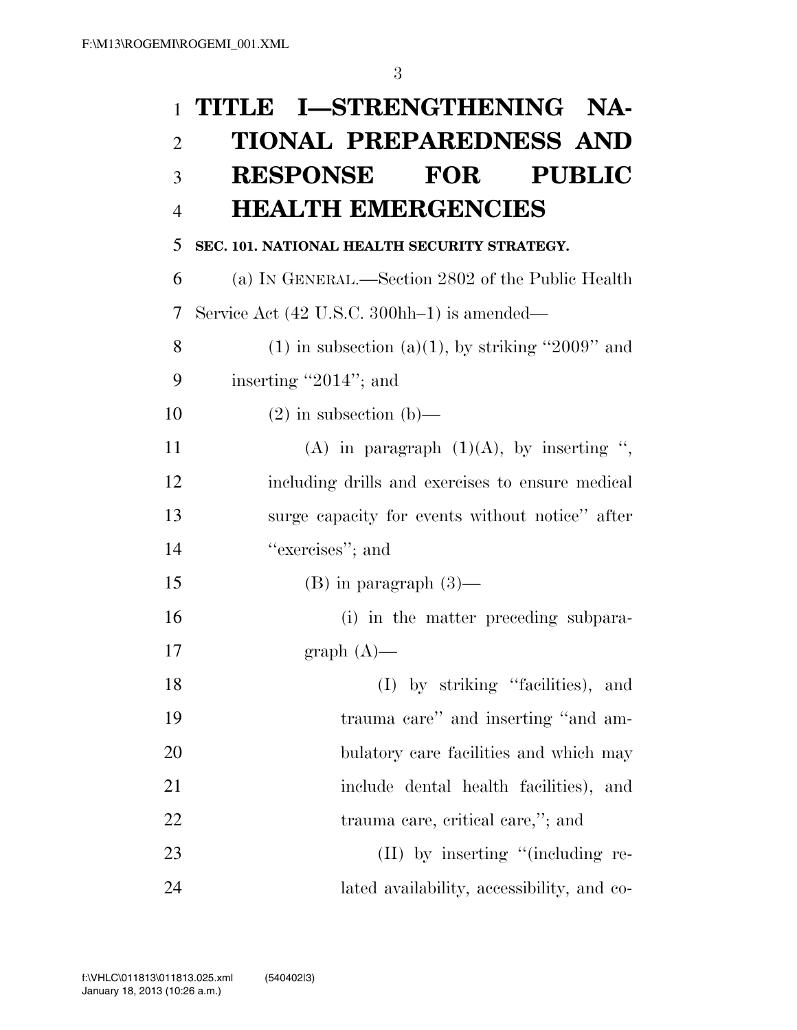# TITLE I—STRENGTHENING NATIONAL PREPAREDNESS AND RESPONSE FOR PUBLIC HEALTH EMERGENCIES

**SEC. 101. NATIONAL HEALTH SECURITY STRATEGY.**

(a) IN GENERAL.—Section 2802 of the Public Health Service Act (42 U.S.C. 300hh–1) is amended—

(1) in subsection (a)(1), by striking ‘‘2009’’ and inserting ‘‘2014’’; and

(2) in subsection (b)—

(A) in paragraph (1)(A), by inserting ‘‘, including drills and exercises to ensure medical surge capacity for events without notice’’ after ‘‘exercises’’; and

(B) in paragraph (3)—

(i) in the matter preceding subparagraph (A)—

(I) by striking ‘‘facilities), and trauma care’’ and inserting ‘‘and ambulatory care facilities and which may include dental health facilities), and trauma care, critical care,’’; and

(II) by inserting ‘‘(including related availability, accessibility, and co-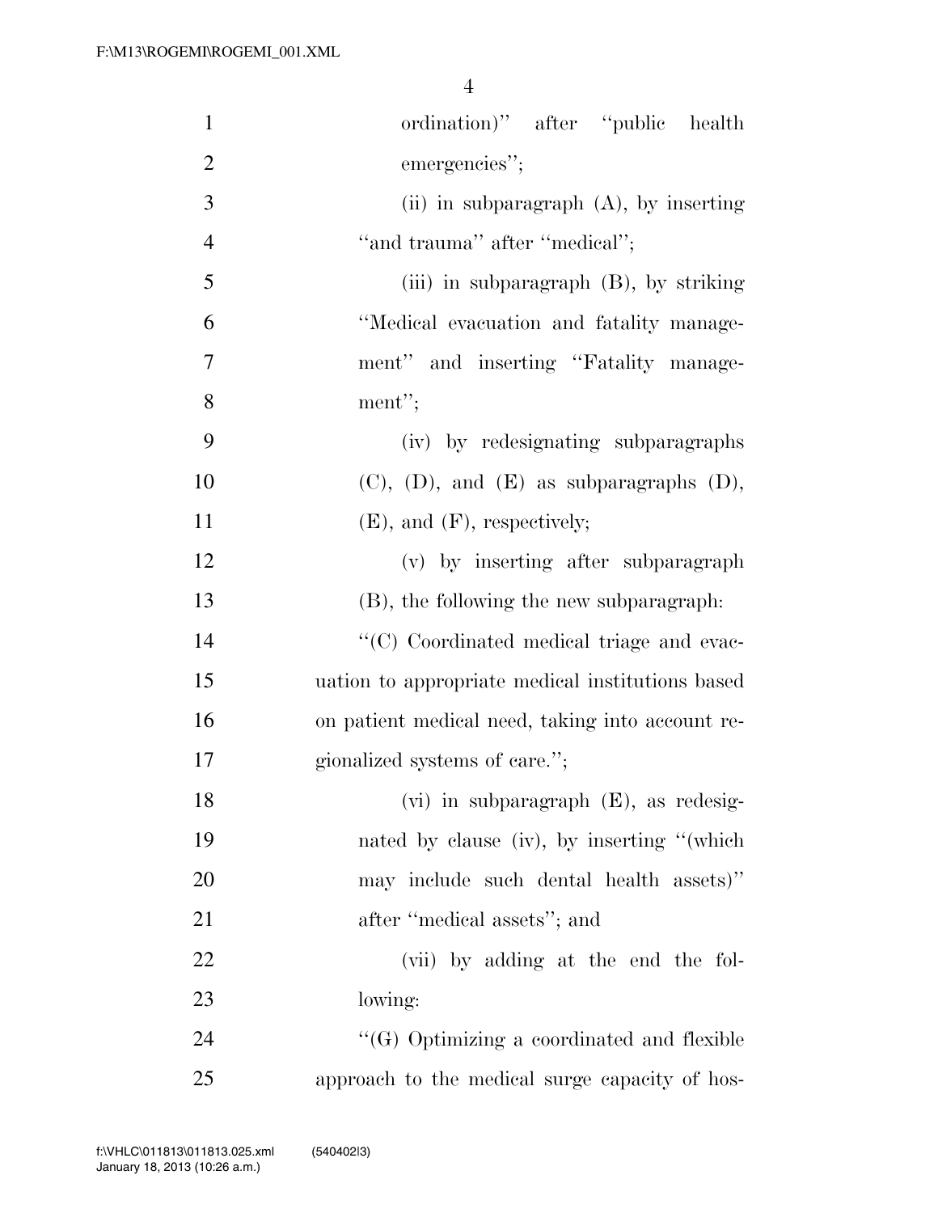ordination)'' after ''public health emergencies'';

(ii) in subparagraph (A), by inserting ''and trauma'' after ''medical'';

(iii) in subparagraph (B), by striking ''Medical evacuation and fatality management'' and inserting ''Fatality management'';

(iv) by redesignating subparagraphs (C), (D), and (E) as subparagraphs (D), (E), and (F), respectively;

(v) by inserting after subparagraph (B), the following the new subparagraph:

''(C) Coordinated medical triage and evacuation to appropriate medical institutions based on patient medical need, taking into account regionalized systems of care.'';

(vi) in subparagraph (E), as redesignated by clause (iv), by inserting ''(which may include such dental health assets)'' after ''medical assets''; and

(vii) by adding at the end the following:

''(G) Optimizing a coordinated and flexible approach to the medical surge capacity of hos-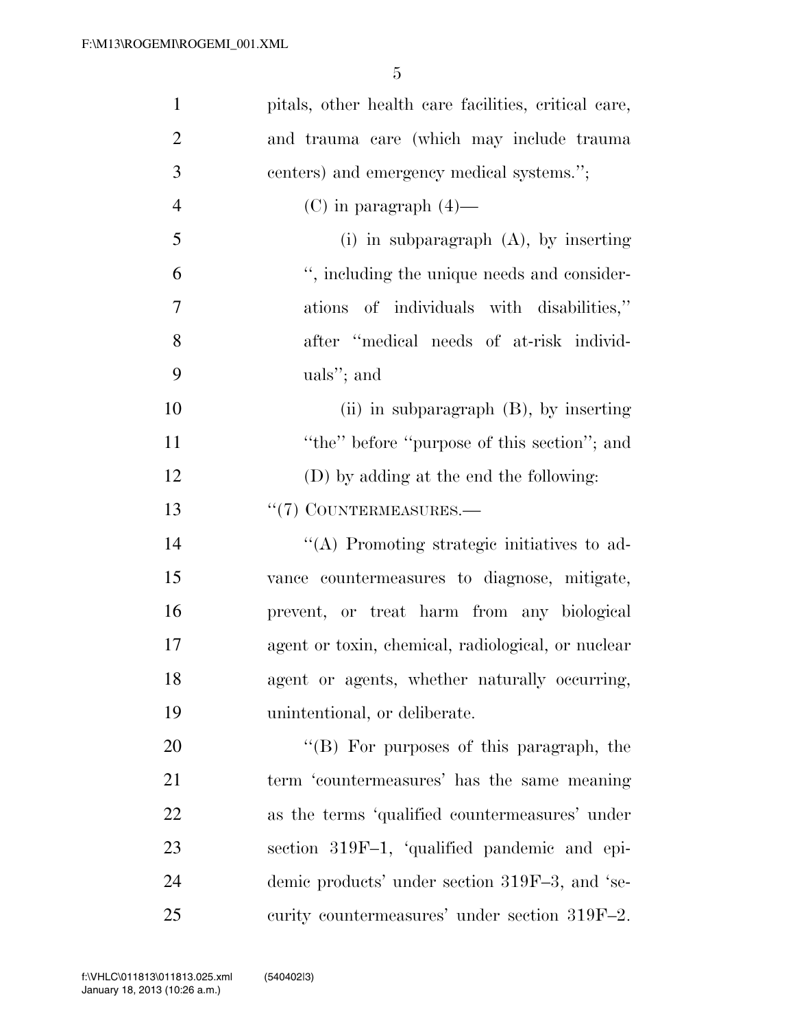pitals, other health care facilities, critical care, and trauma care (which may include trauma centers) and emergency medical systems.'';

(C) in paragraph (4)—

(i) in subparagraph (A), by inserting '', including the unique needs and considerations of individuals with disabilities,'' after ''medical needs of at-risk individuals''; and

(ii) in subparagraph (B), by inserting ''the'' before ''purpose of this section''; and

(D) by adding at the end the following:

''(7) COUNTERMEASURES.—

''(A) Promoting strategic initiatives to advance countermeasures to diagnose, mitigate, prevent, or treat harm from any biological agent or toxin, chemical, radiological, or nuclear agent or agents, whether naturally occurring, unintentional, or deliberate.

''(B) For purposes of this paragraph, the term 'countermeasures' has the same meaning as the terms 'qualified countermeasures' under section 319F–1, 'qualified pandemic and epidemic products' under section 319F–3, and 'security countermeasures' under section 319F–2.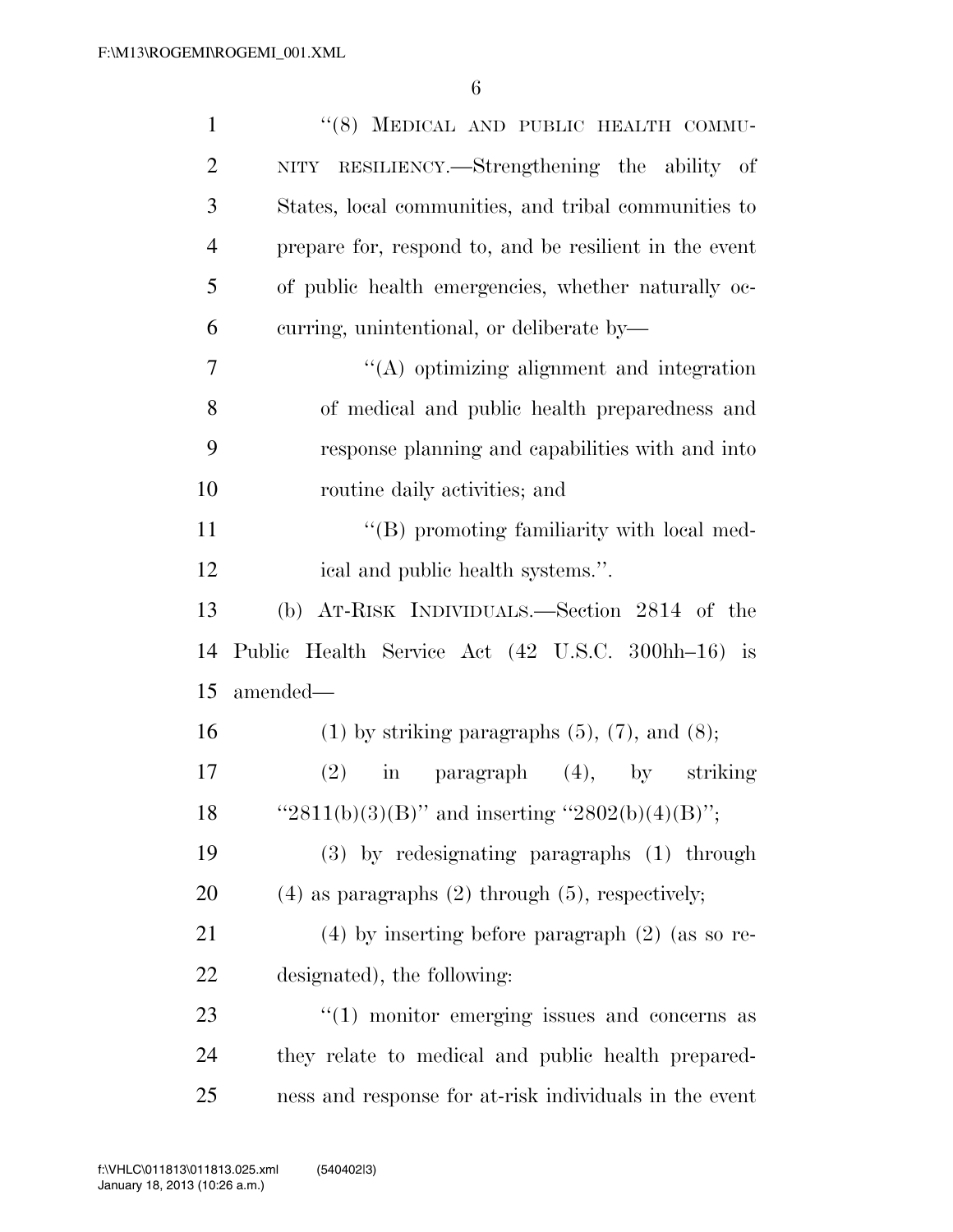''(8) MEDICAL AND PUBLIC HEALTH COMMUNITY RESILIENCY.—Strengthening the ability of States, local communities, and tribal communities to prepare for, respond to, and be resilient in the event of public health emergencies, whether naturally occurring, unintentional, or deliberate by—

''(A) optimizing alignment and integration of medical and public health preparedness and response planning and capabilities with and into routine daily activities; and

''(B) promoting familiarity with local medical and public health systems.''.

(b) AT-RISK INDIVIDUALS.—Section 2814 of the Public Health Service Act (42 U.S.C. 300hh–16) is amended—

(1) by striking paragraphs (5), (7), and (8);

(2) in paragraph (4), by striking ''2811(b)(3)(B)'' and inserting ''2802(b)(4)(B)'';

(3) by redesignating paragraphs (1) through (4) as paragraphs (2) through (5), respectively;

(4) by inserting before paragraph (2) (as so redesignated), the following:

''(1) monitor emerging issues and concerns as they relate to medical and public health preparedness and response for at-risk individuals in the event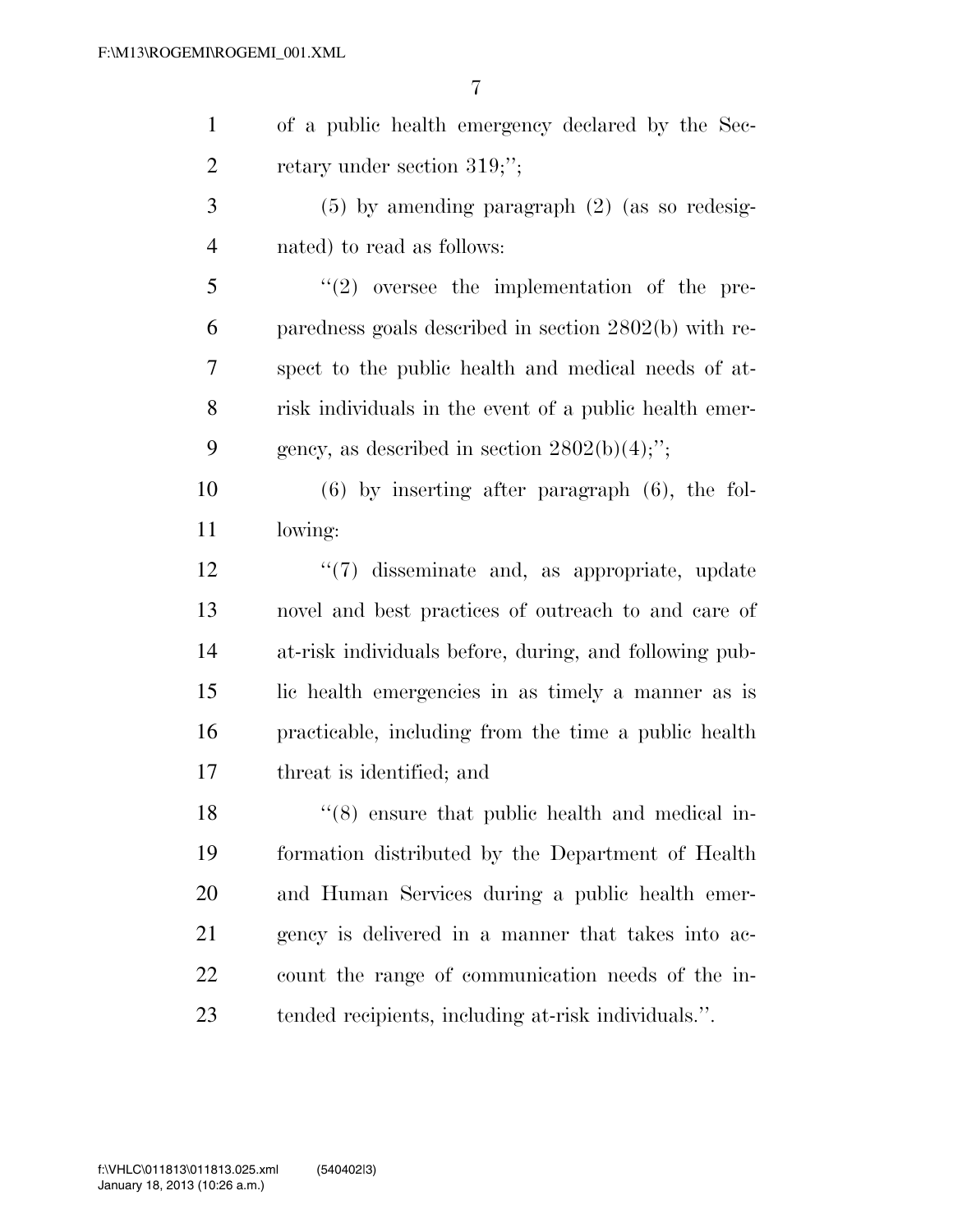of a public health emergency declared by the Secretary under section 319;'';

(5) by amending paragraph (2) (as so redesignated) to read as follows:

''(2) oversee the implementation of the preparedness goals described in section 2802(b) with respect to the public health and medical needs of at-risk individuals in the event of a public health emergency, as described in section 2802(b)(4);'';

(6) by inserting after paragraph (6), the following:

''(7) disseminate and, as appropriate, update novel and best practices of outreach to and care of at-risk individuals before, during, and following public health emergencies in as timely a manner as is practicable, including from the time a public health threat is identified; and

''(8) ensure that public health and medical information distributed by the Department of Health and Human Services during a public health emergency is delivered in a manner that takes into account the range of communication needs of the intended recipients, including at-risk individuals.''.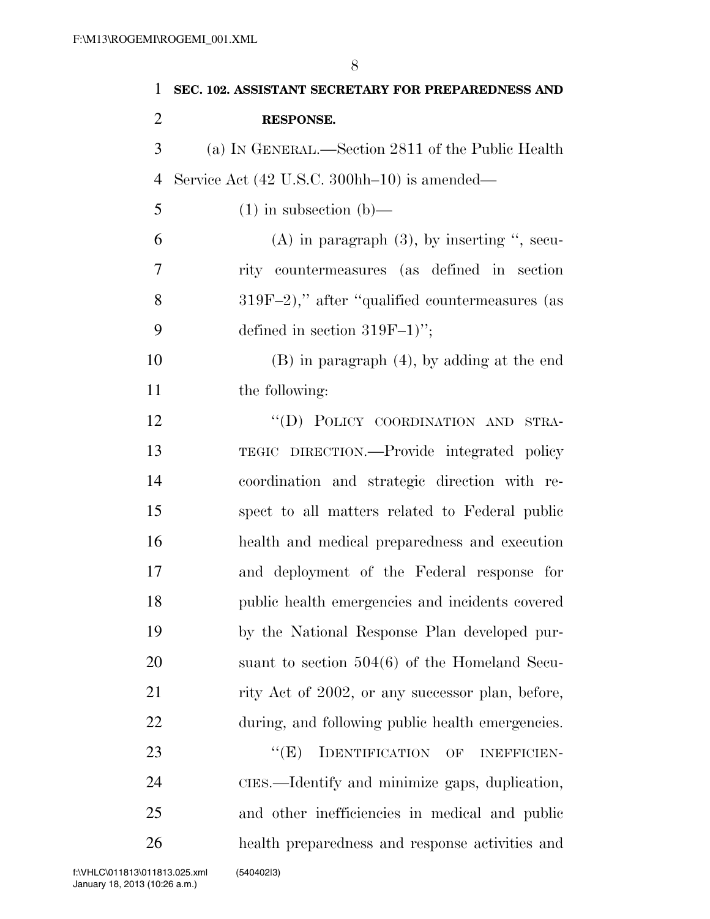**SEC. 102. ASSISTANT SECRETARY FOR PREPAREDNESS AND RESPONSE.**

(a) IN GENERAL.—Section 2811 of the Public Health Service Act (42 U.S.C. 300hh–10) is amended—

(1) in subsection (b)—

(A) in paragraph (3), by inserting ", security countermeasures (as defined in section 319F–2)," after "qualified countermeasures (as defined in section 319F–1)";

(B) in paragraph (4), by adding at the end the following:

"(D) POLICY COORDINATION AND STRATEGIC DIRECTION.—Provide integrated policy coordination and strategic direction with respect to all matters related to Federal public health and medical preparedness and execution and deployment of the Federal response for public health emergencies and incidents covered by the National Response Plan developed pursuant to section 504(6) of the Homeland Security Act of 2002, or any successor plan, before, during, and following public health emergencies.

"(E) IDENTIFICATION OF INEFFICIENCIES.—Identify and minimize gaps, duplication, and other inefficiencies in medical and public health preparedness and response activities and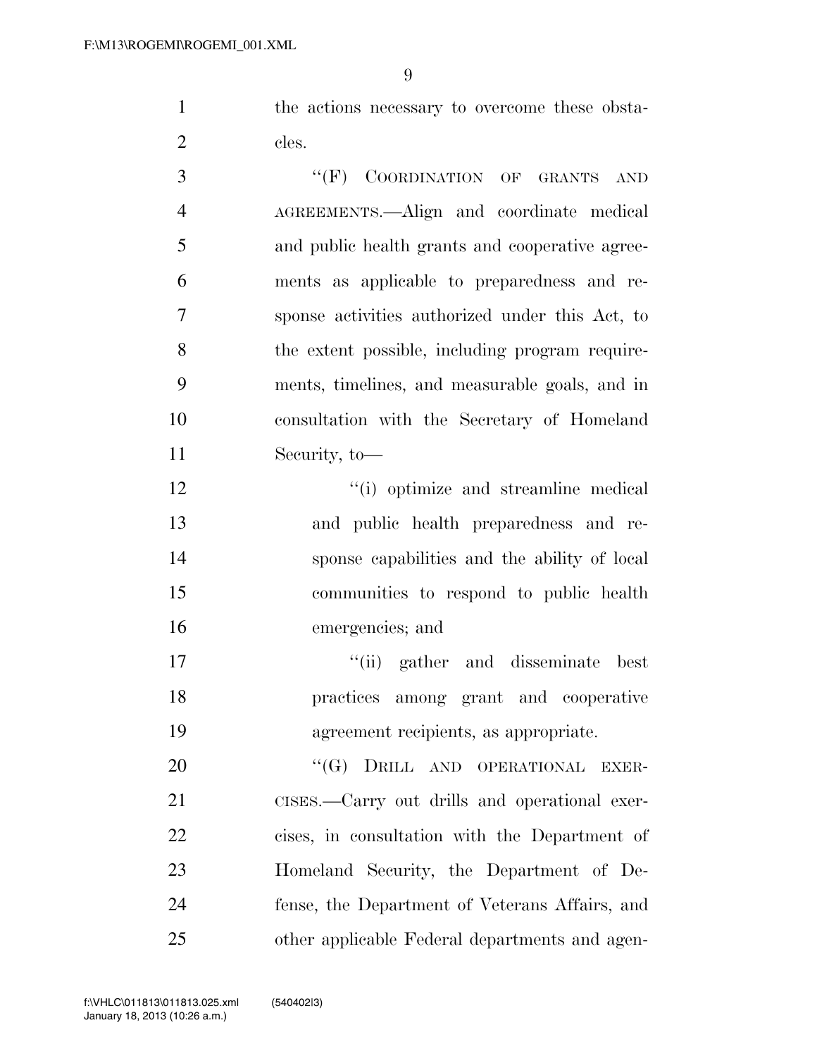the actions necessary to overcome these obstacles.

"(F) COORDINATION OF GRANTS AND AGREEMENTS.—Align and coordinate medical and public health grants and cooperative agreements as applicable to preparedness and response activities authorized under this Act, to the extent possible, including program requirements, timelines, and measurable goals, and in consultation with the Secretary of Homeland Security, to—

"(i) optimize and streamline medical and public health preparedness and response capabilities and the ability of local communities to respond to public health emergencies; and

"(ii) gather and disseminate best practices among grant and cooperative agreement recipients, as appropriate.

"(G) DRILL AND OPERATIONAL EXERCISES.—Carry out drills and operational exercises, in consultation with the Department of Homeland Security, the Department of Defense, the Department of Veterans Affairs, and other applicable Federal departments and agen-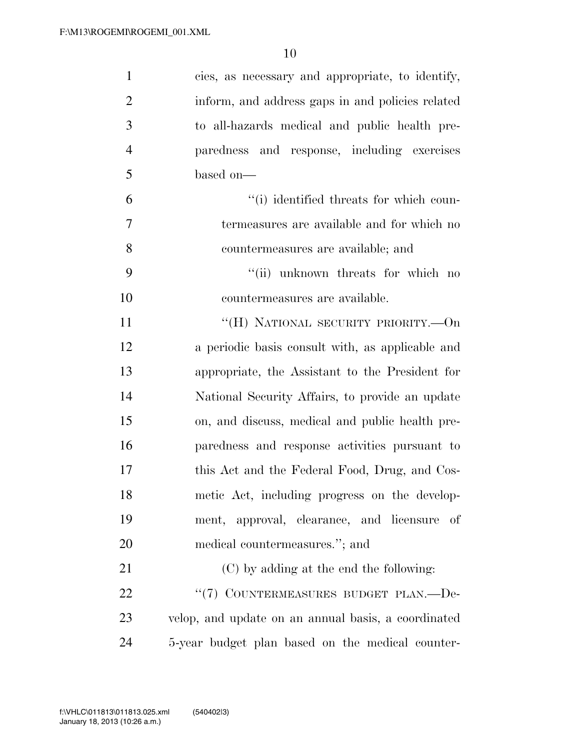cies, as necessary and appropriate, to identify, inform, and address gaps in and policies related to all-hazards medical and public health preparedness and response, including exercises based on—

"(i) identified threats for which countermeasures are available and for which no countermeasures are available; and

"(ii) unknown threats for which no countermeasures are available.

"(H) NATIONAL SECURITY PRIORITY.—On a periodic basis consult with, as applicable and appropriate, the Assistant to the President for National Security Affairs, to provide an update on, and discuss, medical and public health preparedness and response activities pursuant to this Act and the Federal Food, Drug, and Cosmetic Act, including progress on the development, approval, clearance, and licensure of medical countermeasures."; and

(C) by adding at the end the following:

"(7) COUNTERMEASURES BUDGET PLAN.—Develop, and update on an annual basis, a coordinated 5-year budget plan based on the medical counter-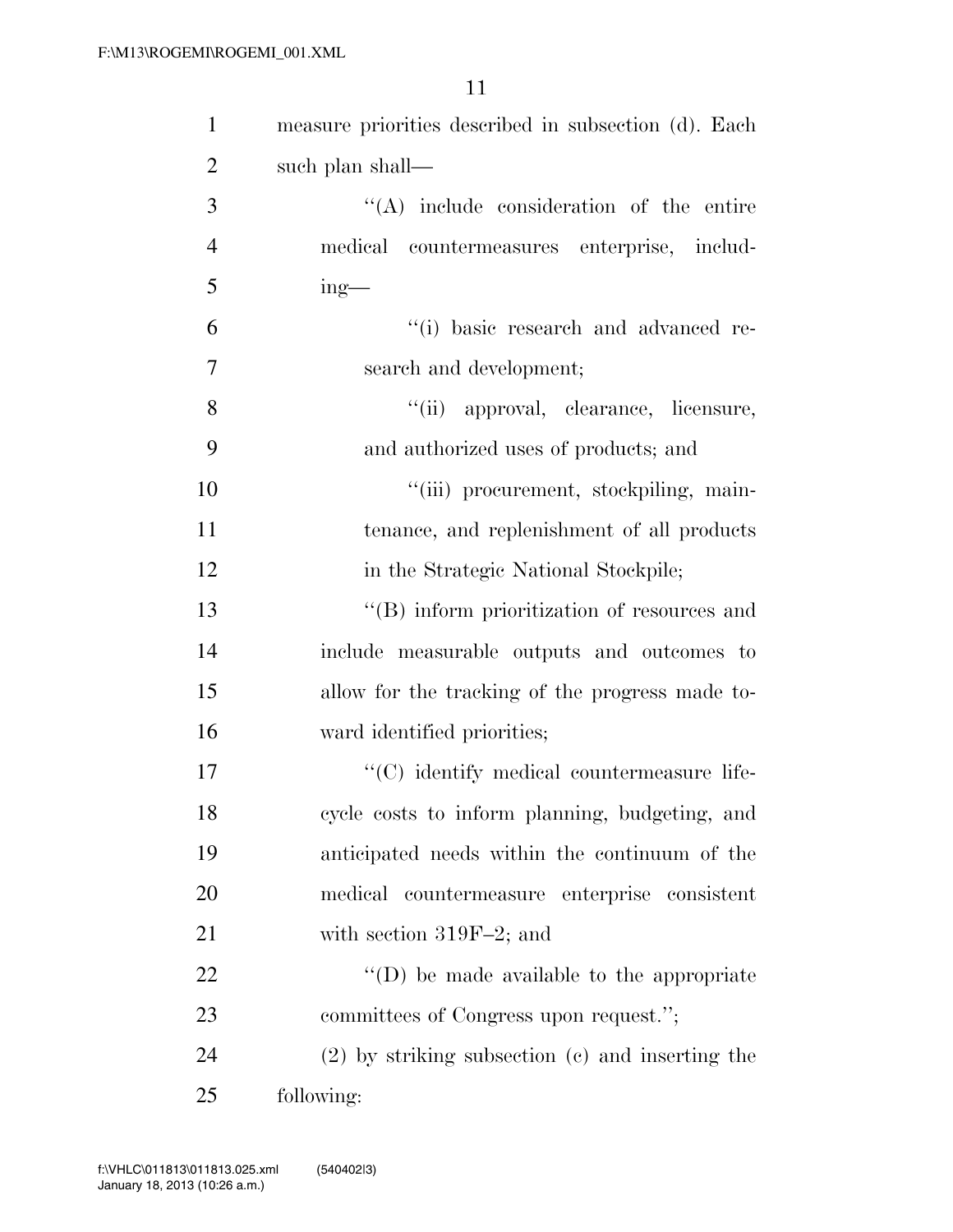measure priorities described in subsection (d). Each such plan shall—

''(A) include consideration of the entire medical countermeasures enterprise, including—

''(i) basic research and advanced research and development;

''(ii) approval, clearance, licensure, and authorized uses of products; and

''(iii) procurement, stockpiling, maintenance, and replenishment of all products in the Strategic National Stockpile;

''(B) inform prioritization of resources and include measurable outputs and outcomes to allow for the tracking of the progress made toward identified priorities;

''(C) identify medical countermeasure lifecycle costs to inform planning, budgeting, and anticipated needs within the continuum of the medical countermeasure enterprise consistent with section 319F–2; and

''(D) be made available to the appropriate committees of Congress upon request.'';

(2) by striking subsection (c) and inserting the following: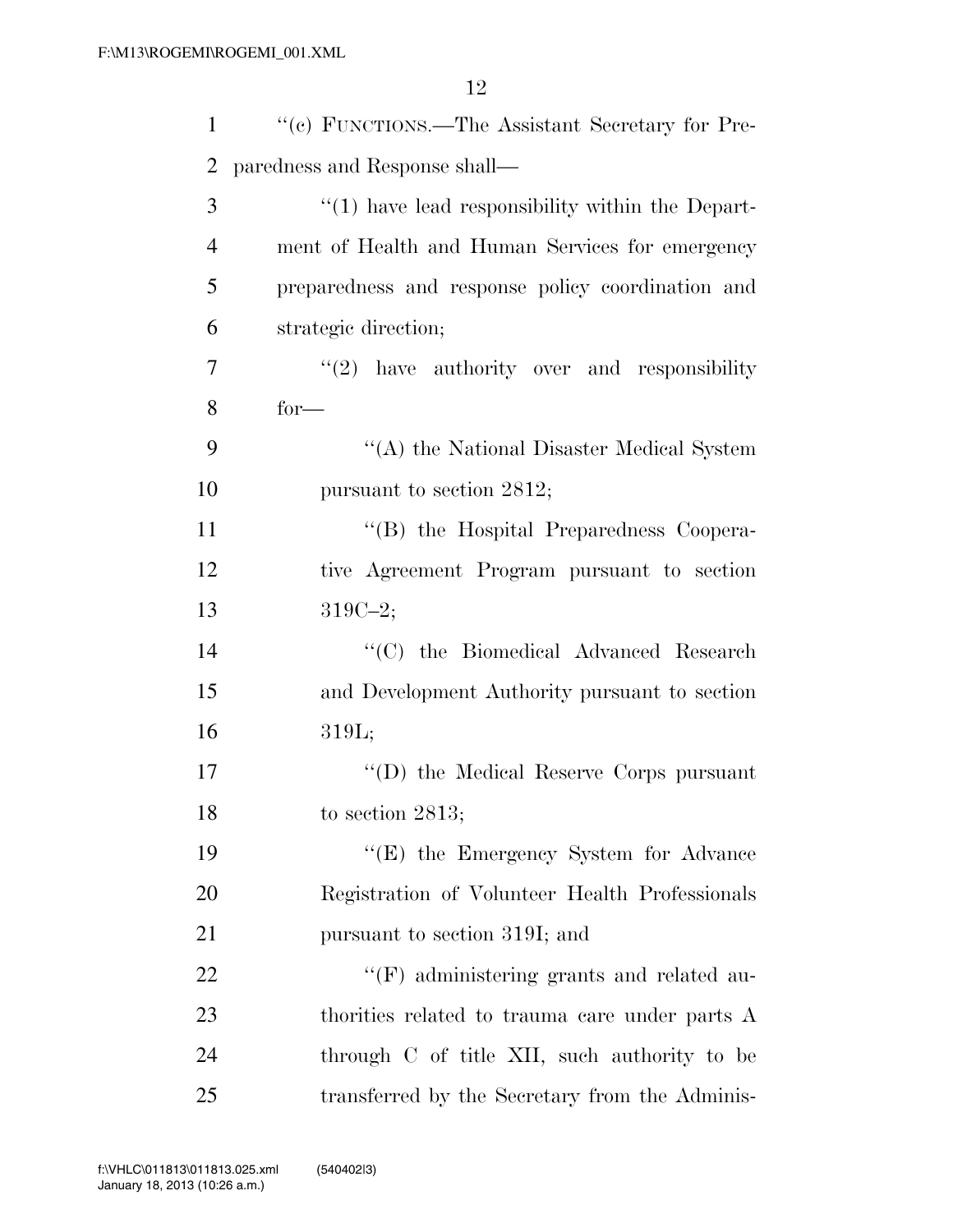''(c) FUNCTIONS.—The Assistant Secretary for Preparedness and Response shall—

''(1) have lead responsibility within the Department of Health and Human Services for emergency preparedness and response policy coordination and strategic direction;

''(2) have authority over and responsibility for—

''(A) the National Disaster Medical System pursuant to section 2812;

''(B) the Hospital Preparedness Cooperative Agreement Program pursuant to section 319C–2;

''(C) the Biomedical Advanced Research and Development Authority pursuant to section 319L;

''(D) the Medical Reserve Corps pursuant to section 2813;

''(E) the Emergency System for Advance Registration of Volunteer Health Professionals pursuant to section 319I; and

''(F) administering grants and related authorities related to trauma care under parts A through C of title XII, such authority to be transferred by the Secretary from the Adminis-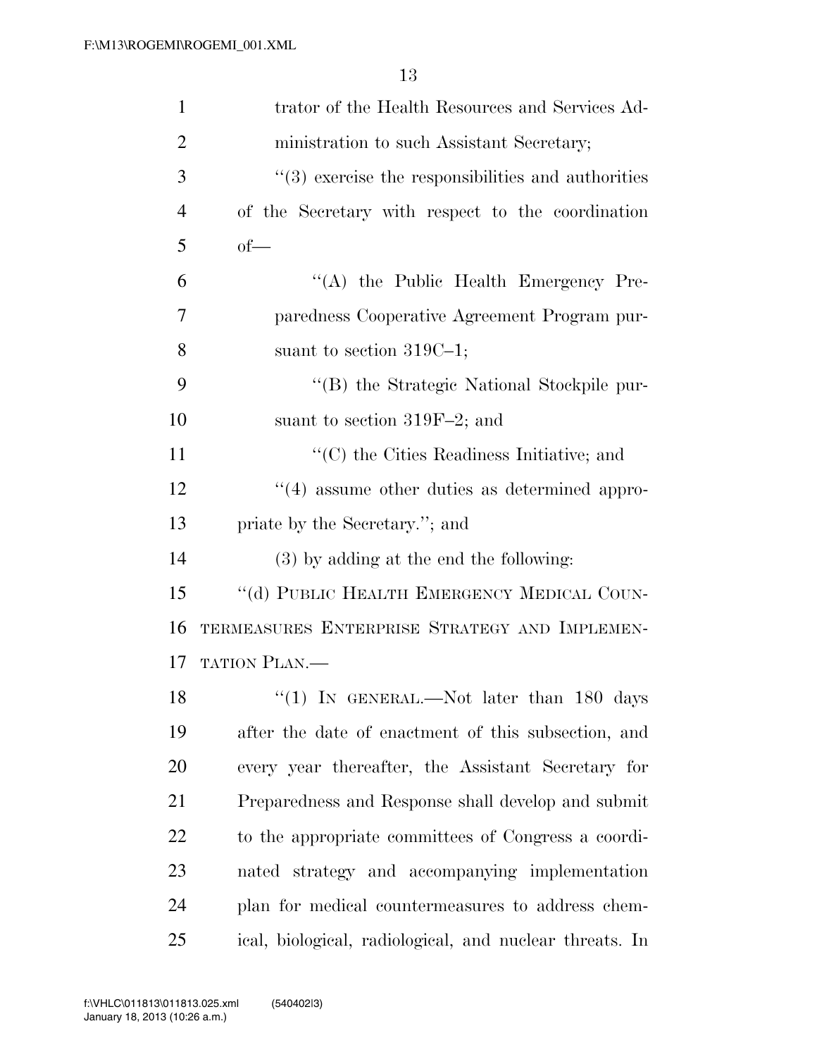trator of the Health Resources and Services Administration to such Assistant Secretary;

"(3) exercise the responsibilities and authorities of the Secretary with respect to the coordination of—

"(A) the Public Health Emergency Preparedness Cooperative Agreement Program pursuant to section 319C–1;

"(B) the Strategic National Stockpile pursuant to section 319F–2; and

"(C) the Cities Readiness Initiative; and

"(4) assume other duties as determined appropriate by the Secretary."; and

(3) by adding at the end the following:

"(d) PUBLIC HEALTH EMERGENCY MEDICAL COUNTERMEASURES ENTERPRISE STRATEGY AND IMPLEMENTATION PLAN.—

"(1) IN GENERAL.—Not later than 180 days after the date of enactment of this subsection, and every year thereafter, the Assistant Secretary for Preparedness and Response shall develop and submit to the appropriate committees of Congress a coordinated strategy and accompanying implementation plan for medical countermeasures to address chemical, biological, radiological, and nuclear threats. In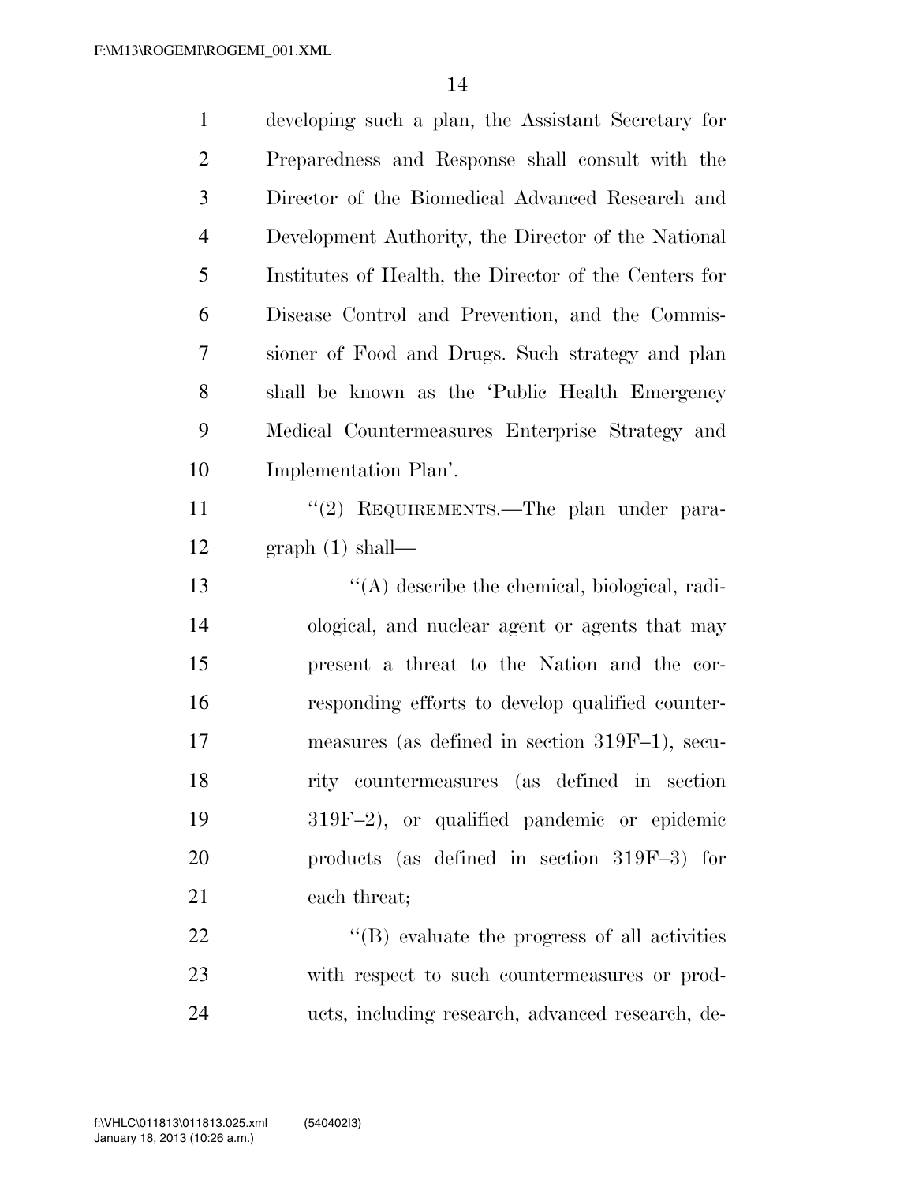developing such a plan, the Assistant Secretary for Preparedness and Response shall consult with the Director of the Biomedical Advanced Research and Development Authority, the Director of the National Institutes of Health, the Director of the Centers for Disease Control and Prevention, and the Commissioner of Food and Drugs. Such strategy and plan shall be known as the 'Public Health Emergency Medical Countermeasures Enterprise Strategy and Implementation Plan'.

"(2) REQUIREMENTS.—The plan under paragraph (1) shall—

"(A) describe the chemical, biological, radiological, and nuclear agent or agents that may present a threat to the Nation and the corresponding efforts to develop qualified countermeasures (as defined in section 319F–1), security countermeasures (as defined in section 319F–2), or qualified pandemic or epidemic products (as defined in section 319F–3) for each threat;

"(B) evaluate the progress of all activities with respect to such countermeasures or products, including research, advanced research, de-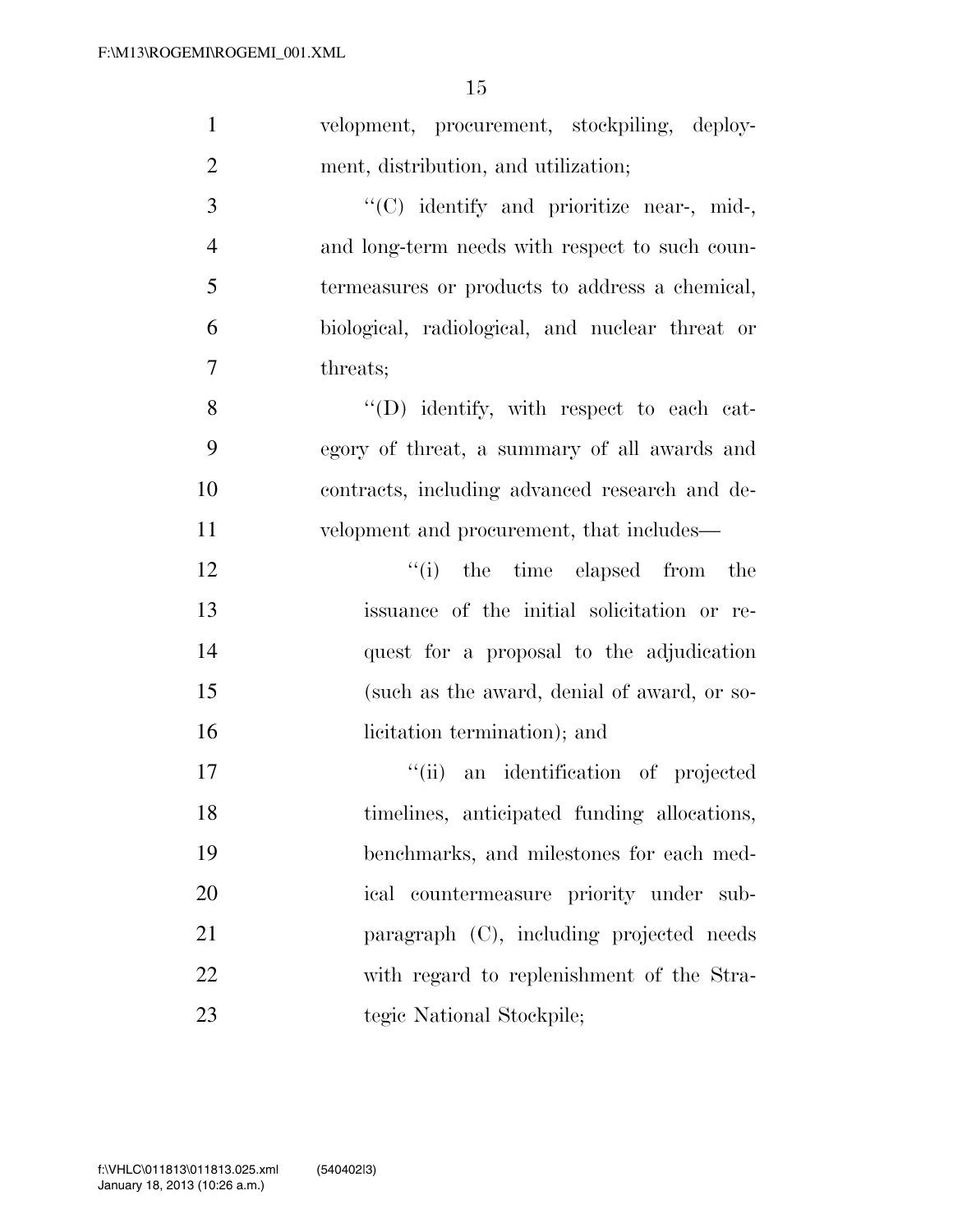velopment, procurement, stockpiling, deployment, distribution, and utilization;

''(C) identify and prioritize near-, mid-, and long-term needs with respect to such countermeasures or products to address a chemical, biological, radiological, and nuclear threat or threats;

''(D) identify, with respect to each category of threat, a summary of all awards and contracts, including advanced research and development and procurement, that includes—

''(i) the time elapsed from the issuance of the initial solicitation or request for a proposal to the adjudication (such as the award, denial of award, or solicitation termination); and

''(ii) an identification of projected timelines, anticipated funding allocations, benchmarks, and milestones for each medical countermeasure priority under subparagraph (C), including projected needs with regard to replenishment of the Strategic National Stockpile;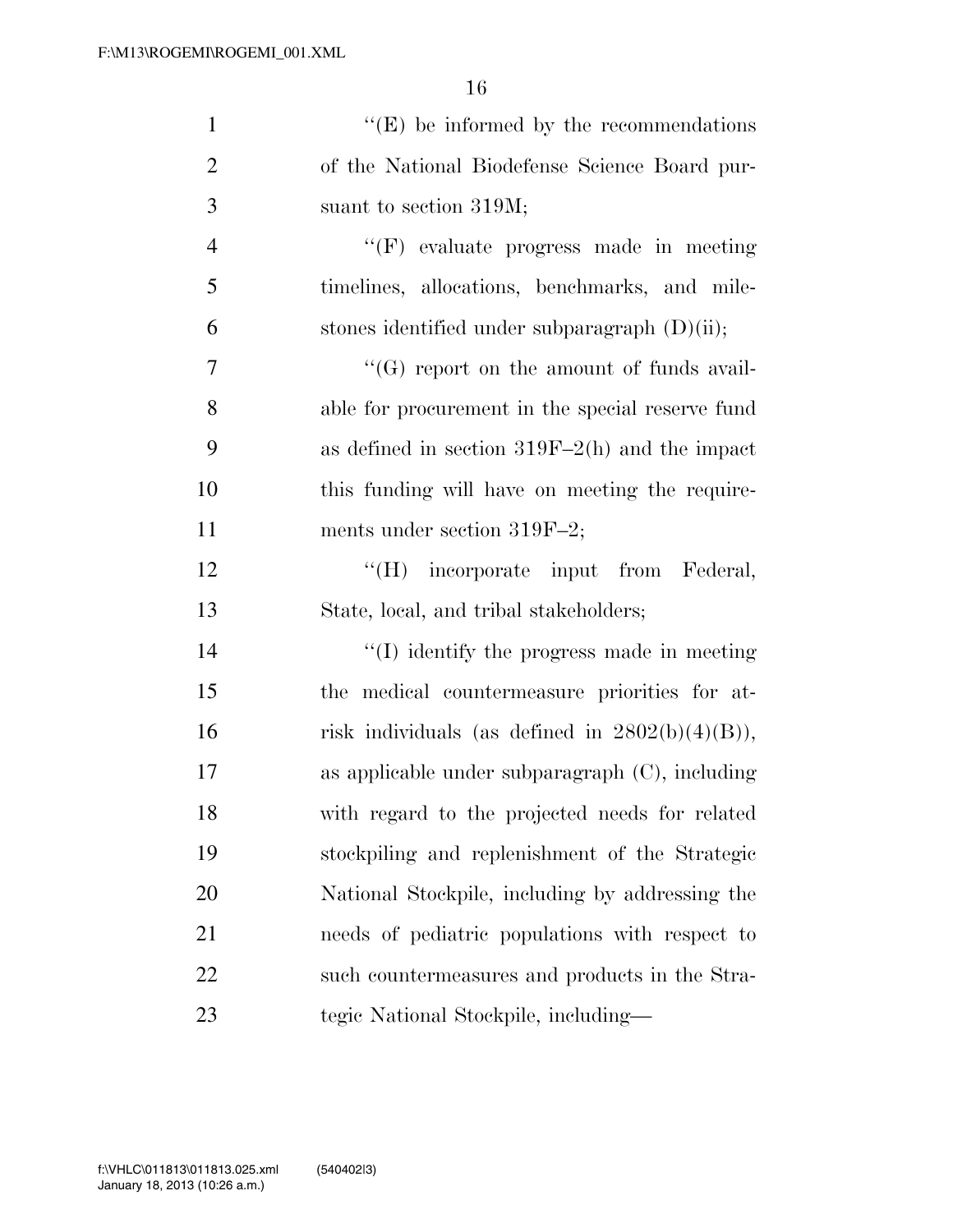''(E) be informed by the recommendations of the National Biodefense Science Board pursuant to section 319M;

''(F) evaluate progress made in meeting timelines, allocations, benchmarks, and milestones identified under subparagraph (D)(ii);

''(G) report on the amount of funds available for procurement in the special reserve fund as defined in section 319F–2(h) and the impact this funding will have on meeting the requirements under section 319F–2;

''(H) incorporate input from Federal, State, local, and tribal stakeholders;

''(I) identify the progress made in meeting the medical countermeasure priorities for at-risk individuals (as defined in 2802(b)(4)(B)), as applicable under subparagraph (C), including with regard to the projected needs for related stockpiling and replenishment of the Strategic National Stockpile, including by addressing the needs of pediatric populations with respect to such countermeasures and products in the Strategic National Stockpile, including—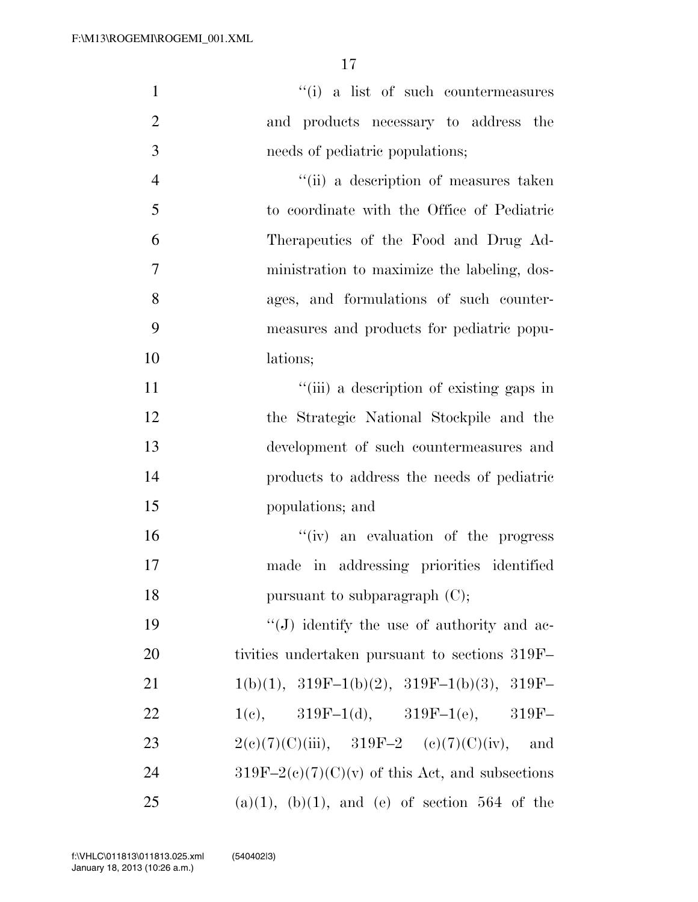"(i) a list of such countermeasures and products necessary to address the needs of pediatric populations;

"(ii) a description of measures taken to coordinate with the Office of Pediatric Therapeutics of the Food and Drug Administration to maximize the labeling, dosages, and formulations of such countermeasures and products for pediatric populations;

"(iii) a description of existing gaps in the Strategic National Stockpile and the development of such countermeasures and products to address the needs of pediatric populations; and

"(iv) an evaluation of the progress made in addressing priorities identified pursuant to subparagraph (C);

"(J) identify the use of authority and activities undertaken pursuant to sections 319F–1(b)(1), 319F–1(b)(2), 319F–1(b)(3), 319F–1(c), 319F–1(d), 319F–1(e), 319F–2(c)(7)(C)(iii), 319F–2 (c)(7)(C)(iv), and 319F–2(c)(7)(C)(v) of this Act, and subsections (a)(1), (b)(1), and (e) of section 564 of the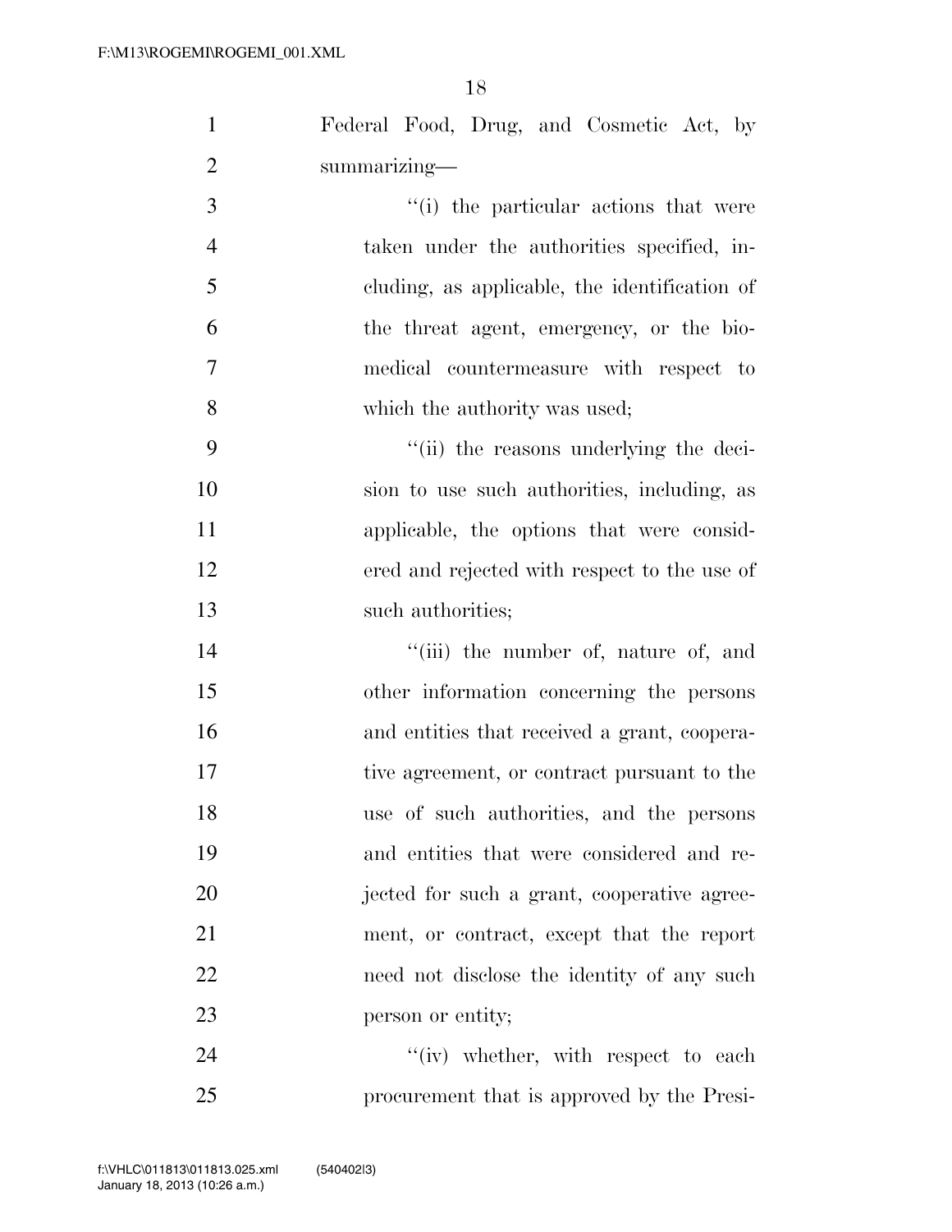Federal Food, Drug, and Cosmetic Act, by summarizing—

''(i) the particular actions that were taken under the authorities specified, including, as applicable, the identification of the threat agent, emergency, or the biomedical countermeasure with respect to which the authority was used;

''(ii) the reasons underlying the decision to use such authorities, including, as applicable, the options that were considered and rejected with respect to the use of such authorities;

''(iii) the number of, nature of, and other information concerning the persons and entities that received a grant, cooperative agreement, or contract pursuant to the use of such authorities, and the persons and entities that were considered and rejected for such a grant, cooperative agreement, or contract, except that the report need not disclose the identity of any such person or entity;

''(iv) whether, with respect to each procurement that is approved by the Presi-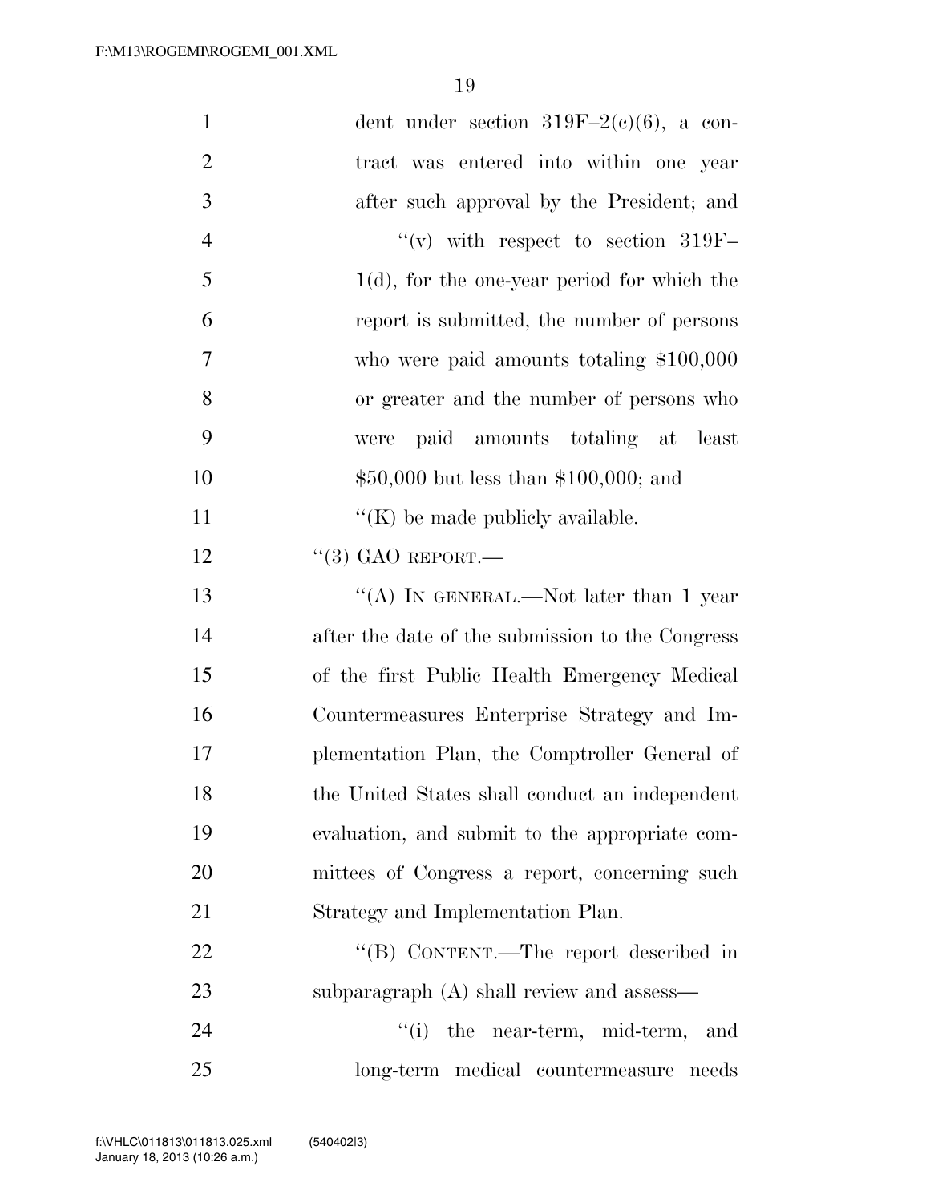dent under section 319F–2(c)(6), a contract was entered into within one year after such approval by the President; and

"(v) with respect to section 319F–1(d), for the one-year period for which the report is submitted, the number of persons who were paid amounts totaling $100,000 or greater and the number of persons who were paid amounts totaling at least $50,000 but less than $100,000; and

"(K) be made publicly available.

"(3) GAO REPORT.—

"(A) IN GENERAL.—Not later than 1 year after the date of the submission to the Congress of the first Public Health Emergency Medical Countermeasures Enterprise Strategy and Implementation Plan, the Comptroller General of the United States shall conduct an independent evaluation, and submit to the appropriate committees of Congress a report, concerning such Strategy and Implementation Plan.

"(B) CONTENT.—The report described in subparagraph (A) shall review and assess—

"(i) the near-term, mid-term, and long-term medical countermeasure needs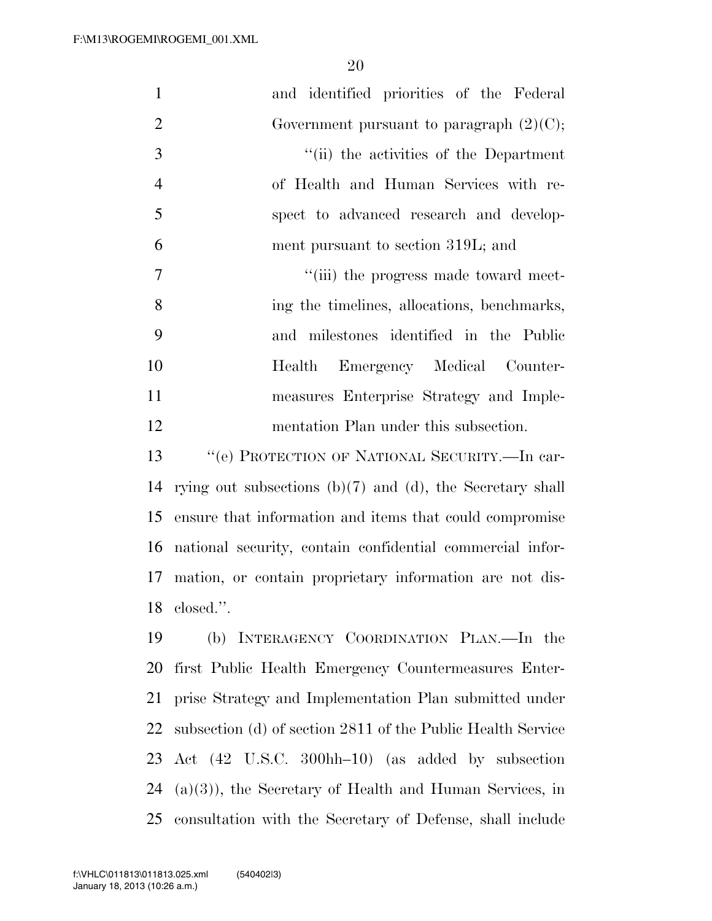and identified priorities of the Federal Government pursuant to paragraph (2)(C);

''(ii) the activities of the Department of Health and Human Services with respect to advanced research and development pursuant to section 319L; and

''(iii) the progress made toward meeting the timelines, allocations, benchmarks, and milestones identified in the Public Health Emergency Medical Countermeasures Enterprise Strategy and Implementation Plan under this subsection.

''(e) PROTECTION OF NATIONAL SECURITY.—In carrying out subsections (b)(7) and (d), the Secretary shall ensure that information and items that could compromise national security, contain confidential commercial information, or contain proprietary information are not disclosed.''.

(b) INTERAGENCY COORDINATION PLAN.—In the first Public Health Emergency Countermeasures Enterprise Strategy and Implementation Plan submitted under subsection (d) of section 2811 of the Public Health Service Act (42 U.S.C. 300hh–10) (as added by subsection (a)(3)), the Secretary of Health and Human Services, in consultation with the Secretary of Defense, shall include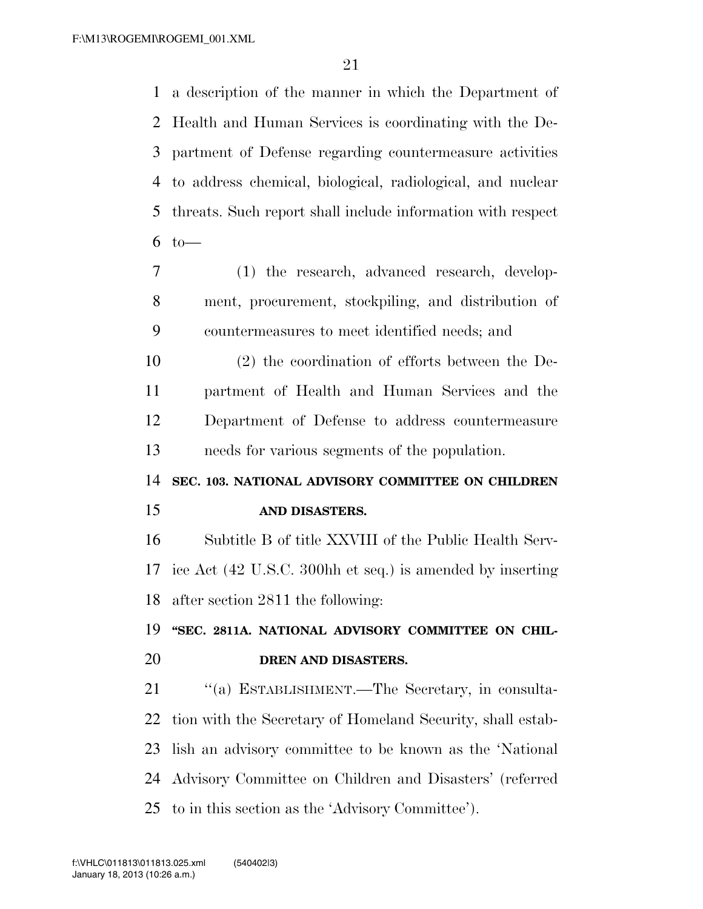a description of the manner in which the Department of Health and Human Services is coordinating with the Department of Defense regarding countermeasure activities to address chemical, biological, radiological, and nuclear threats. Such report shall include information with respect to—

(1) the research, advanced research, development, procurement, stockpiling, and distribution of countermeasures to meet identified needs; and

(2) the coordination of efforts between the Department of Health and Human Services and the Department of Defense to address countermeasure needs for various segments of the population.

**SEC. 103. NATIONAL ADVISORY COMMITTEE ON CHILDREN AND DISASTERS.**

Subtitle B of title XXVIII of the Public Health Service Act (42 U.S.C. 300hh et seq.) is amended by inserting after section 2811 the following:

**"SEC. 2811A. NATIONAL ADVISORY COMMITTEE ON CHILDREN AND DISASTERS.**

"(a) ESTABLISHMENT.—The Secretary, in consultation with the Secretary of Homeland Security, shall establish an advisory committee to be known as the 'National Advisory Committee on Children and Disasters' (referred to in this section as the 'Advisory Committee').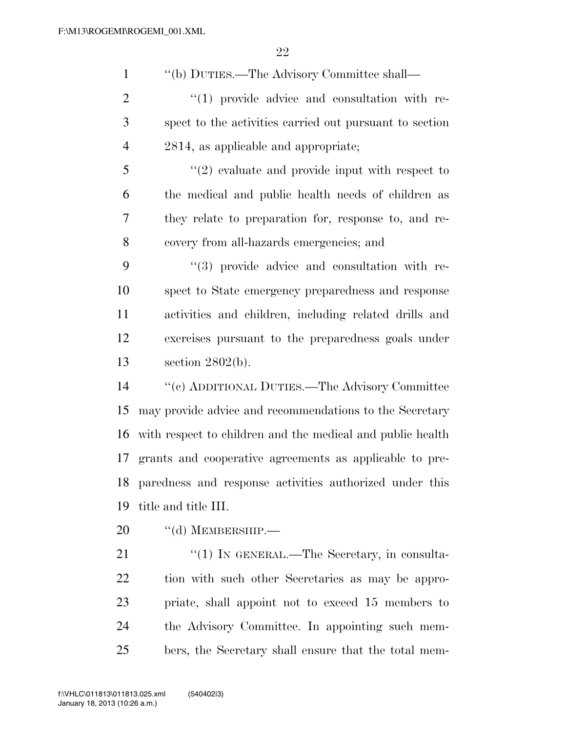''(b) DUTIES.—The Advisory Committee shall—

''(1) provide advice and consultation with respect to the activities carried out pursuant to section 2814, as applicable and appropriate;

''(2) evaluate and provide input with respect to the medical and public health needs of children as they relate to preparation for, response to, and recovery from all-hazards emergencies; and

''(3) provide advice and consultation with respect to State emergency preparedness and response activities and children, including related drills and exercises pursuant to the preparedness goals under section 2802(b).

''(c) ADDITIONAL DUTIES.—The Advisory Committee may provide advice and recommendations to the Secretary with respect to children and the medical and public health grants and cooperative agreements as applicable to preparedness and response activities authorized under this title and title III.

''(d) MEMBERSHIP.—

''(1) IN GENERAL.—The Secretary, in consultation with such other Secretaries as may be appropriate, shall appoint not to exceed 15 members to the Advisory Committee. In appointing such members, the Secretary shall ensure that the total mem-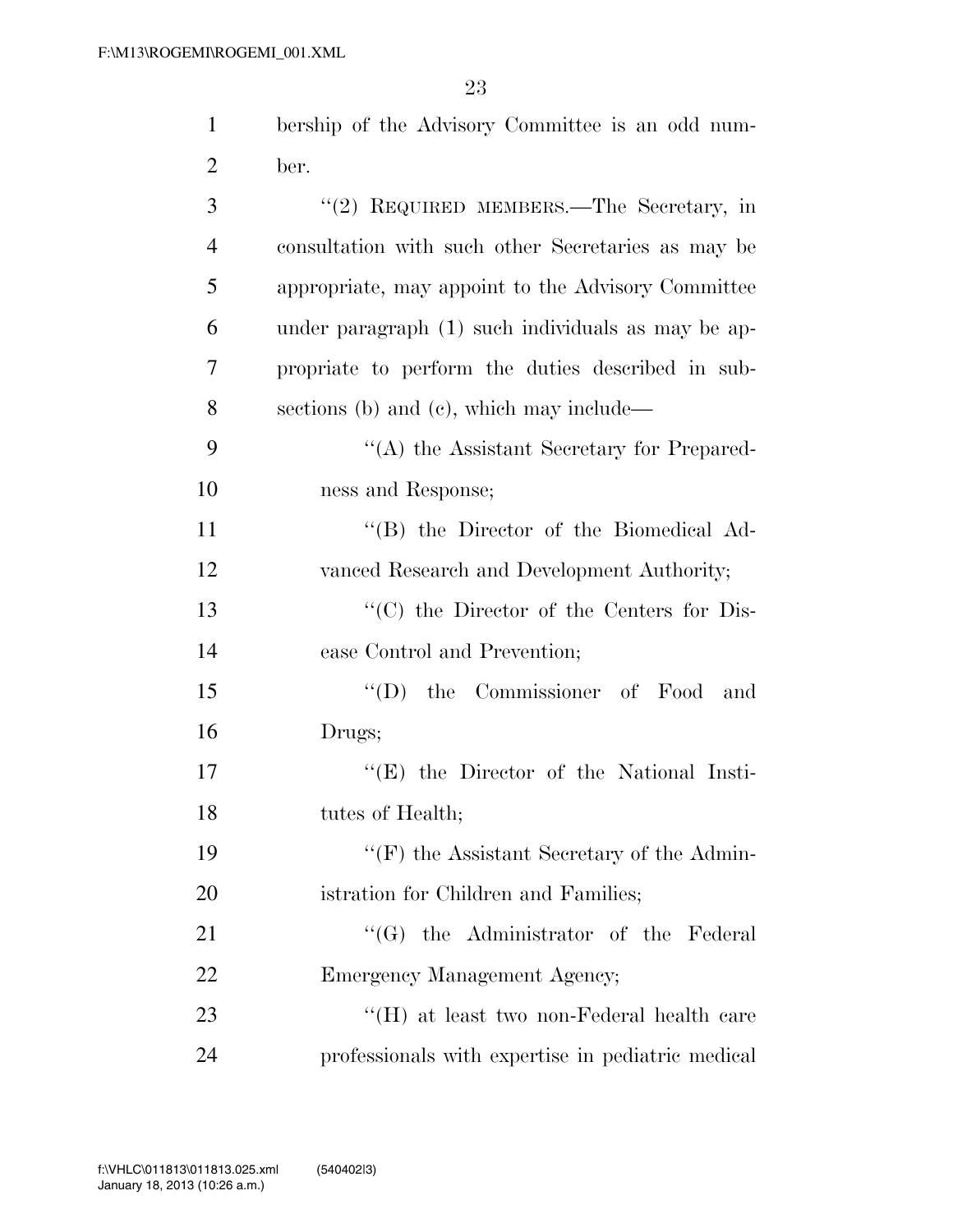bership of the Advisory Committee is an odd number.

"(2) REQUIRED MEMBERS.—The Secretary, in consultation with such other Secretaries as may be appropriate, may appoint to the Advisory Committee under paragraph (1) such individuals as may be appropriate to perform the duties described in subsections (b) and (c), which may include—

"(A) the Assistant Secretary for Preparedness and Response;

"(B) the Director of the Biomedical Advanced Research and Development Authority;

"(C) the Director of the Centers for Disease Control and Prevention;

"(D) the Commissioner of Food and Drugs;

"(E) the Director of the National Institutes of Health;

"(F) the Assistant Secretary of the Administration for Children and Families;

"(G) the Administrator of the Federal Emergency Management Agency;

"(H) at least two non-Federal health care professionals with expertise in pediatric medical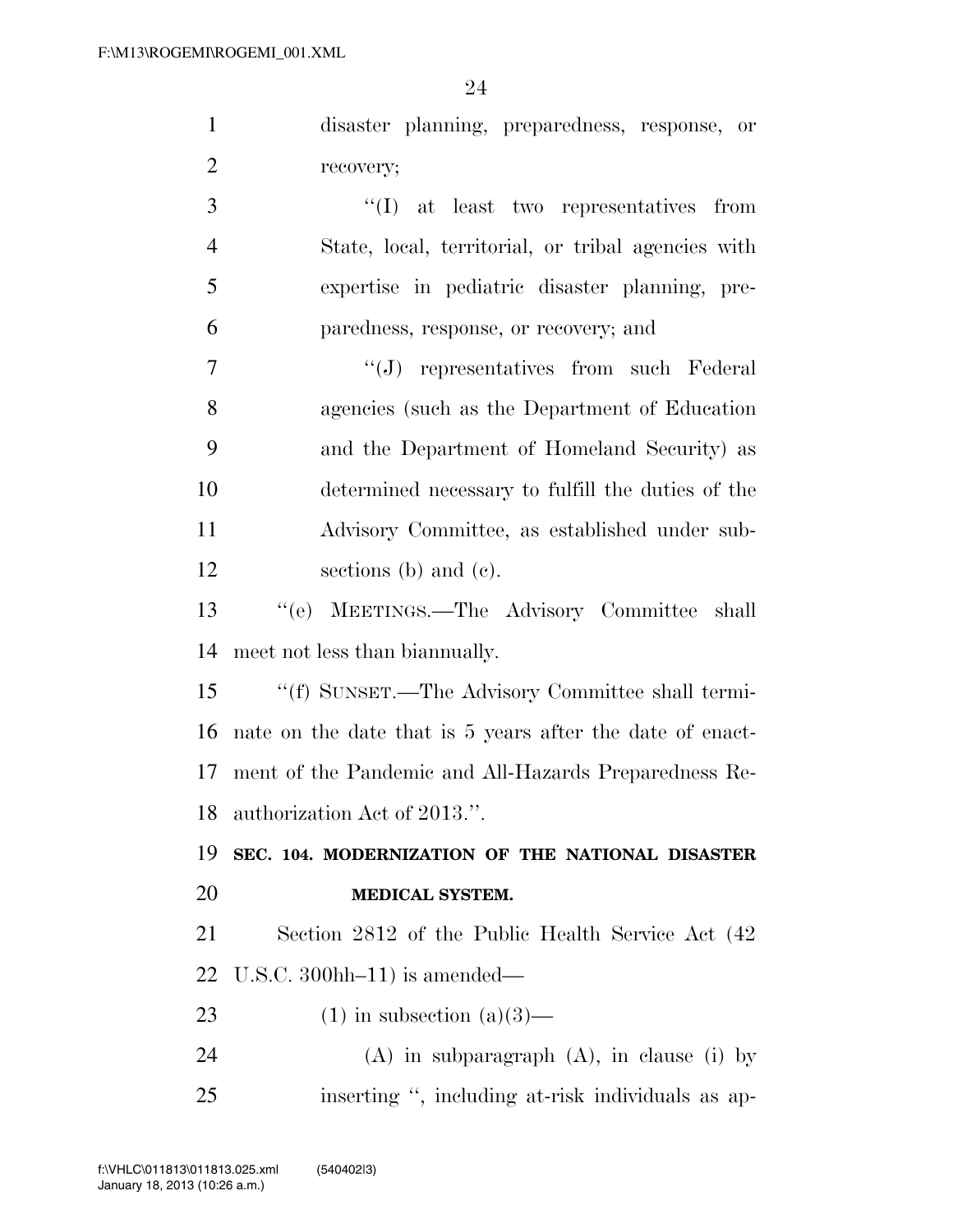disaster planning, preparedness, response, or recovery;

"(I) at least two representatives from State, local, territorial, or tribal agencies with expertise in pediatric disaster planning, preparedness, response, or recovery; and

"(J) representatives from such Federal agencies (such as the Department of Education and the Department of Homeland Security) as determined necessary to fulfill the duties of the Advisory Committee, as established under subsections (b) and (c).

"(e) MEETINGS.—The Advisory Committee shall meet not less than biannually.

"(f) SUNSET.—The Advisory Committee shall terminate on the date that is 5 years after the date of enactment of the Pandemic and All-Hazards Preparedness Reauthorization Act of 2013.".

**SEC. 104. MODERNIZATION OF THE NATIONAL DISASTER MEDICAL SYSTEM.**

Section 2812 of the Public Health Service Act (42 U.S.C. 300hh–11) is amended—

(1) in subsection (a)(3)—

(A) in subparagraph (A), in clause (i) by inserting ", including at-risk individuals as ap-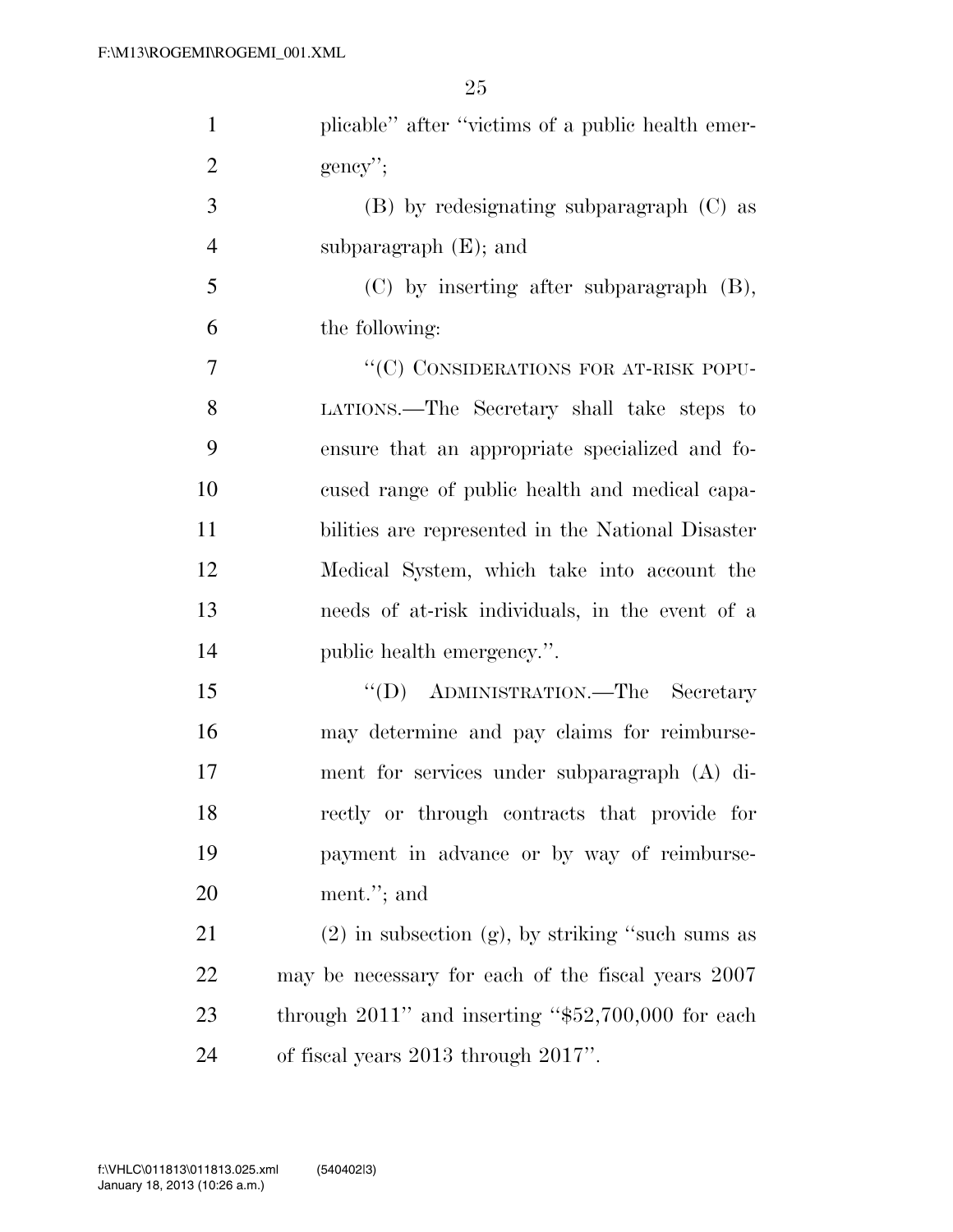plicable'' after ''victims of a public health emergency'';

(B) by redesignating subparagraph (C) as subparagraph (E); and

(C) by inserting after subparagraph (B), the following:

''(C) CONSIDERATIONS FOR AT-RISK POPULATIONS.—The Secretary shall take steps to ensure that an appropriate specialized and focused range of public health and medical capabilities are represented in the National Disaster Medical System, which take into account the needs of at-risk individuals, in the event of a public health emergency.''.

''(D) ADMINISTRATION.—The Secretary may determine and pay claims for reimbursement for services under subparagraph (A) directly or through contracts that provide for payment in advance or by way of reimbursement.''; and

(2) in subsection (g), by striking ''such sums as may be necessary for each of the fiscal years 2007 through 2011'' and inserting ''$52,700,000 for each of fiscal years 2013 through 2017''.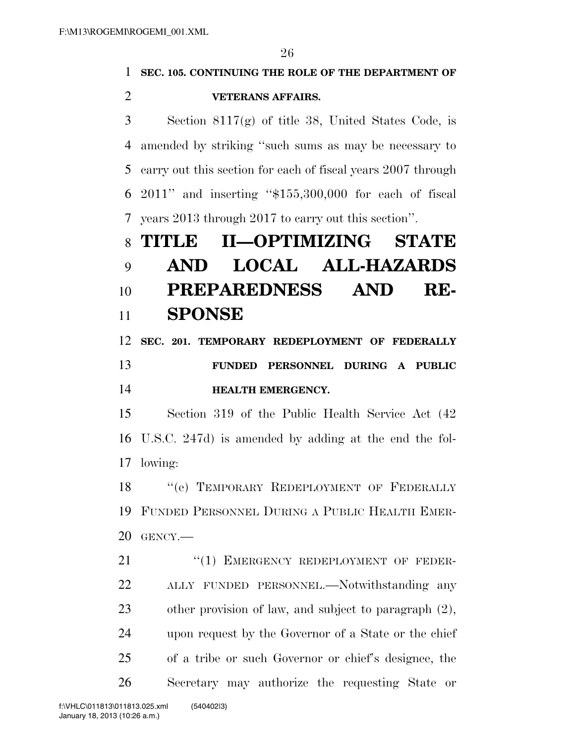**SEC. 105. CONTINUING THE ROLE OF THE DEPARTMENT OF VETERANS AFFAIRS.**

Section 8117(g) of title 38, United States Code, is amended by striking ''such sums as may be necessary to carry out this section for each of fiscal years 2007 through 2011'' and inserting ''$155,300,000 for each of fiscal years 2013 through 2017 to carry out this section''.

# TITLE II—OPTIMIZING STATE AND LOCAL ALL-HAZARDS PREPAREDNESS AND RESPONSE

**SEC. 201. TEMPORARY REDEPLOYMENT OF FEDERALLY FUNDED PERSONNEL DURING A PUBLIC HEALTH EMERGENCY.**

Section 319 of the Public Health Service Act (42 U.S.C. 247d) is amended by adding at the end the following:

''(e) TEMPORARY REDEPLOYMENT OF FEDERALLY FUNDED PERSONNEL DURING A PUBLIC HEALTH EMERGENCY.—

''(1) EMERGENCY REDEPLOYMENT OF FEDERALLY FUNDED PERSONNEL.—Notwithstanding any other provision of law, and subject to paragraph (2), upon request by the Governor of a State or the chief of a tribe or such Governor or chief's designee, the Secretary may authorize the requesting State or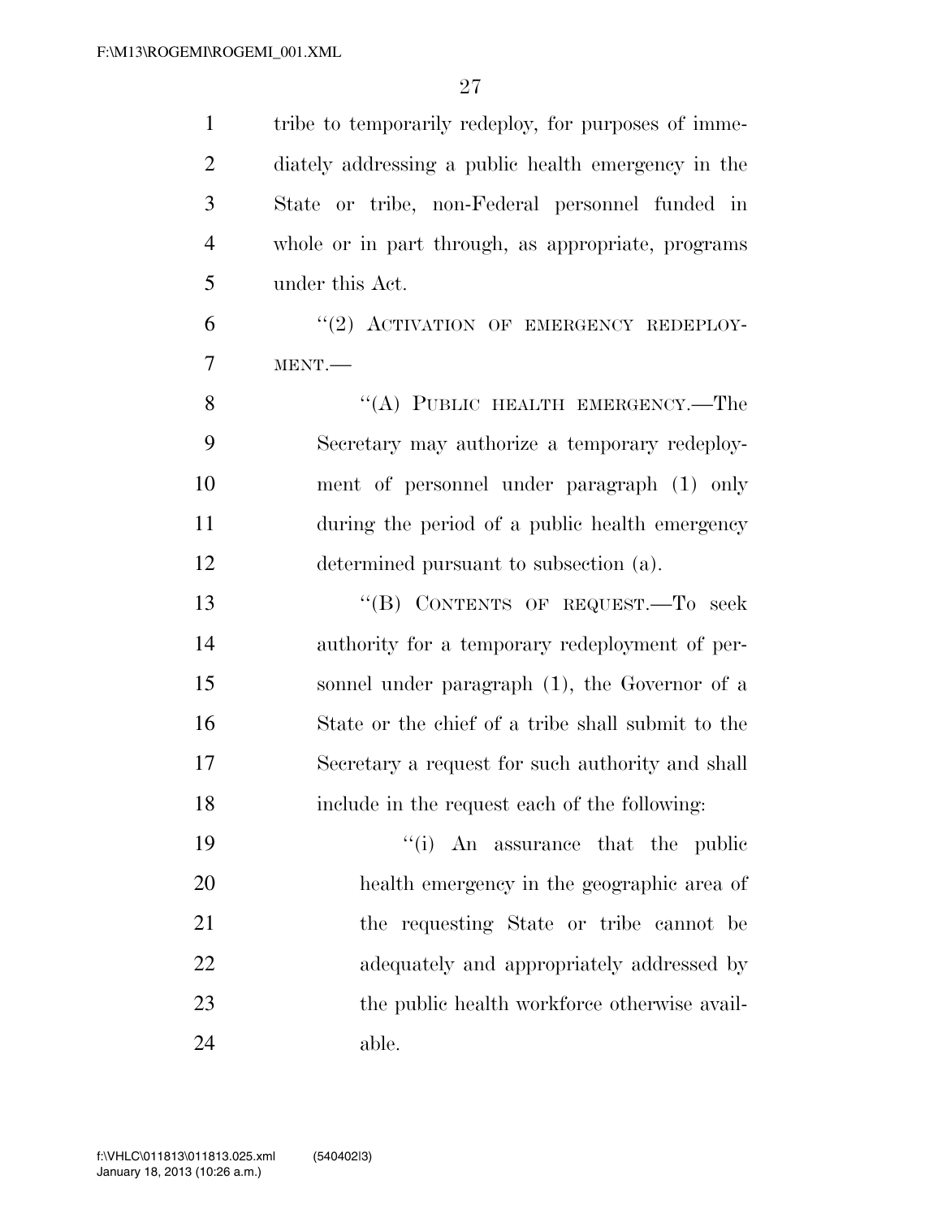tribe to temporarily redeploy, for purposes of immediately addressing a public health emergency in the State or tribe, non-Federal personnel funded in whole or in part through, as appropriate, programs under this Act.

"(2) ACTIVATION OF EMERGENCY REDEPLOYMENT.—

"(A) PUBLIC HEALTH EMERGENCY.—The Secretary may authorize a temporary redeployment of personnel under paragraph (1) only during the period of a public health emergency determined pursuant to subsection (a).

"(B) CONTENTS OF REQUEST.—To seek authority for a temporary redeployment of personnel under paragraph (1), the Governor of a State or the chief of a tribe shall submit to the Secretary a request for such authority and shall include in the request each of the following:

"(i) An assurance that the public health emergency in the geographic area of the requesting State or tribe cannot be adequately and appropriately addressed by the public health workforce otherwise available.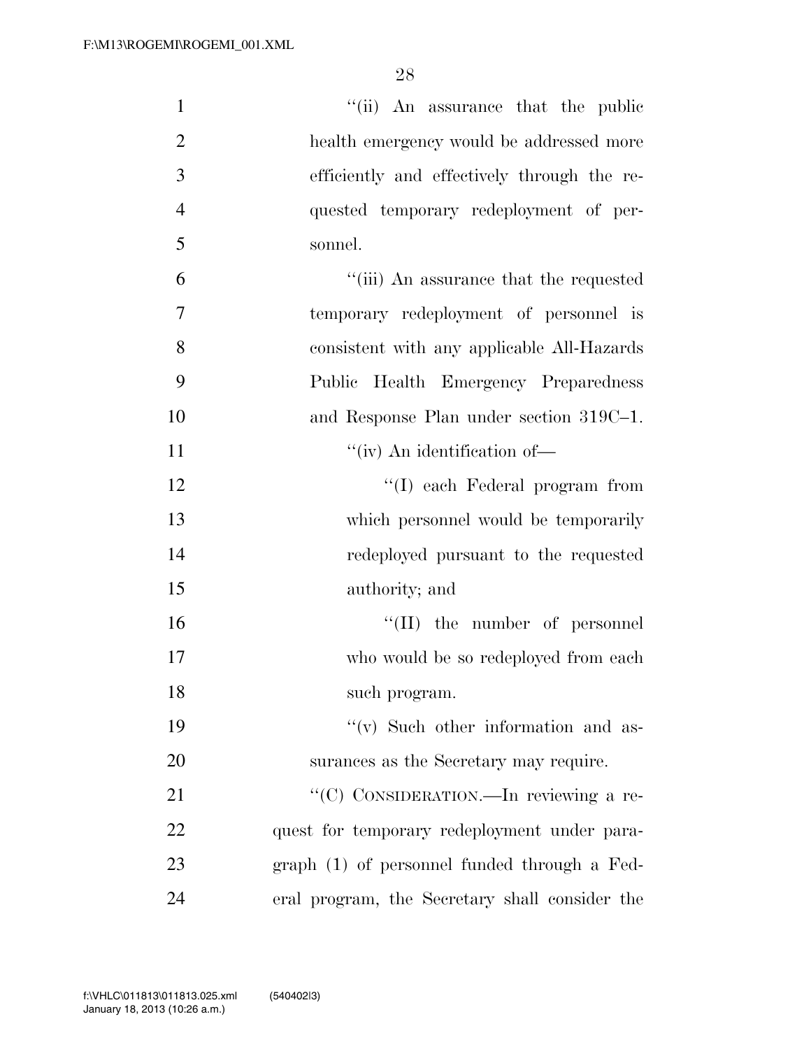''(ii) An assurance that the public health emergency would be addressed more efficiently and effectively through the requested temporary redeployment of personnel.

''(iii) An assurance that the requested temporary redeployment of personnel is consistent with any applicable All-Hazards Public Health Emergency Preparedness and Response Plan under section 319C–1.

''(iv) An identification of—

''(I) each Federal program from which personnel would be temporarily redeployed pursuant to the requested authority; and

''(II) the number of personnel who would be so redeployed from each such program.

''(v) Such other information and assurances as the Secretary may require.

''(C) CONSIDERATION.—In reviewing a request for temporary redeployment under paragraph (1) of personnel funded through a Federal program, the Secretary shall consider the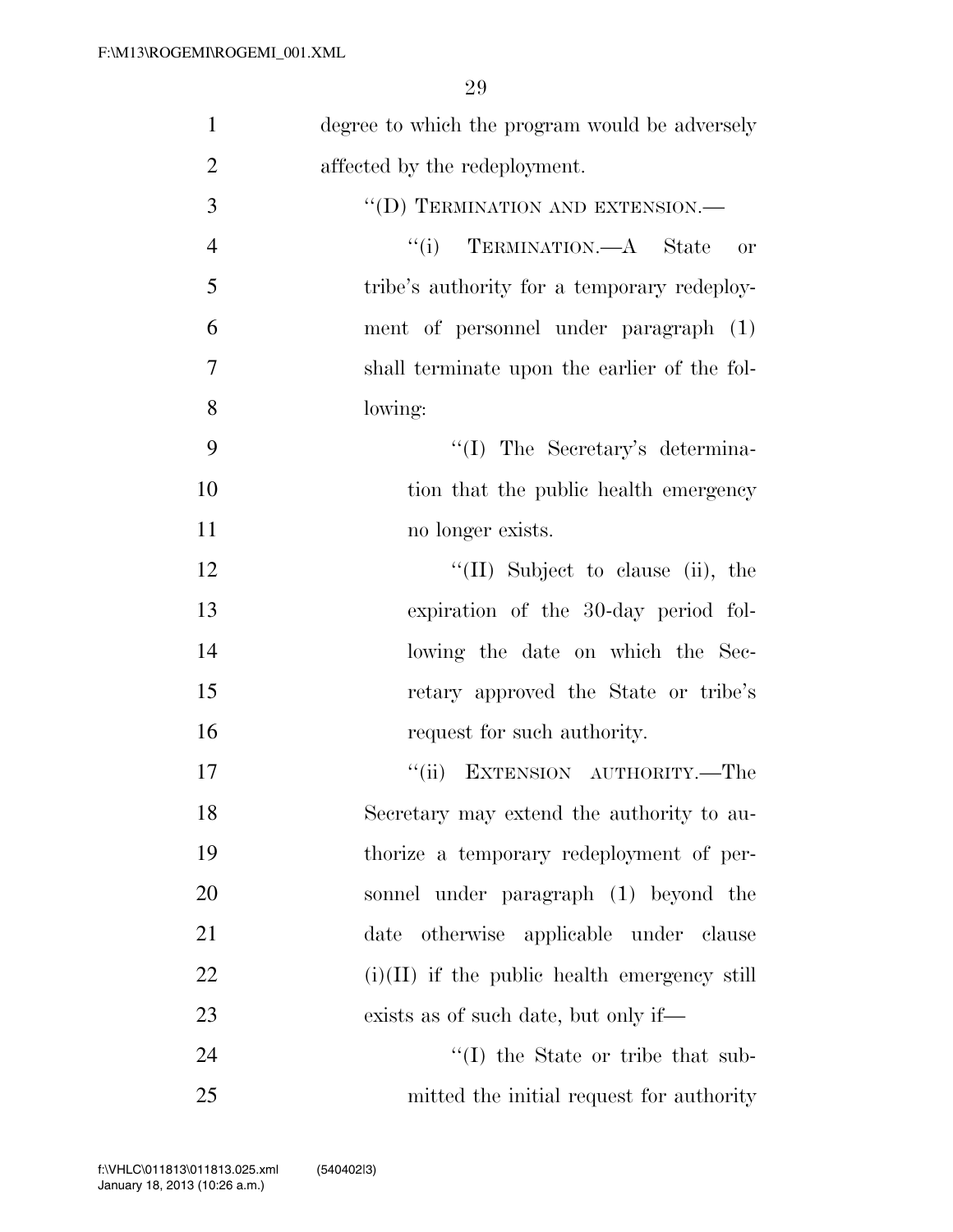degree to which the program would be adversely affected by the redeployment.

''(D) TERMINATION AND EXTENSION.—

''(i) TERMINATION.—A State or tribe's authority for a temporary redeployment of personnel under paragraph (1) shall terminate upon the earlier of the following:

''(I) The Secretary's determination that the public health emergency no longer exists.

''(II) Subject to clause (ii), the expiration of the 30-day period following the date on which the Secretary approved the State or tribe's request for such authority.

''(ii) EXTENSION AUTHORITY.—The Secretary may extend the authority to authorize a temporary redeployment of personnel under paragraph (1) beyond the date otherwise applicable under clause (i)(II) if the public health emergency still exists as of such date, but only if—

''(I) the State or tribe that submitted the initial request for authority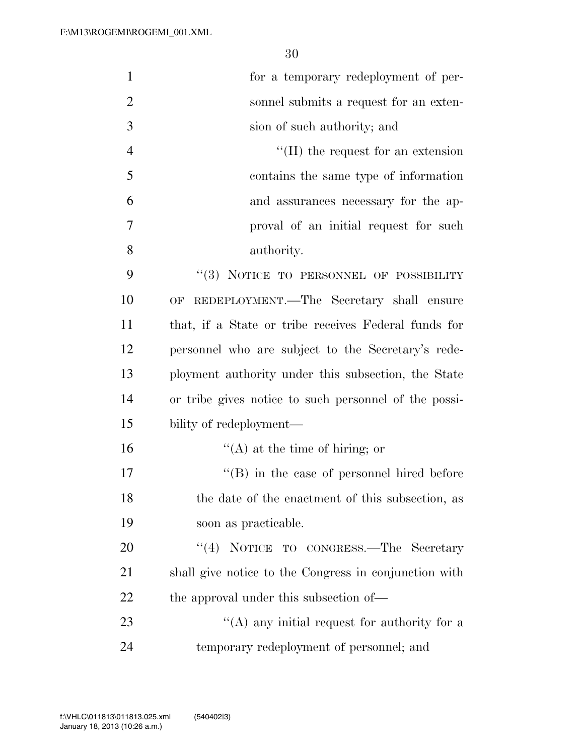for a temporary redeployment of personnel submits a request for an extension of such authority; and

''(II) the request for an extension contains the same type of information and assurances necessary for the approval of an initial request for such authority.

''(3) NOTICE TO PERSONNEL OF POSSIBILITY OF REDEPLOYMENT.—The Secretary shall ensure that, if a State or tribe receives Federal funds for personnel who are subject to the Secretary's redeployment authority under this subsection, the State or tribe gives notice to such personnel of the possibility of redeployment—

''(A) at the time of hiring; or

''(B) in the case of personnel hired before the date of the enactment of this subsection, as soon as practicable.

''(4) NOTICE TO CONGRESS.—The Secretary shall give notice to the Congress in conjunction with the approval under this subsection of—

''(A) any initial request for authority for a temporary redeployment of personnel; and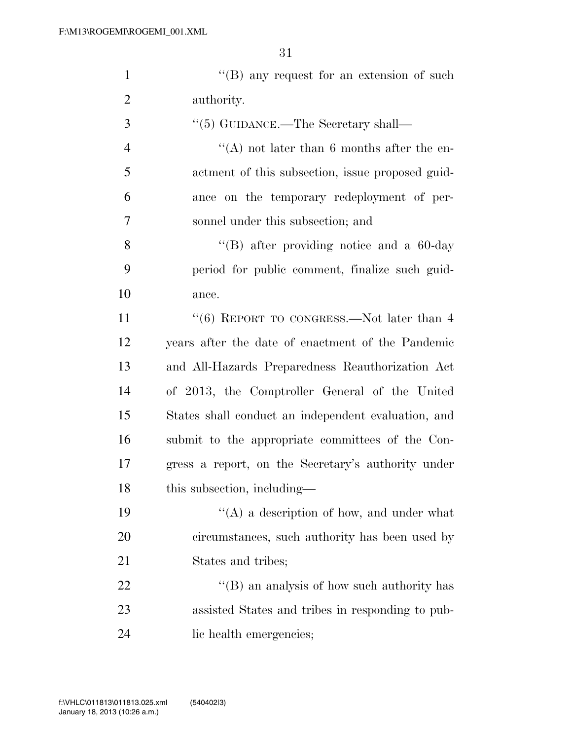''(B) any request for an extension of such authority.

''(5) GUIDANCE.—The Secretary shall—

''(A) not later than 6 months after the enactment of this subsection, issue proposed guidance on the temporary redeployment of personnel under this subsection; and

''(B) after providing notice and a 60-day period for public comment, finalize such guidance.

''(6) REPORT TO CONGRESS.—Not later than 4 years after the date of enactment of the Pandemic and All-Hazards Preparedness Reauthorization Act of 2013, the Comptroller General of the United States shall conduct an independent evaluation, and submit to the appropriate committees of the Congress a report, on the Secretary's authority under this subsection, including—

''(A) a description of how, and under what circumstances, such authority has been used by States and tribes;

''(B) an analysis of how such authority has assisted States and tribes in responding to public health emergencies;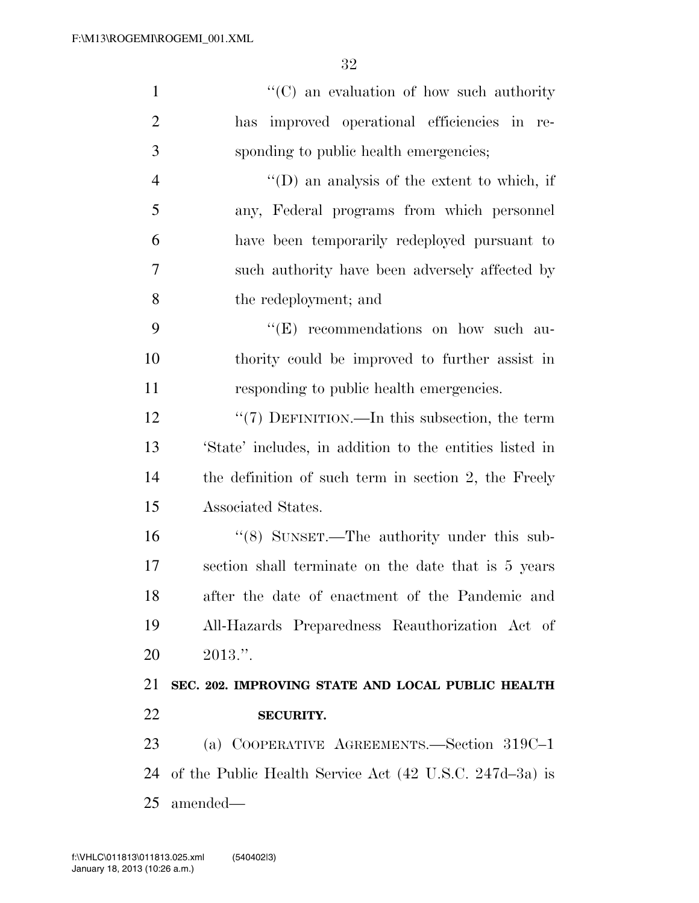''(C) an evaluation of how such authority has improved operational efficiencies in responding to public health emergencies;

''(D) an analysis of the extent to which, if any, Federal programs from which personnel have been temporarily redeployed pursuant to such authority have been adversely affected by the redeployment; and

''(E) recommendations on how such authority could be improved to further assist in responding to public health emergencies.

''(7) DEFINITION.—In this subsection, the term 'State' includes, in addition to the entities listed in the definition of such term in section 2, the Freely Associated States.

''(8) SUNSET.—The authority under this subsection shall terminate on the date that is 5 years after the date of enactment of the Pandemic and All-Hazards Preparedness Reauthorization Act of 2013.''.

**SEC. 202. IMPROVING STATE AND LOCAL PUBLIC HEALTH SECURITY.**

(a) COOPERATIVE AGREEMENTS.—Section 319C–1 of the Public Health Service Act (42 U.S.C. 247d–3a) is amended—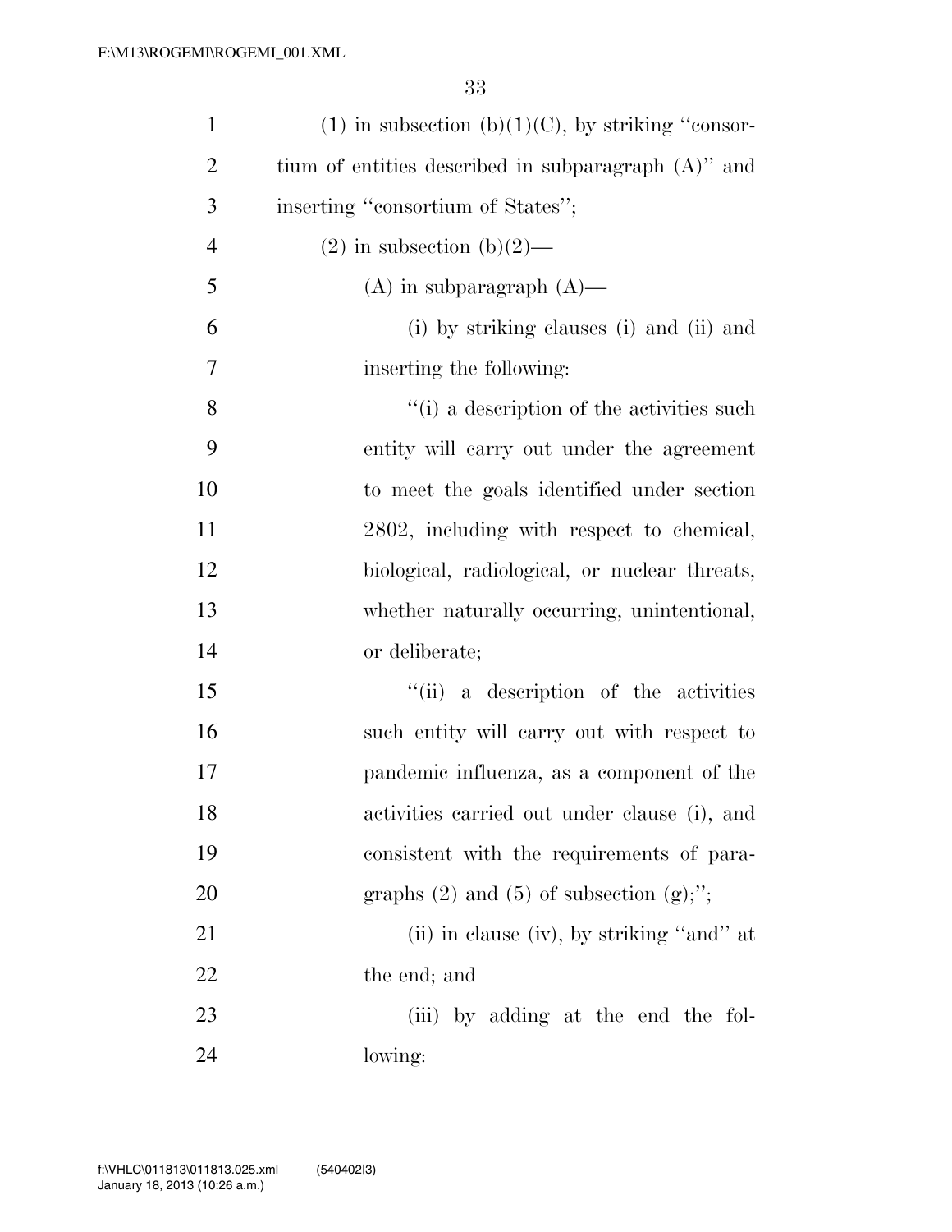(1) in subsection (b)(1)(C), by striking ''consortium of entities described in subparagraph (A)'' and inserting ''consortium of States'';

(2) in subsection (b)(2)—

(A) in subparagraph (A)—

(i) by striking clauses (i) and (ii) and inserting the following:

''(i) a description of the activities such entity will carry out under the agreement to meet the goals identified under section 2802, including with respect to chemical, biological, radiological, or nuclear threats, whether naturally occurring, unintentional, or deliberate;

''(ii) a description of the activities such entity will carry out with respect to pandemic influenza, as a component of the activities carried out under clause (i), and consistent with the requirements of paragraphs (2) and (5) of subsection (g);'';

(ii) in clause (iv), by striking ''and'' at the end; and

(iii) by adding at the end the following: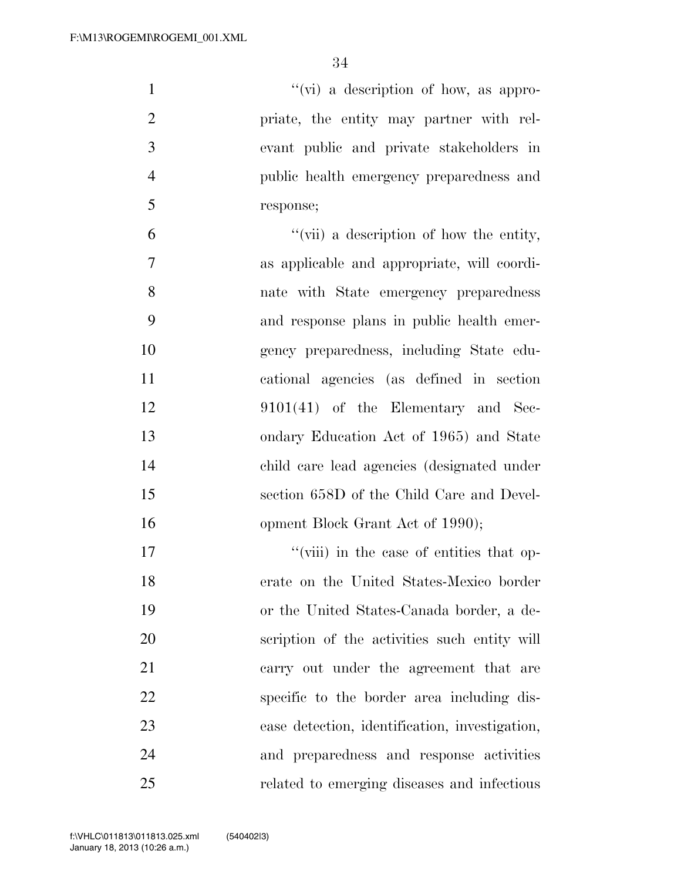''(vi) a description of how, as appropriate, the entity may partner with relevant public and private stakeholders in public health emergency preparedness and response;

''(vii) a description of how the entity, as applicable and appropriate, will coordinate with State emergency preparedness and response plans in public health emergency preparedness, including State educational agencies (as defined in section 9101(41) of the Elementary and Secondary Education Act of 1965) and State child care lead agencies (designated under section 658D of the Child Care and Development Block Grant Act of 1990);

''(viii) in the case of entities that operate on the United States-Mexico border or the United States-Canada border, a description of the activities such entity will carry out under the agreement that are specific to the border area including disease detection, identification, investigation, and preparedness and response activities related to emerging diseases and infectious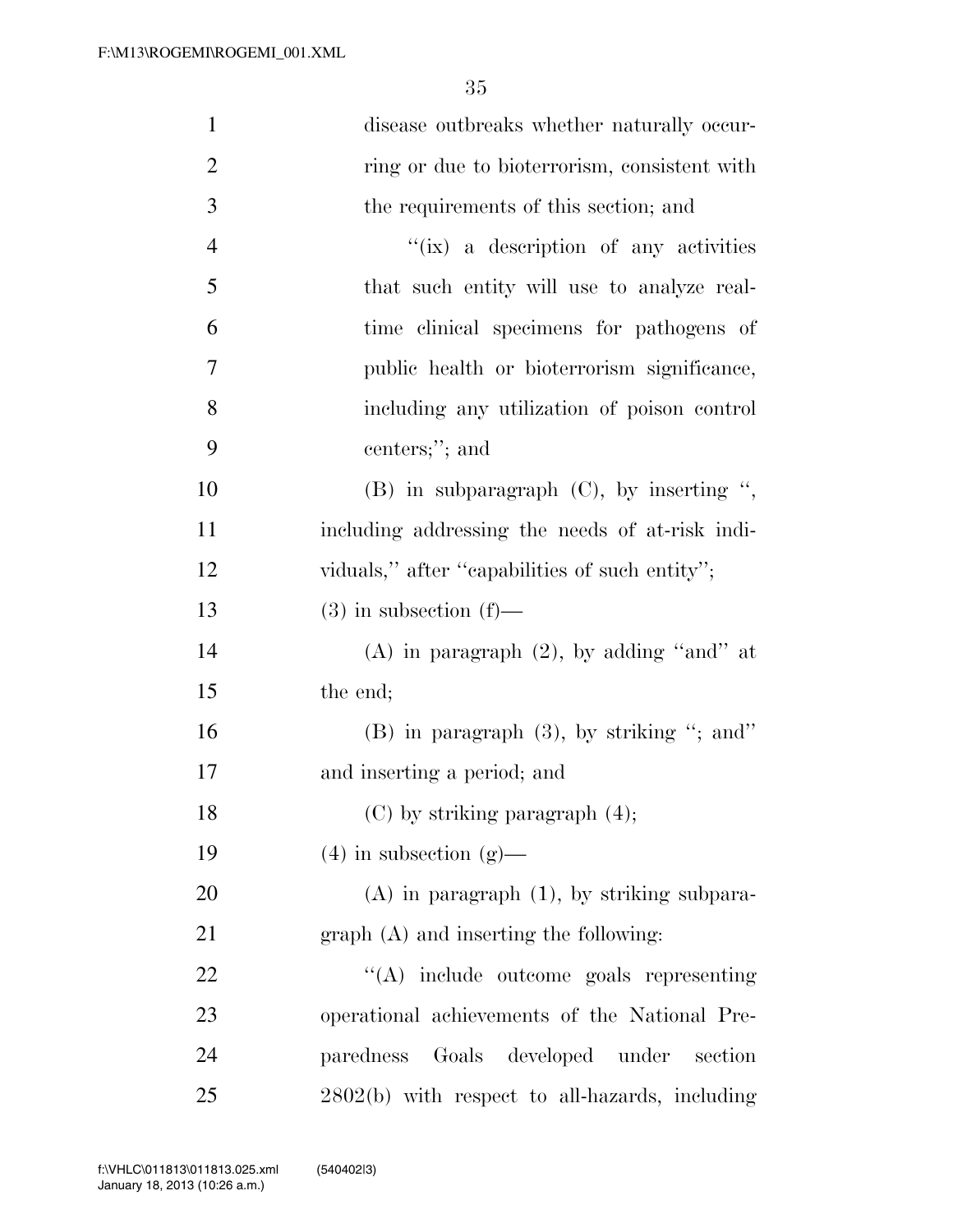disease outbreaks whether naturally occurring or due to bioterrorism, consistent with the requirements of this section; and

''(ix) a description of any activities that such entity will use to analyze real-time clinical specimens for pathogens of public health or bioterrorism significance, including any utilization of poison control centers;''; and

(B) in subparagraph (C), by inserting '', including addressing the needs of at-risk individuals,'' after ''capabilities of such entity'';

(3) in subsection (f)—

(A) in paragraph (2), by adding ''and'' at the end;

(B) in paragraph (3), by striking ''; and'' and inserting a period; and

(C) by striking paragraph (4);

(4) in subsection (g)—

(A) in paragraph (1), by striking subparagraph (A) and inserting the following:

''(A) include outcome goals representing operational achievements of the National Preparedness Goals developed under section 2802(b) with respect to all-hazards, including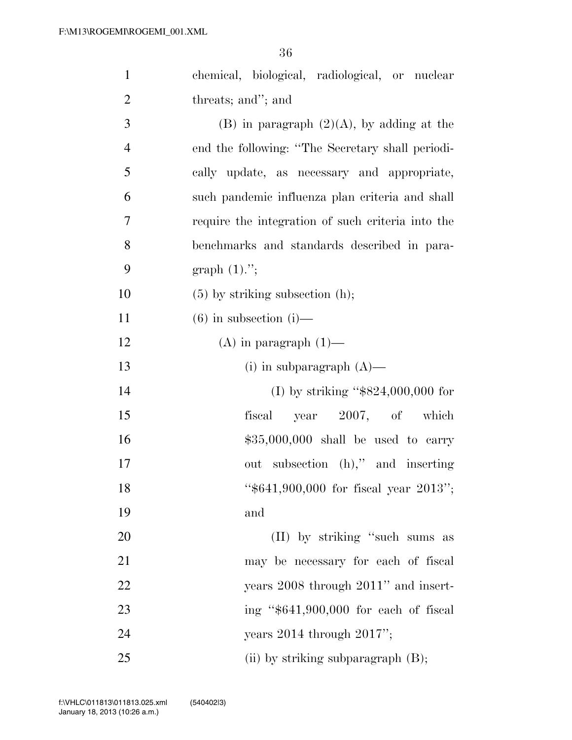chemical, biological, radiological, or nuclear threats; and''; and

(B) in paragraph (2)(A), by adding at the end the following: ''The Secretary shall periodically update, as necessary and appropriate, such pandemic influenza plan criteria and shall require the integration of such criteria into the benchmarks and standards described in paragraph (1).'';

(5) by striking subsection (h);

(6) in subsection (i)—

(A) in paragraph (1)—

(i) in subparagraph (A)—

(I) by striking ''$824,000,000 for fiscal year 2007, of which $35,000,000 shall be used to carry out subsection (h),'' and inserting ''$641,900,000 for fiscal year 2013''; and

(II) by striking ''such sums as may be necessary for each of fiscal years 2008 through 2011'' and inserting ''$641,900,000 for each of fiscal years 2014 through 2017'';

(ii) by striking subparagraph (B);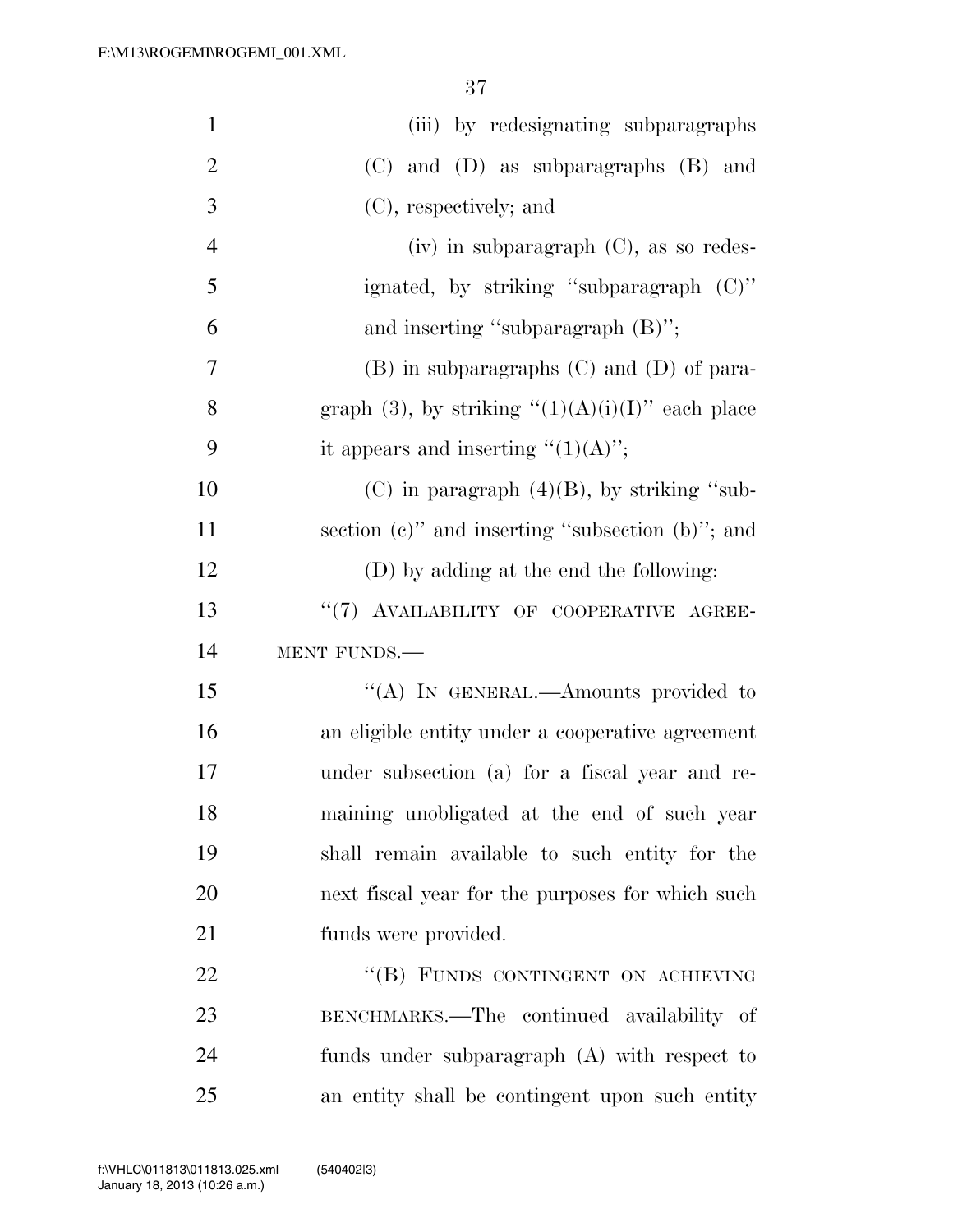(iii) by redesignating subparagraphs (C) and (D) as subparagraphs (B) and (C), respectively; and

(iv) in subparagraph (C), as so redesignated, by striking "subparagraph (C)" and inserting "subparagraph (B)";

(B) in subparagraphs (C) and (D) of paragraph (3), by striking "(1)(A)(i)(I)" each place it appears and inserting "(1)(A)";

(C) in paragraph (4)(B), by striking "subsection (c)" and inserting "subsection (b)"; and

(D) by adding at the end the following:

"(7) AVAILABILITY OF COOPERATIVE AGREEMENT FUNDS.—

"(A) IN GENERAL.—Amounts provided to an eligible entity under a cooperative agreement under subsection (a) for a fiscal year and remaining unobligated at the end of such year shall remain available to such entity for the next fiscal year for the purposes for which such funds were provided.

"(B) FUNDS CONTINGENT ON ACHIEVING BENCHMARKS.—The continued availability of funds under subparagraph (A) with respect to an entity shall be contingent upon such entity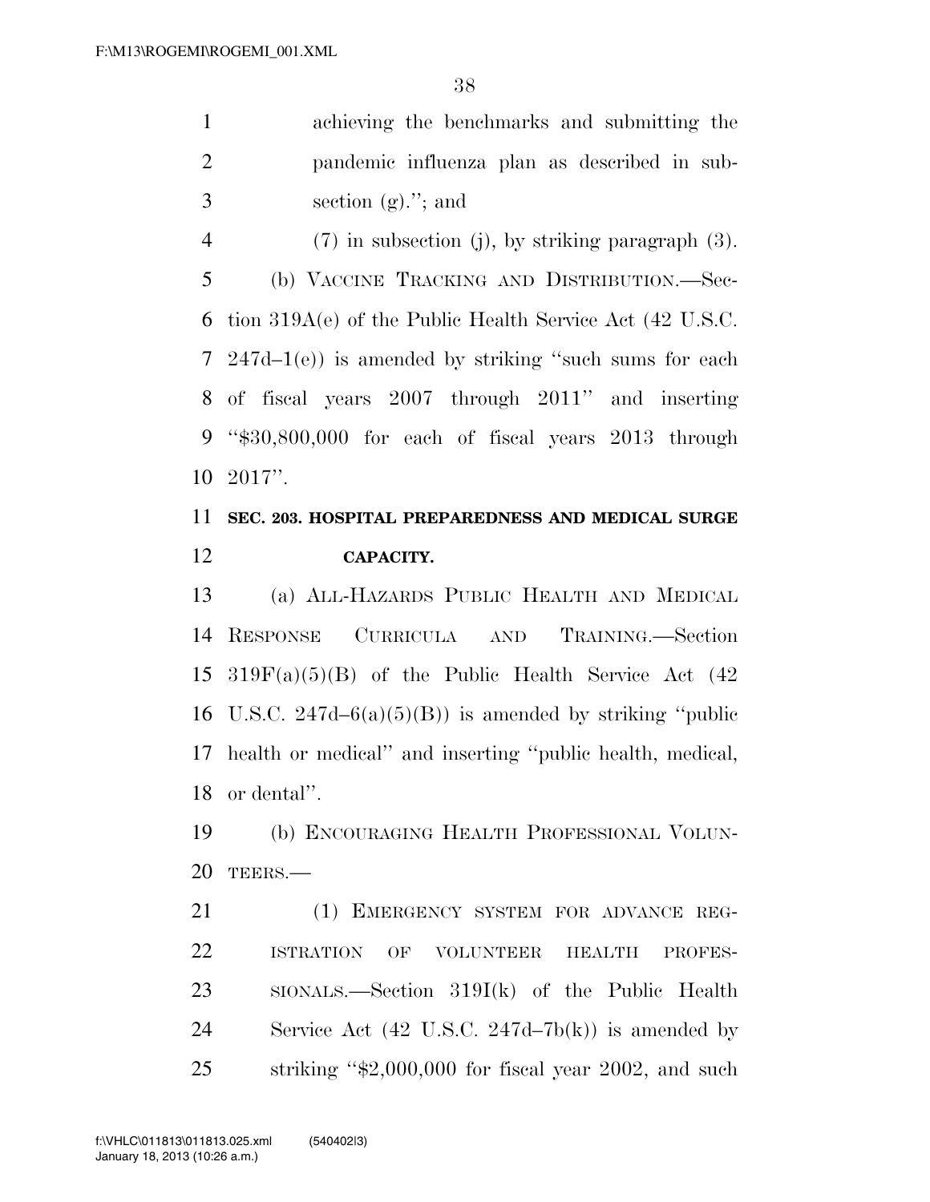achieving the benchmarks and submitting the pandemic influenza plan as described in subsection (g).''; and

(7) in subsection (j), by striking paragraph (3).

(b) VACCINE TRACKING AND DISTRIBUTION.—Section 319A(e) of the Public Health Service Act (42 U.S.C. 247d–1(e)) is amended by striking ''such sums for each of fiscal years 2007 through 2011'' and inserting ''$30,800,000 for each of fiscal years 2013 through 2017''.

**SEC. 203. HOSPITAL PREPAREDNESS AND MEDICAL SURGE CAPACITY.**

(a) ALL-HAZARDS PUBLIC HEALTH AND MEDICAL RESPONSE CURRICULA AND TRAINING.—Section 319F(a)(5)(B) of the Public Health Service Act (42 U.S.C. 247d–6(a)(5)(B)) is amended by striking ''public health or medical'' and inserting ''public health, medical, or dental''.

(b) ENCOURAGING HEALTH PROFESSIONAL VOLUNTEERS.—

(1) EMERGENCY SYSTEM FOR ADVANCE REGISTRATION OF VOLUNTEER HEALTH PROFESSIONALS.—Section 319I(k) of the Public Health Service Act (42 U.S.C. 247d–7b(k)) is amended by striking ''$2,000,000 for fiscal year 2002, and such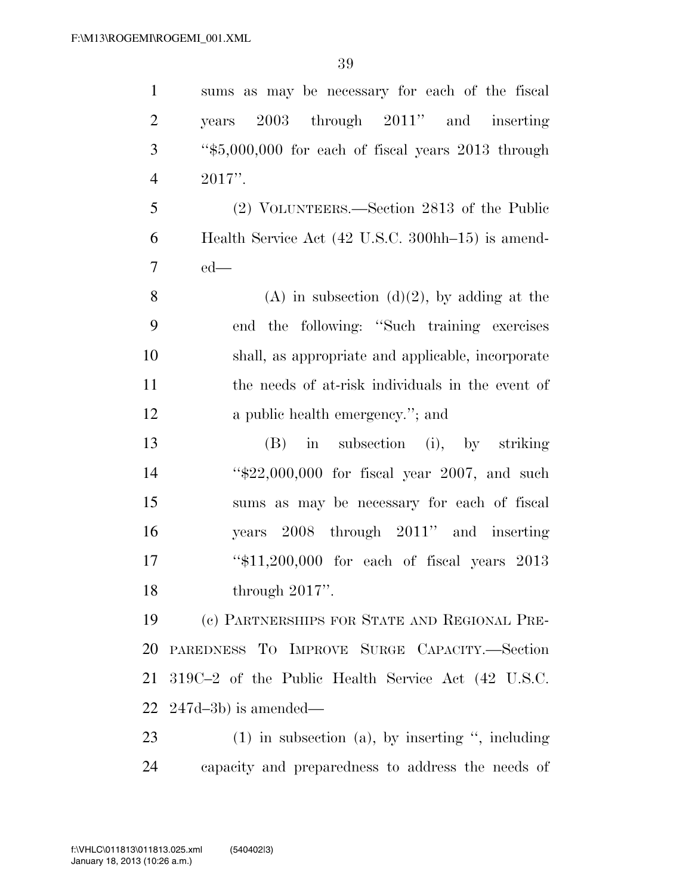sums as may be necessary for each of the fiscal years 2003 through 2011'' and inserting ''$5,000,000 for each of fiscal years 2013 through 2017''.

(2) VOLUNTEERS.—Section 2813 of the Public Health Service Act (42 U.S.C. 300hh–15) is amended—

(A) in subsection (d)(2), by adding at the end the following: ''Such training exercises shall, as appropriate and applicable, incorporate the needs of at-risk individuals in the event of a public health emergency.''; and

(B) in subsection (i), by striking ''$22,000,000 for fiscal year 2007, and such sums as may be necessary for each of fiscal years 2008 through 2011'' and inserting ''$11,200,000 for each of fiscal years 2013 through 2017''.

(c) PARTNERSHIPS FOR STATE AND REGIONAL PREPAREDNESS TO IMPROVE SURGE CAPACITY.—Section 319C–2 of the Public Health Service Act (42 U.S.C. 247d–3b) is amended—

(1) in subsection (a), by inserting '', including capacity and preparedness to address the needs of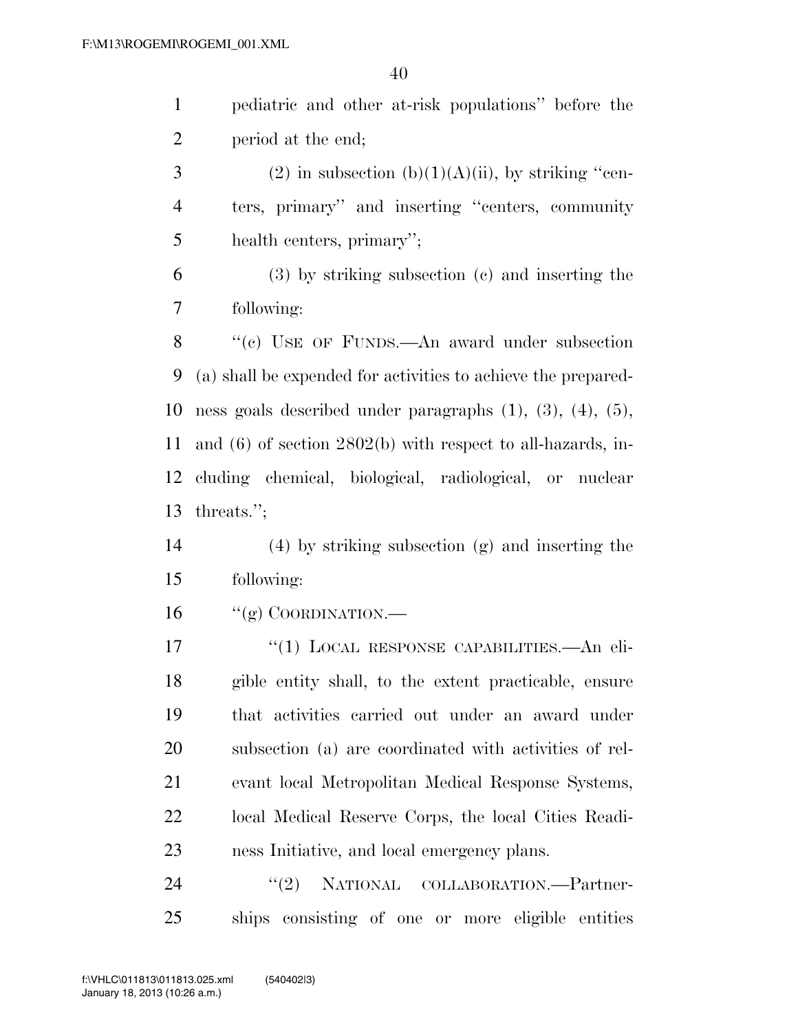pediatric and other at-risk populations'' before the period at the end;

(2) in subsection (b)(1)(A)(ii), by striking ''centers, primary'' and inserting ''centers, community health centers, primary'';

(3) by striking subsection (c) and inserting the following:

''(c) USE OF FUNDS.—An award under subsection (a) shall be expended for activities to achieve the preparedness goals described under paragraphs (1), (3), (4), (5), and (6) of section 2802(b) with respect to all-hazards, including chemical, biological, radiological, or nuclear threats.'';

(4) by striking subsection (g) and inserting the following:

''(g) COORDINATION.—

''(1) LOCAL RESPONSE CAPABILITIES.—An eligible entity shall, to the extent practicable, ensure that activities carried out under an award under subsection (a) are coordinated with activities of relevant local Metropolitan Medical Response Systems, local Medical Reserve Corps, the local Cities Readiness Initiative, and local emergency plans.

''(2) NATIONAL COLLABORATION.—Partnerships consisting of one or more eligible entities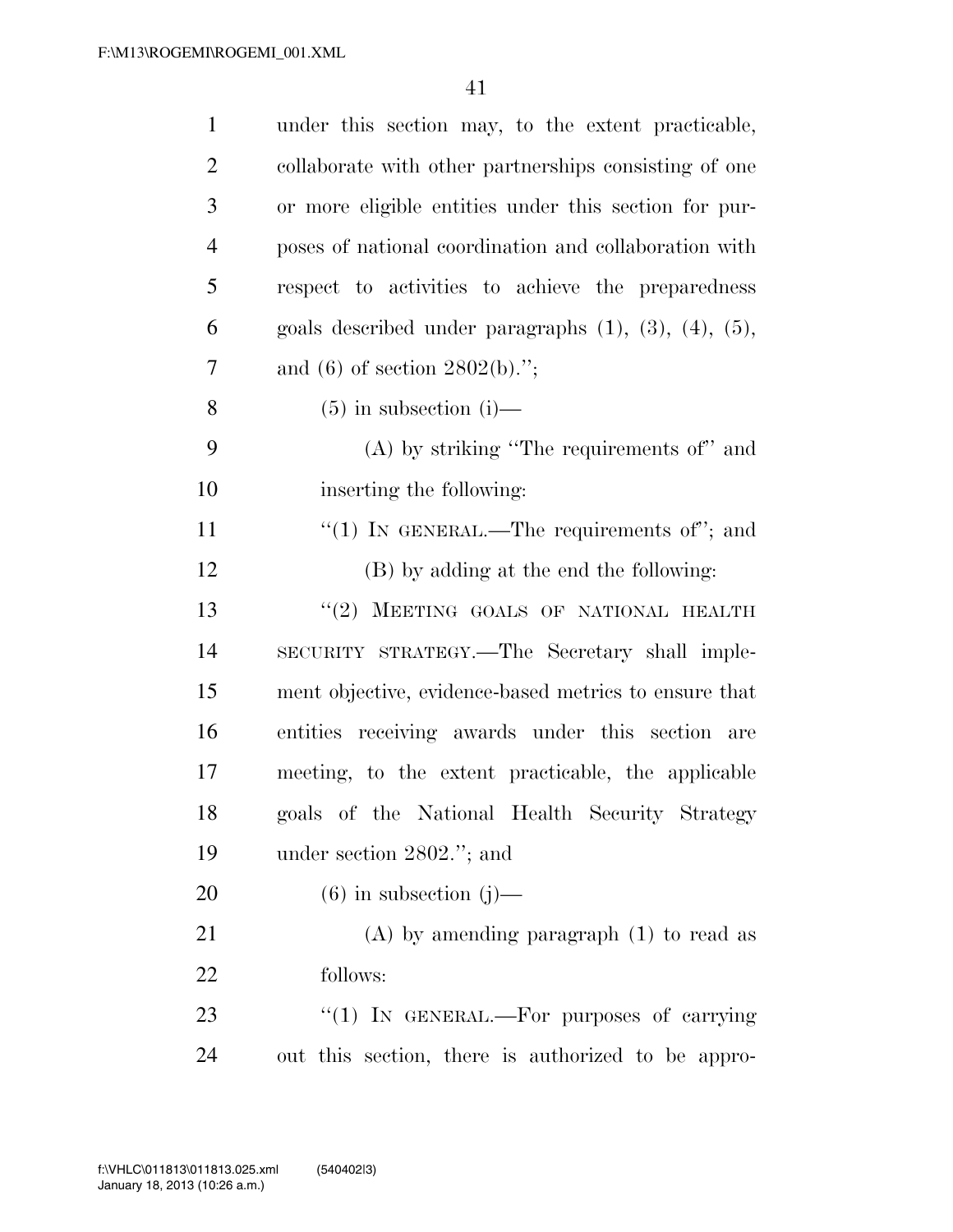under this section may, to the extent practicable, collaborate with other partnerships consisting of one or more eligible entities under this section for purposes of national coordination and collaboration with respect to activities to achieve the preparedness goals described under paragraphs (1), (3), (4), (5), and (6) of section 2802(b).'';

(5) in subsection (i)—

(A) by striking ''The requirements of'' and inserting the following:

''(1) IN GENERAL.—The requirements of''; and

(B) by adding at the end the following:

''(2) MEETING GOALS OF NATIONAL HEALTH SECURITY STRATEGY.—The Secretary shall implement objective, evidence-based metrics to ensure that entities receiving awards under this section are meeting, to the extent practicable, the applicable goals of the National Health Security Strategy under section 2802.''; and

(6) in subsection (j)—

(A) by amending paragraph (1) to read as follows:

''(1) IN GENERAL.—For purposes of carrying out this section, there is authorized to be appro-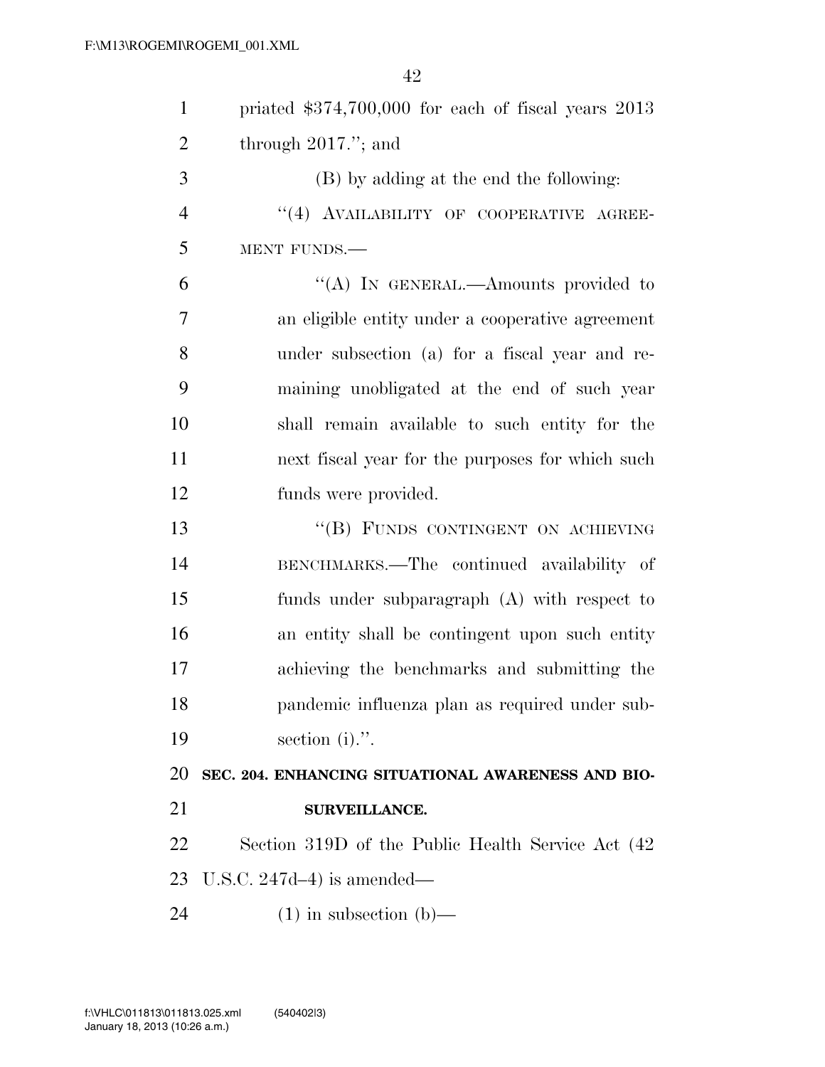priated $374,700,000 for each of fiscal years 2013 through 2017.''; and

(B) by adding at the end the following:

''(4) AVAILABILITY OF COOPERATIVE AGREEMENT FUNDS.—

''(A) IN GENERAL.—Amounts provided to an eligible entity under a cooperative agreement under subsection (a) for a fiscal year and remaining unobligated at the end of such year shall remain available to such entity for the next fiscal year for the purposes for which such funds were provided.

''(B) FUNDS CONTINGENT ON ACHIEVING BENCHMARKS.—The continued availability of funds under subparagraph (A) with respect to an entity shall be contingent upon such entity achieving the benchmarks and submitting the pandemic influenza plan as required under subsection (i).''.

**SEC. 204. ENHANCING SITUATIONAL AWARENESS AND BIOSURVEILLANCE.**

Section 319D of the Public Health Service Act (42 U.S.C. 247d–4) is amended—

(1) in subsection (b)—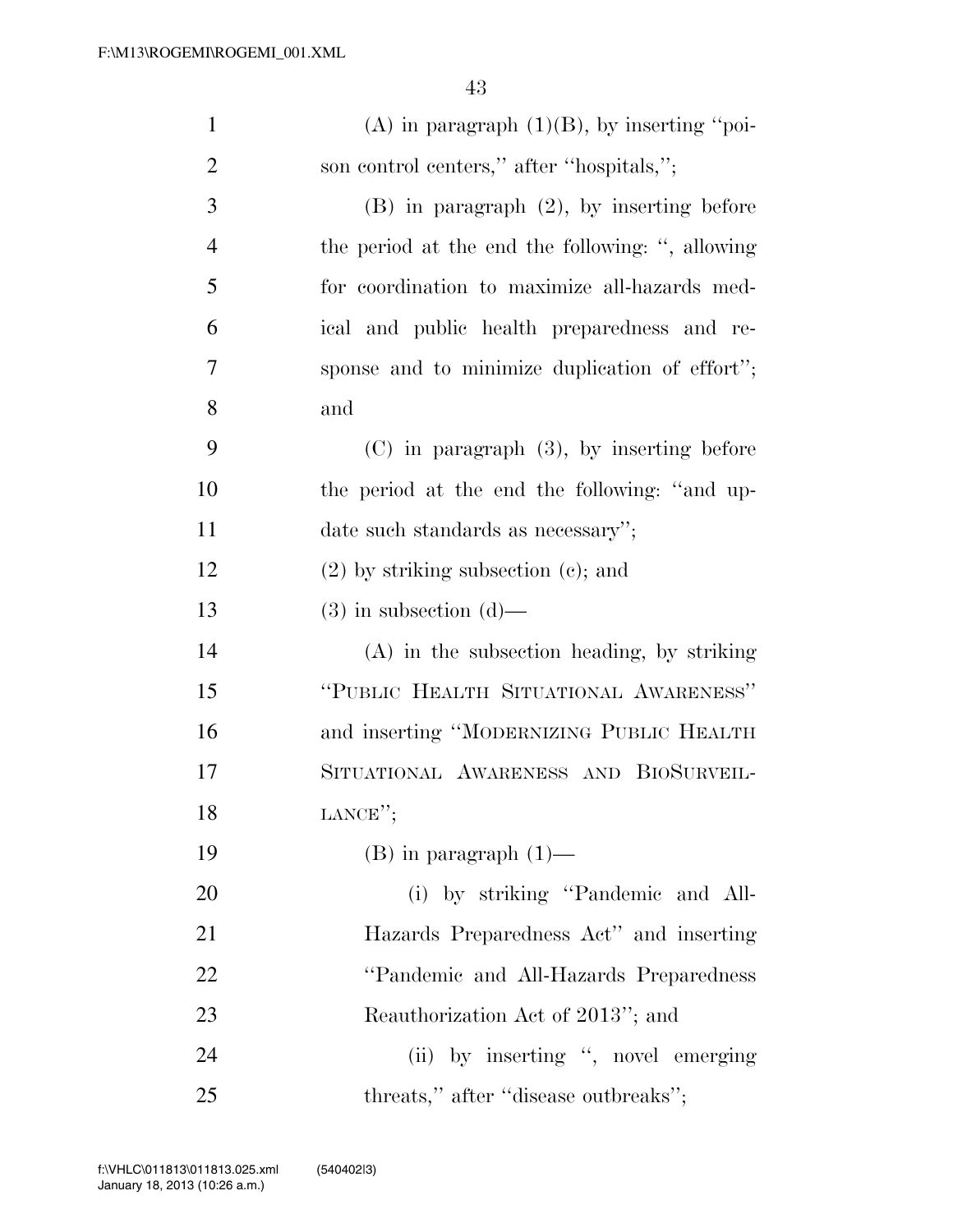(A) in paragraph (1)(B), by inserting "poison control centers," after "hospitals,";

(B) in paragraph (2), by inserting before the period at the end the following: ", allowing for coordination to maximize all-hazards medical and public health preparedness and response and to minimize duplication of effort"; and

(C) in paragraph (3), by inserting before the period at the end the following: "and update such standards as necessary";

(2) by striking subsection (c); and

(3) in subsection (d)—

(A) in the subsection heading, by striking "PUBLIC HEALTH SITUATIONAL AWARENESS" and inserting "MODERNIZING PUBLIC HEALTH SITUATIONAL AWARENESS AND BIOSURVEILLANCE";

(B) in paragraph (1)—

(i) by striking "Pandemic and All-Hazards Preparedness Act" and inserting "Pandemic and All-Hazards Preparedness Reauthorization Act of 2013"; and

(ii) by inserting ", novel emerging threats," after "disease outbreaks";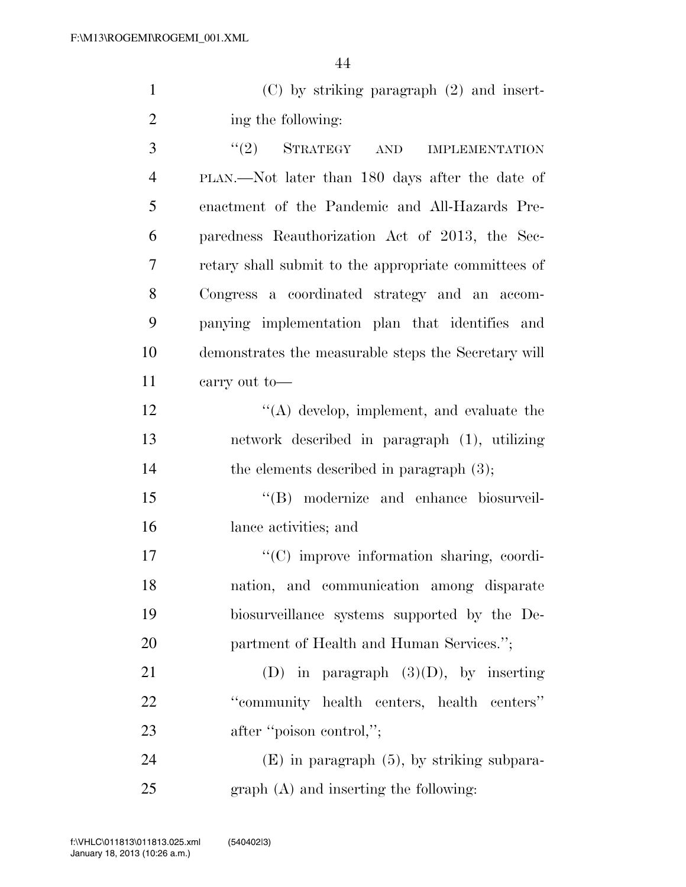(C) by striking paragraph (2) and inserting the following:

"(2) STRATEGY AND IMPLEMENTATION PLAN.—Not later than 180 days after the date of enactment of the Pandemic and All-Hazards Preparedness Reauthorization Act of 2013, the Secretary shall submit to the appropriate committees of Congress a coordinated strategy and an accompanying implementation plan that identifies and demonstrates the measurable steps the Secretary will carry out to—

"(A) develop, implement, and evaluate the network described in paragraph (1), utilizing the elements described in paragraph (3);

"(B) modernize and enhance biosurveillance activities; and

"(C) improve information sharing, coordination, and communication among disparate biosurveillance systems supported by the Department of Health and Human Services.";

(D) in paragraph (3)(D), by inserting "community health centers, health centers" after "poison control,";

(E) in paragraph (5), by striking subparagraph (A) and inserting the following: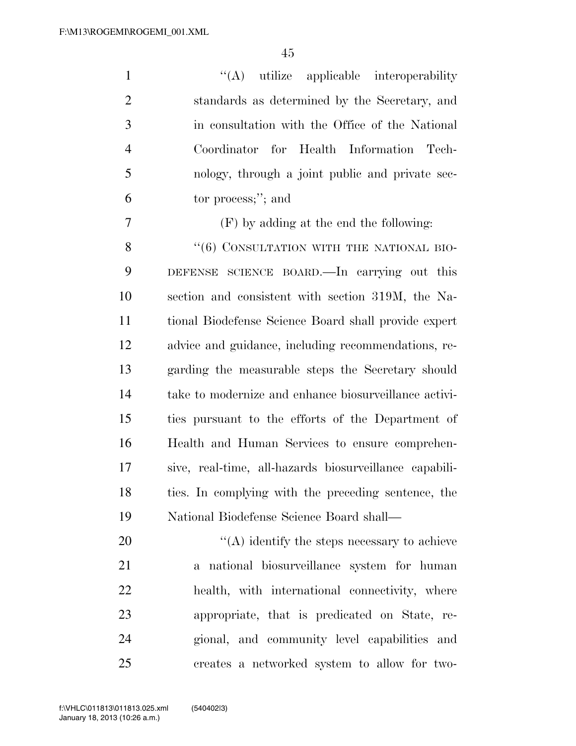"(A) utilize applicable interoperability standards as determined by the Secretary, and in consultation with the Office of the National Coordinator for Health Information Technology, through a joint public and private sector process;"; and

(F) by adding at the end the following:

"(6) CONSULTATION WITH THE NATIONAL BIODEFENSE SCIENCE BOARD.—In carrying out this section and consistent with section 319M, the National Biodefense Science Board shall provide expert advice and guidance, including recommendations, regarding the measurable steps the Secretary should take to modernize and enhance biosurveillance activities pursuant to the efforts of the Department of Health and Human Services to ensure comprehensive, real-time, all-hazards biosurveillance capabilities. In complying with the preceding sentence, the National Biodefense Science Board shall—

"(A) identify the steps necessary to achieve a national biosurveillance system for human health, with international connectivity, where appropriate, that is predicated on State, regional, and community level capabilities and creates a networked system to allow for two-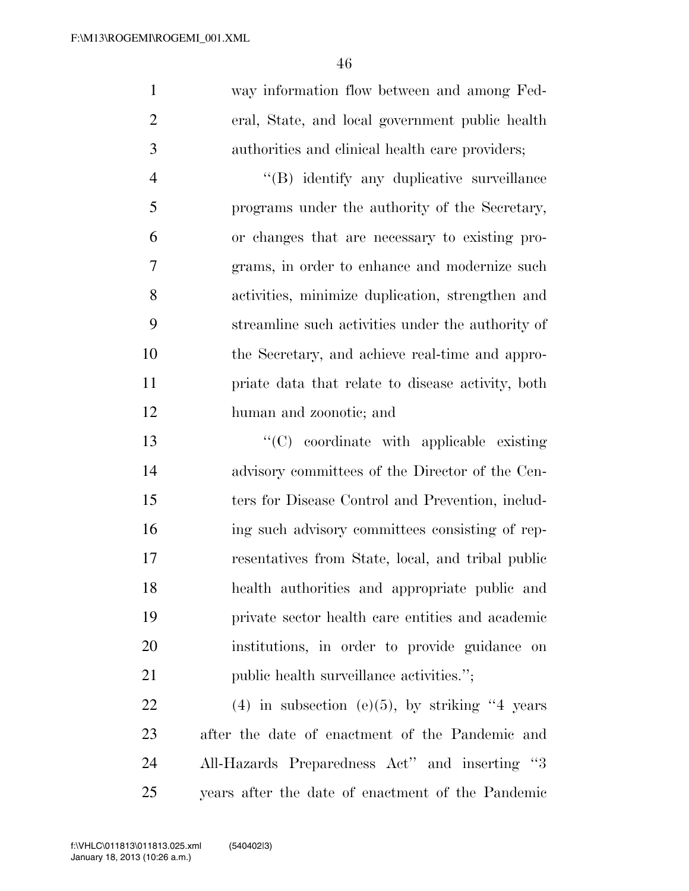way information flow between and among Federal, State, and local government public health authorities and clinical health care providers;

"(B) identify any duplicative surveillance programs under the authority of the Secretary, or changes that are necessary to existing programs, in order to enhance and modernize such activities, minimize duplication, strengthen and streamline such activities under the authority of the Secretary, and achieve real-time and appropriate data that relate to disease activity, both human and zoonotic; and

"(C) coordinate with applicable existing advisory committees of the Director of the Centers for Disease Control and Prevention, including such advisory committees consisting of representatives from State, local, and tribal public health authorities and appropriate public and private sector health care entities and academic institutions, in order to provide guidance on public health surveillance activities.";

(4) in subsection (e)(5), by striking "4 years after the date of enactment of the Pandemic and All-Hazards Preparedness Act" and inserting "3 years after the date of enactment of the Pandemic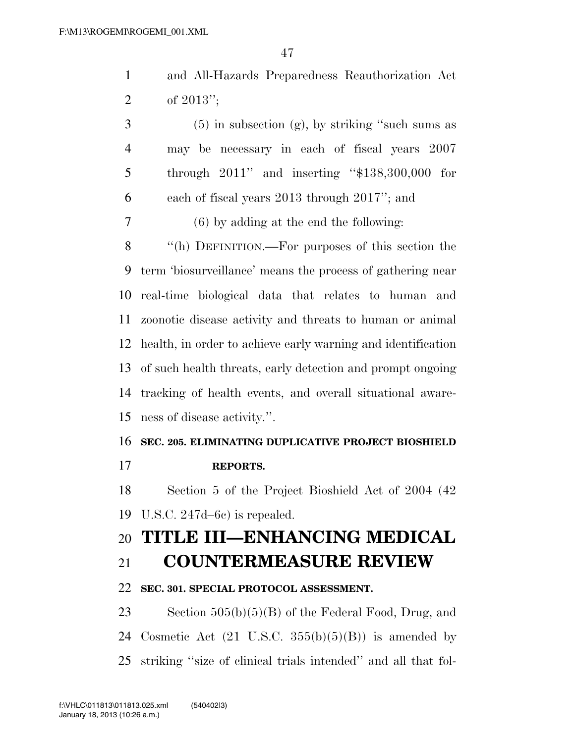and All-Hazards Preparedness Reauthorization Act of 2013'';

(5) in subsection (g), by striking ''such sums as may be necessary in each of fiscal years 2007 through 2011'' and inserting ''$138,300,000 for each of fiscal years 2013 through 2017''; and

(6) by adding at the end the following:

''(h) DEFINITION.—For purposes of this section the term 'biosurveillance' means the process of gathering near real-time biological data that relates to human and zoonotic disease activity and threats to human or animal health, in order to achieve early warning and identification of such health threats, early detection and prompt ongoing tracking of health events, and overall situational awareness of disease activity.''.

**SEC. 205. ELIMINATING DUPLICATIVE PROJECT BIOSHIELD REPORTS.**

Section 5 of the Project Bioshield Act of 2004 (42 U.S.C. 247d–6c) is repealed.

# TITLE III—ENHANCING MEDICAL COUNTERMEASURE REVIEW

**SEC. 301. SPECIAL PROTOCOL ASSESSMENT.**

Section 505(b)(5)(B) of the Federal Food, Drug, and Cosmetic Act (21 U.S.C. 355(b)(5)(B)) is amended by striking ''size of clinical trials intended'' and all that fol-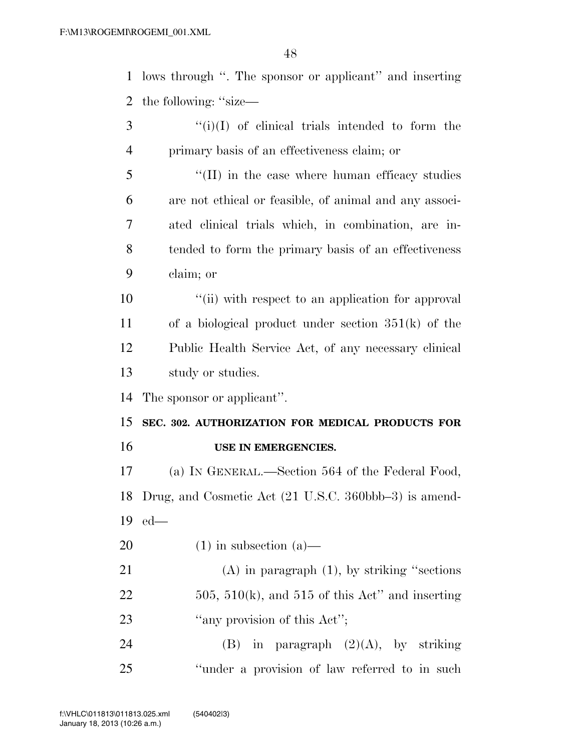lows through ''. The sponsor or applicant'' and inserting the following: ''size—

''(i)(I) of clinical trials intended to form the primary basis of an effectiveness claim; or

''(II) in the case where human efficacy studies are not ethical or feasible, of animal and any associated clinical trials which, in combination, are intended to form the primary basis of an effectiveness claim; or

''(ii) with respect to an application for approval of a biological product under section 351(k) of the Public Health Service Act, of any necessary clinical study or studies.

The sponsor or applicant''.

**SEC. 302. AUTHORIZATION FOR MEDICAL PRODUCTS FOR USE IN EMERGENCIES.**

(a) IN GENERAL.—Section 564 of the Federal Food, Drug, and Cosmetic Act (21 U.S.C. 360bbb–3) is amended—

(1) in subsection (a)—

(A) in paragraph (1), by striking ''sections 505, 510(k), and 515 of this Act'' and inserting ''any provision of this Act'';

(B) in paragraph (2)(A), by striking ''under a provision of law referred to in such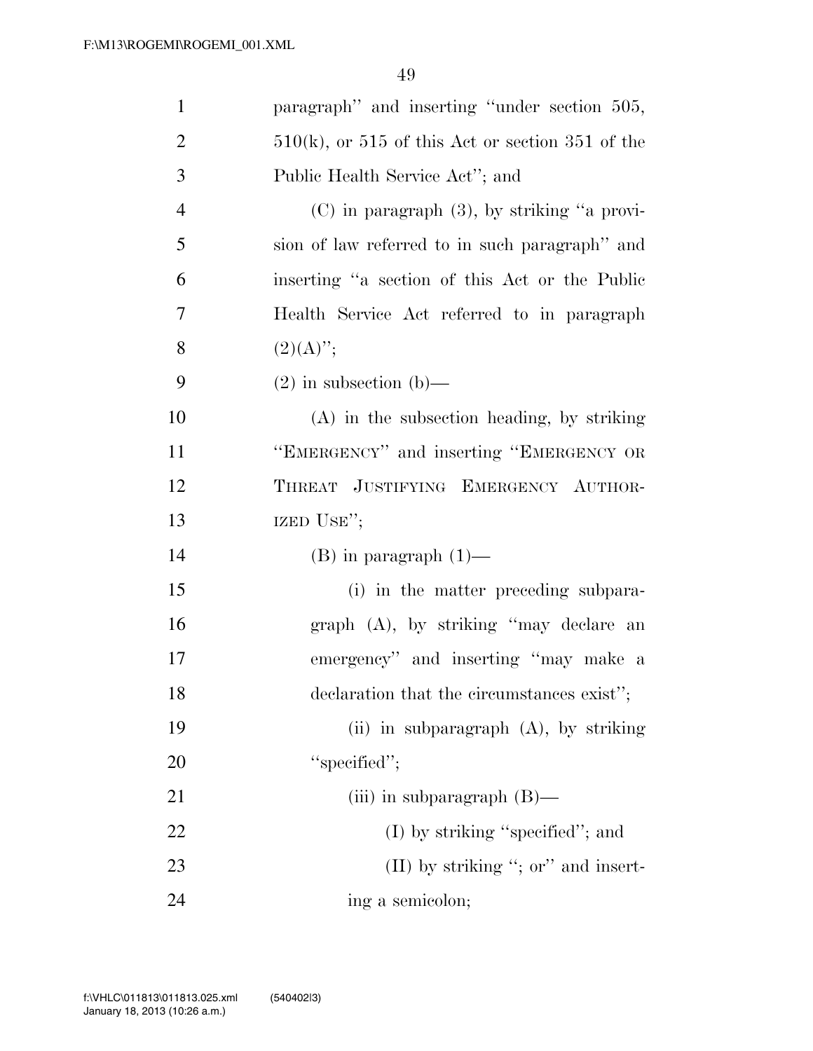paragraph'' and inserting ''under section 505, 510(k), or 515 of this Act or section 351 of the Public Health Service Act''; and

(C) in paragraph (3), by striking ''a provision of law referred to in such paragraph'' and inserting ''a section of this Act or the Public Health Service Act referred to in paragraph (2)(A)'';

(2) in subsection (b)—

(A) in the subsection heading, by striking ''EMERGENCY'' and inserting ''EMERGENCY OR THREAT JUSTIFYING EMERGENCY AUTHORIZED USE'';

(B) in paragraph (1)—

(i) in the matter preceding subparagraph (A), by striking ''may declare an emergency'' and inserting ''may make a declaration that the circumstances exist'';

(ii) in subparagraph (A), by striking ''specified'';

(iii) in subparagraph (B)—

(I) by striking ''specified''; and

(II) by striking ''; or'' and inserting a semicolon;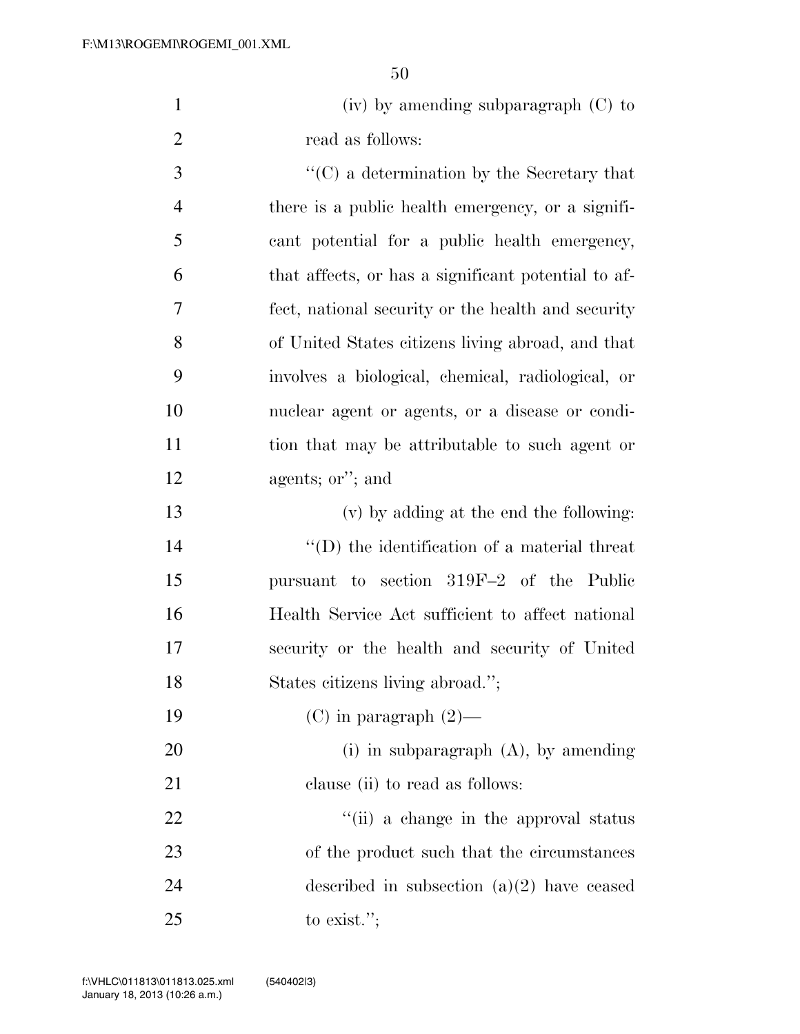(iv) by amending subparagraph (C) to read as follows:

"(C) a determination by the Secretary that there is a public health emergency, or a significant potential for a public health emergency, that affects, or has a significant potential to affect, national security or the health and security of United States citizens living abroad, and that involves a biological, chemical, radiological, or nuclear agent or agents, or a disease or condition that may be attributable to such agent or agents; or"; and

(v) by adding at the end the following:

"(D) the identification of a material threat pursuant to section 319F–2 of the Public Health Service Act sufficient to affect national security or the health and security of United States citizens living abroad.";

(C) in paragraph (2)—

(i) in subparagraph (A), by amending clause (ii) to read as follows:

"(ii) a change in the approval status of the product such that the circumstances described in subsection (a)(2) have ceased to exist.";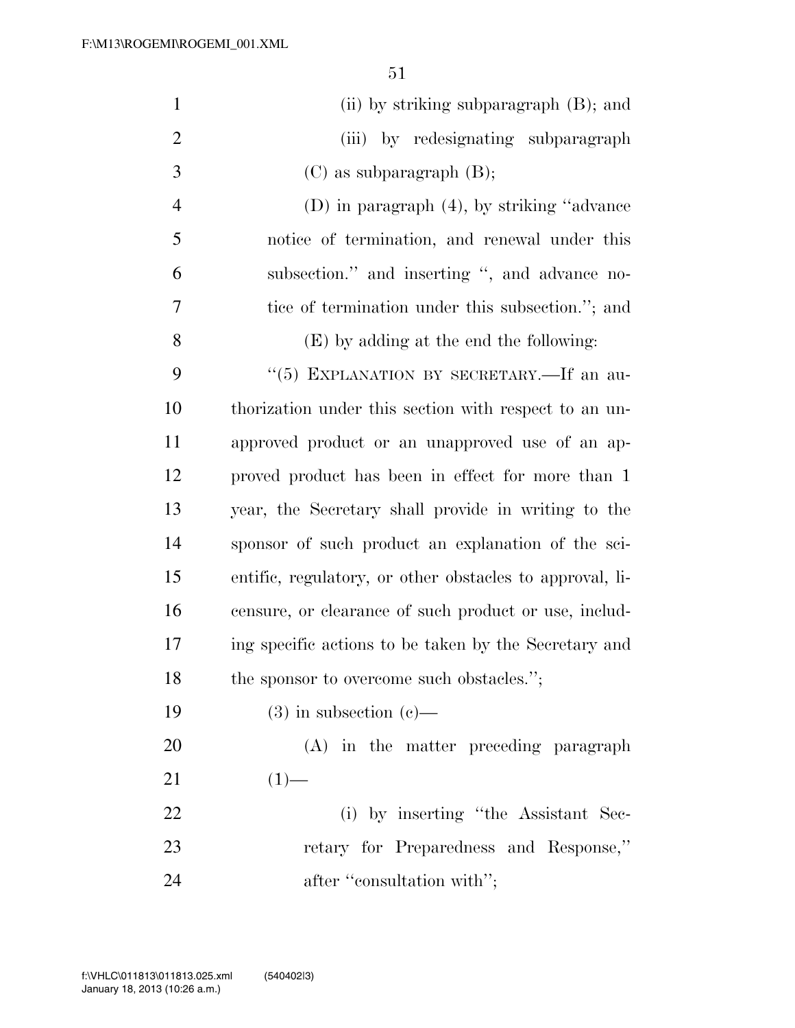(ii) by striking subparagraph (B); and

(iii) by redesignating subparagraph (C) as subparagraph (B);

(D) in paragraph (4), by striking ''advance notice of termination, and renewal under this subsection.'' and inserting '', and advance notice of termination under this subsection.''; and

(E) by adding at the end the following:

''(5) EXPLANATION BY SECRETARY.—If an authorization under this section with respect to an unapproved product or an unapproved use of an approved product has been in effect for more than 1 year, the Secretary shall provide in writing to the sponsor of such product an explanation of the scientific, regulatory, or other obstacles to approval, licensure, or clearance of such product or use, including specific actions to be taken by the Secretary and the sponsor to overcome such obstacles.'';

(3) in subsection (c)—

(A) in the matter preceding paragraph (1)—

(i) by inserting ''the Assistant Secretary for Preparedness and Response,'' after ''consultation with'';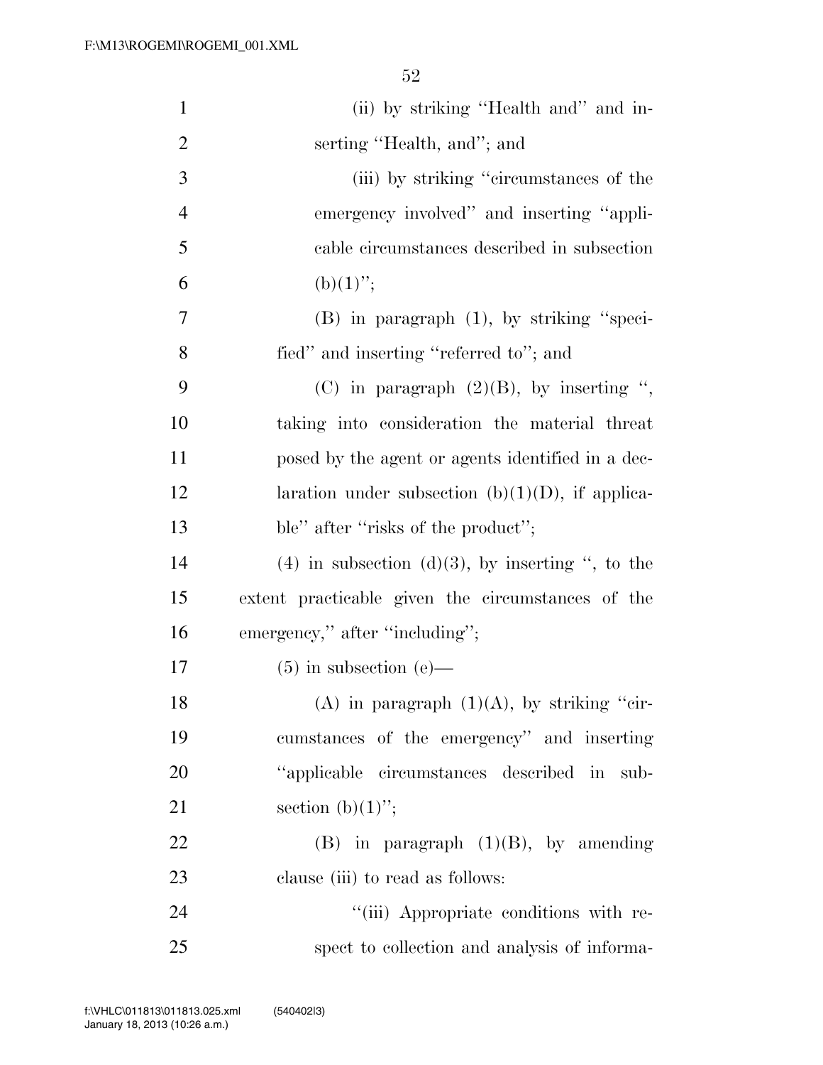(ii) by striking "Health and" and inserting "Health, and"; and

(iii) by striking "circumstances of the emergency involved" and inserting "applicable circumstances described in subsection (b)(1)";

(B) in paragraph (1), by striking "specified" and inserting "referred to"; and

(C) in paragraph (2)(B), by inserting ", taking into consideration the material threat posed by the agent or agents identified in a declaration under subsection (b)(1)(D), if applicable" after "risks of the product";

(4) in subsection (d)(3), by inserting ", to the extent practicable given the circumstances of the emergency," after "including";

(5) in subsection (e)—

(A) in paragraph (1)(A), by striking "circumstances of the emergency" and inserting "applicable circumstances described in subsection (b)(1)";

(B) in paragraph (1)(B), by amending clause (iii) to read as follows:

"(iii) Appropriate conditions with respect to collection and analysis of informa-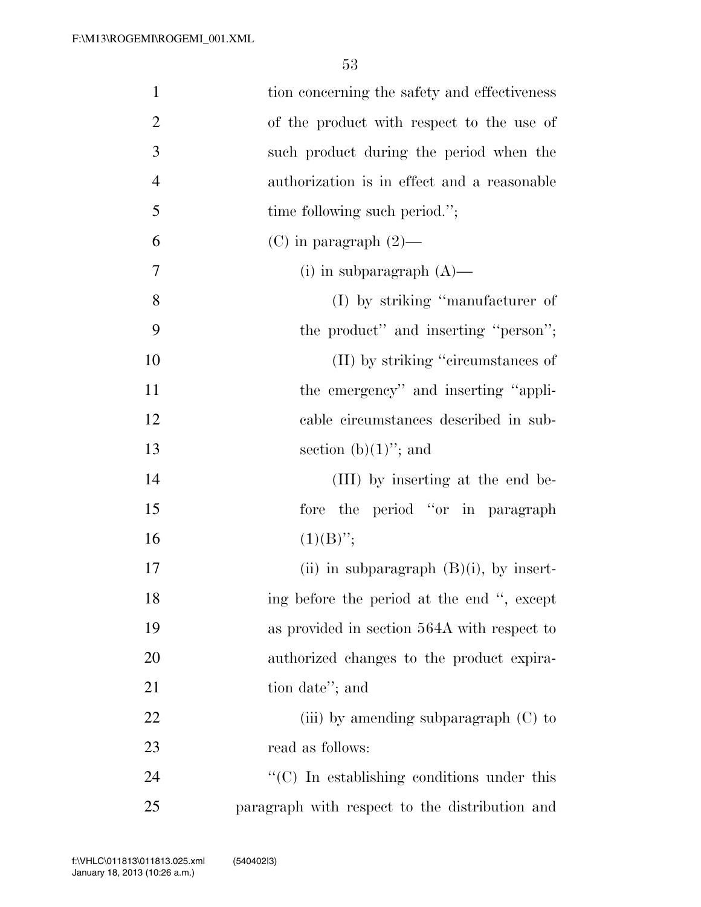tion concerning the safety and effectiveness of the product with respect to the use of such product during the period when the authorization is in effect and a reasonable time following such period.'';

(C) in paragraph (2)—

(i) in subparagraph (A)—

(I) by striking ''manufacturer of the product'' and inserting ''person'';

(II) by striking ''circumstances of the emergency'' and inserting ''applicable circumstances described in subsection (b)(1)''; and

(III) by inserting at the end before the period ''or in paragraph (1)(B)'';

(ii) in subparagraph (B)(i), by inserting before the period at the end '', except as provided in section 564A with respect to authorized changes to the product expiration date''; and

(iii) by amending subparagraph (C) to read as follows:

''(C) In establishing conditions under this paragraph with respect to the distribution and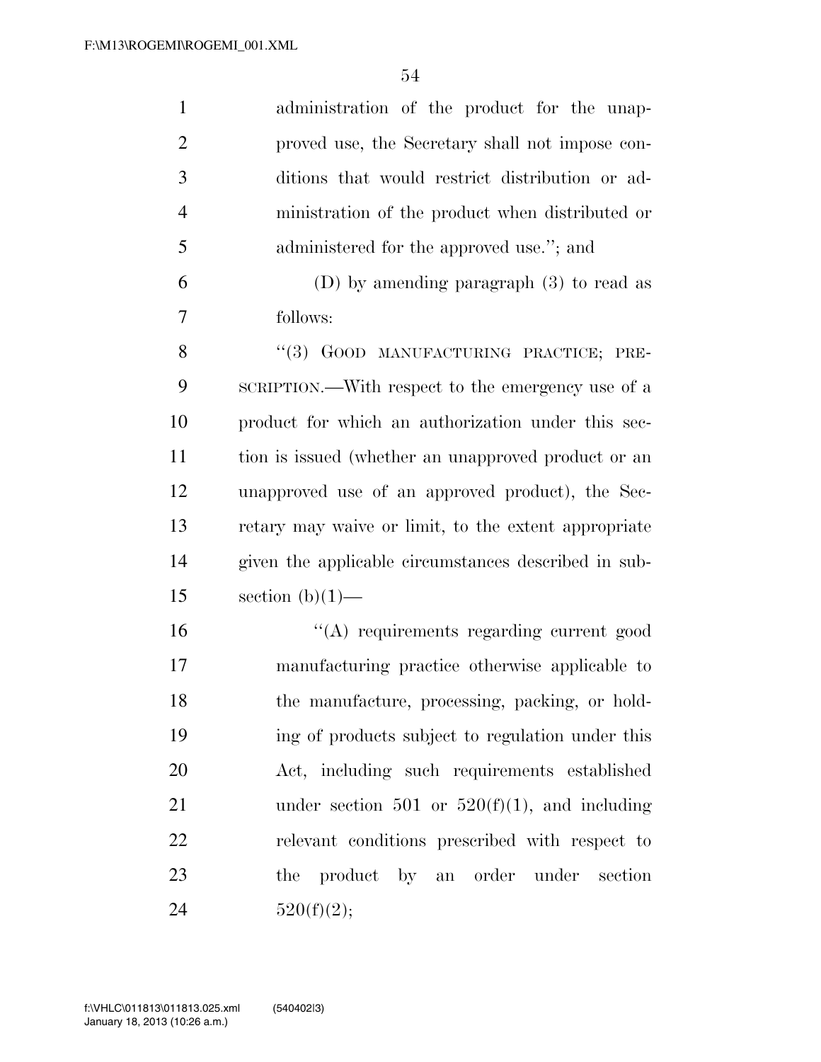administration of the product for the unapproved use, the Secretary shall not impose conditions that would restrict distribution or administration of the product when distributed or administered for the approved use.''; and

(D) by amending paragraph (3) to read as follows:

''(3) GOOD MANUFACTURING PRACTICE; PRESCRIPTION.—With respect to the emergency use of a product for which an authorization under this section is issued (whether an unapproved product or an unapproved use of an approved product), the Secretary may waive or limit, to the extent appropriate given the applicable circumstances described in subsection (b)(1)—

''(A) requirements regarding current good manufacturing practice otherwise applicable to the manufacture, processing, packing, or holding of products subject to regulation under this Act, including such requirements established under section 501 or 520(f)(1), and including relevant conditions prescribed with respect to the product by an order under section 520(f)(2);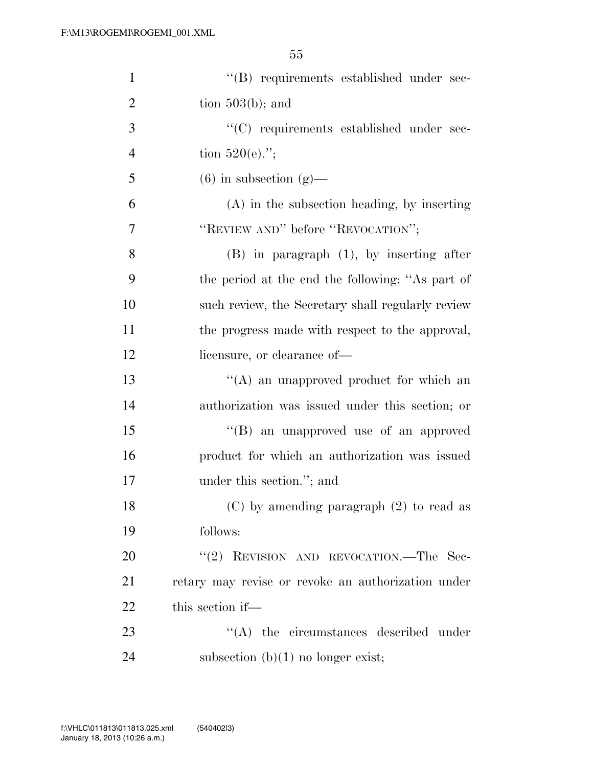''(B) requirements established under section 503(b); and

''(C) requirements established under section 520(e).'';

(6) in subsection (g)—

(A) in the subsection heading, by inserting ''REVIEW AND'' before ''REVOCATION'';

(B) in paragraph (1), by inserting after the period at the end the following: ''As part of such review, the Secretary shall regularly review the progress made with respect to the approval, licensure, or clearance of—

''(A) an unapproved product for which an authorization was issued under this section; or

''(B) an unapproved use of an approved product for which an authorization was issued under this section.''; and

(C) by amending paragraph (2) to read as follows:

''(2) REVISION AND REVOCATION.—The Secretary may revise or revoke an authorization under this section if—

''(A) the circumstances described under subsection (b)(1) no longer exist;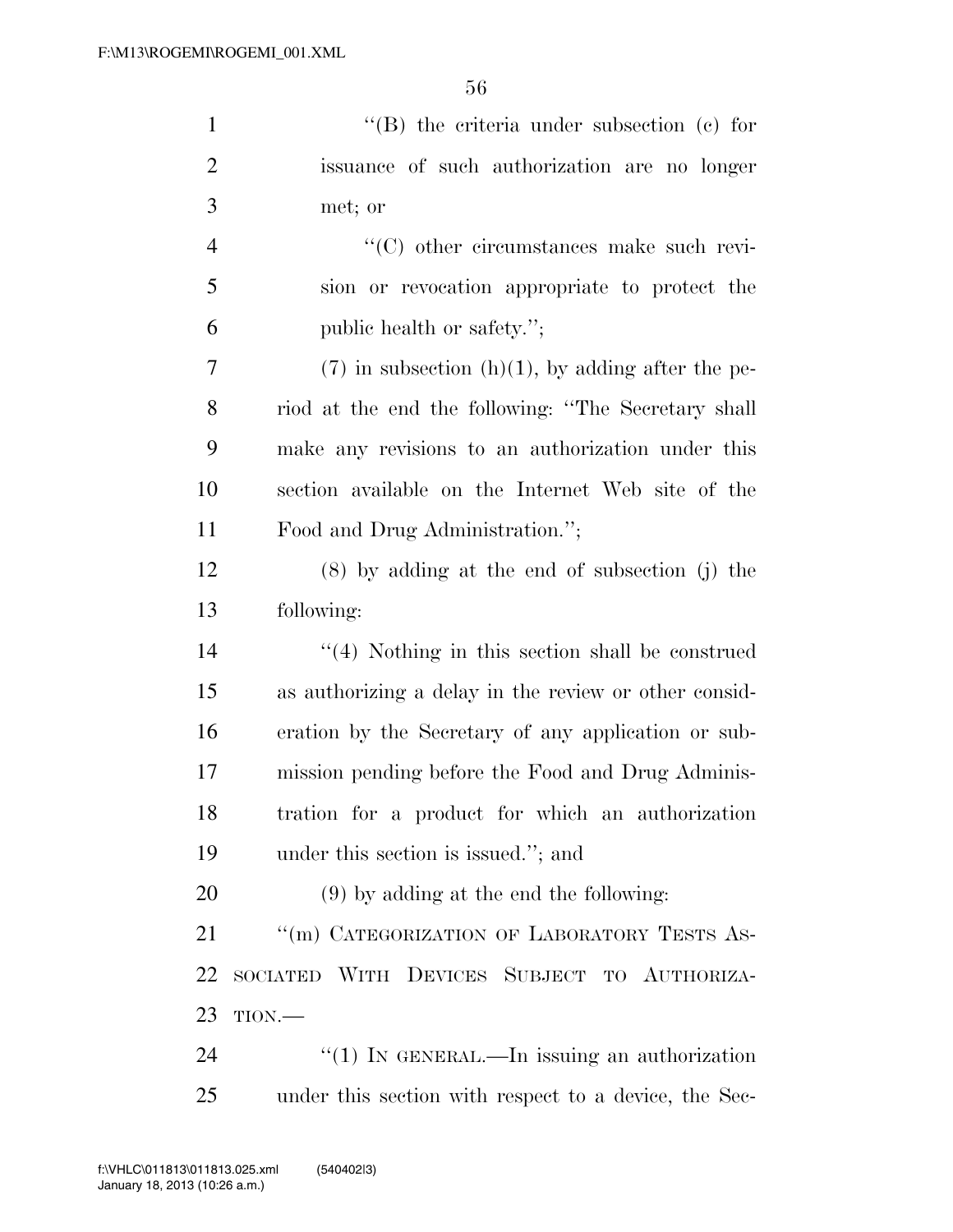"(B) the criteria under subsection (c) for issuance of such authorization are no longer met; or

"(C) other circumstances make such revision or revocation appropriate to protect the public health or safety.";

(7) in subsection (h)(1), by adding after the period at the end the following: "The Secretary shall make any revisions to an authorization under this section available on the Internet Web site of the Food and Drug Administration.";

(8) by adding at the end of subsection (j) the following:

"(4) Nothing in this section shall be construed as authorizing a delay in the review or other consideration by the Secretary of any application or submission pending before the Food and Drug Administration for a product for which an authorization under this section is issued."; and

(9) by adding at the end the following:

"(m) CATEGORIZATION OF LABORATORY TESTS ASSOCIATED WITH DEVICES SUBJECT TO AUTHORIZATION.—

"(1) IN GENERAL.—In issuing an authorization under this section with respect to a device, the Sec-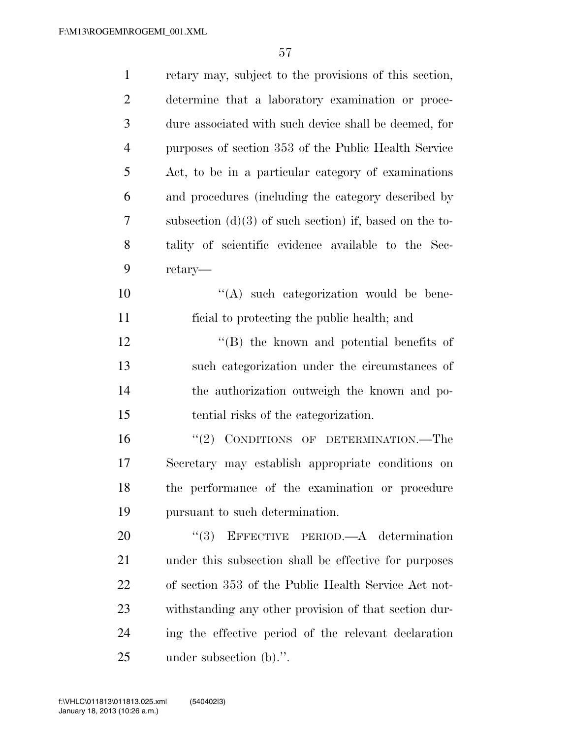retary may, subject to the provisions of this section, determine that a laboratory examination or procedure associated with such device shall be deemed, for purposes of section 353 of the Public Health Service Act, to be in a particular category of examinations and procedures (including the category described by subsection (d)(3) of such section) if, based on the totality of scientific evidence available to the Secretary—

''(A) such categorization would be beneficial to protecting the public health; and

''(B) the known and potential benefits of such categorization under the circumstances of the authorization outweigh the known and potential risks of the categorization.

''(2) CONDITIONS OF DETERMINATION.—The Secretary may establish appropriate conditions on the performance of the examination or procedure pursuant to such determination.

''(3) EFFECTIVE PERIOD.—A determination under this subsection shall be effective for purposes of section 353 of the Public Health Service Act notwithstanding any other provision of that section during the effective period of the relevant declaration under subsection (b).''.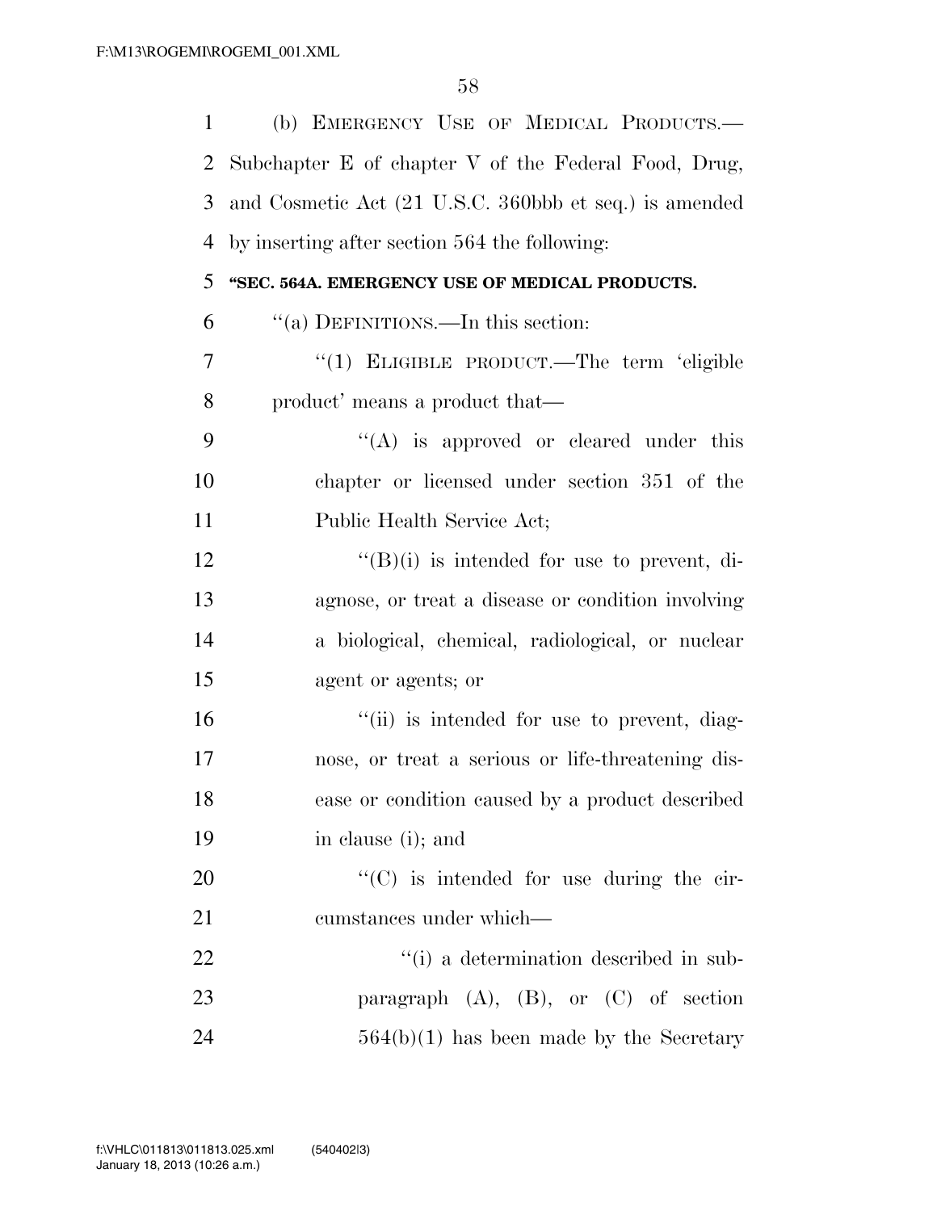(b) EMERGENCY USE OF MEDICAL PRODUCTS.—Subchapter E of chapter V of the Federal Food, Drug, and Cosmetic Act (21 U.S.C. 360bbb et seq.) is amended by inserting after section 564 the following:

**"SEC. 564A. EMERGENCY USE OF MEDICAL PRODUCTS.**

"(a) DEFINITIONS.—In this section:

"(1) ELIGIBLE PRODUCT.—The term 'eligible product' means a product that—

"(A) is approved or cleared under this chapter or licensed under section 351 of the Public Health Service Act;

"(B)(i) is intended for use to prevent, diagnose, or treat a disease or condition involving a biological, chemical, radiological, or nuclear agent or agents; or

"(ii) is intended for use to prevent, diagnose, or treat a serious or life-threatening disease or condition caused by a product described in clause (i); and

"(C) is intended for use during the circumstances under which—

"(i) a determination described in subparagraph (A), (B), or (C) of section 564(b)(1) has been made by the Secretary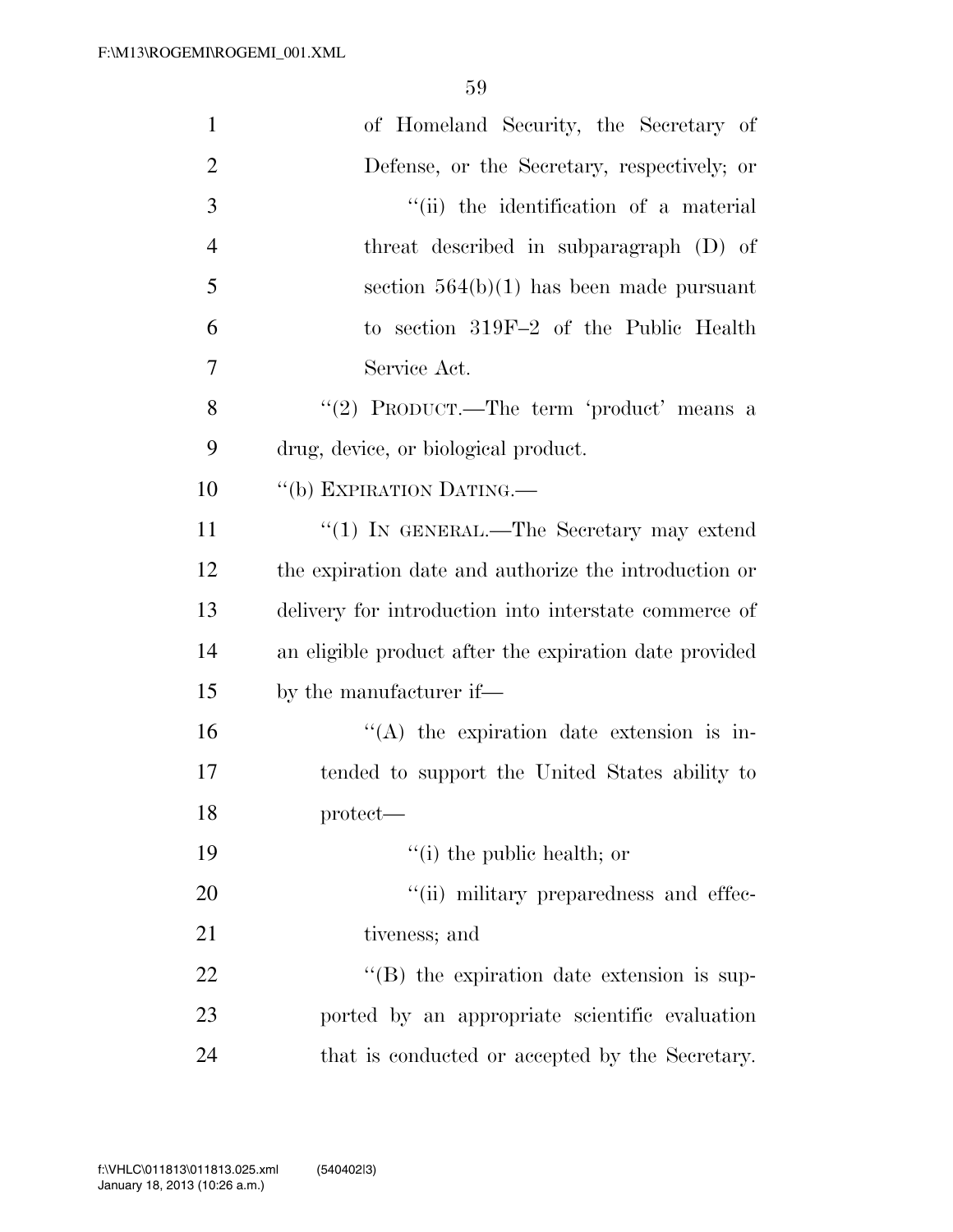of Homeland Security, the Secretary of Defense, or the Secretary, respectively; or

''(ii) the identification of a material threat described in subparagraph (D) of section 564(b)(1) has been made pursuant to section 319F–2 of the Public Health Service Act.

''(2) PRODUCT.—The term 'product' means a drug, device, or biological product.

''(b) EXPIRATION DATING.—

''(1) IN GENERAL.—The Secretary may extend the expiration date and authorize the introduction or delivery for introduction into interstate commerce of an eligible product after the expiration date provided by the manufacturer if—

''(A) the expiration date extension is intended to support the United States ability to protect—

''(i) the public health; or

''(ii) military preparedness and effectiveness; and

''(B) the expiration date extension is supported by an appropriate scientific evaluation that is conducted or accepted by the Secretary.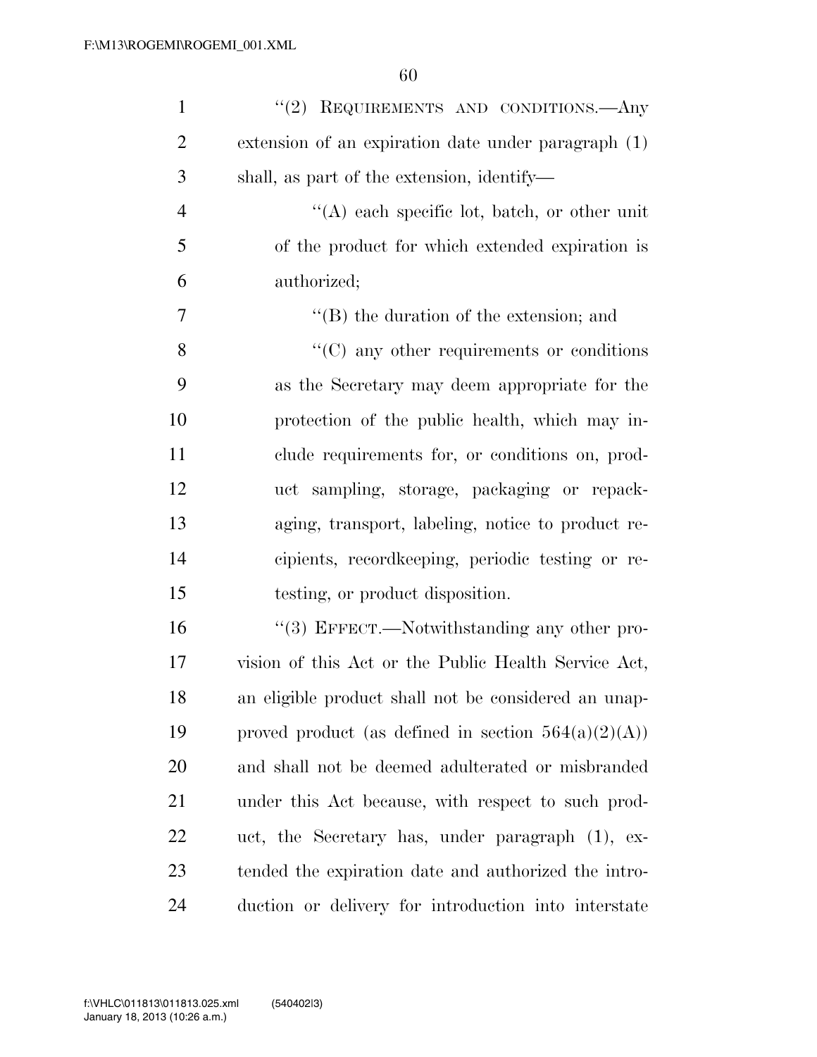"(2) REQUIREMENTS AND CONDITIONS.—Any extension of an expiration date under paragraph (1) shall, as part of the extension, identify—

"(A) each specific lot, batch, or other unit of the product for which extended expiration is authorized;

"(B) the duration of the extension; and

"(C) any other requirements or conditions as the Secretary may deem appropriate for the protection of the public health, which may include requirements for, or conditions on, product sampling, storage, packaging or repackaging, transport, labeling, notice to product recipients, recordkeeping, periodic testing or retesting, or product disposition.

"(3) EFFECT.—Notwithstanding any other provision of this Act or the Public Health Service Act, an eligible product shall not be considered an unapproved product (as defined in section 564(a)(2)(A)) and shall not be deemed adulterated or misbranded under this Act because, with respect to such product, the Secretary has, under paragraph (1), extended the expiration date and authorized the introduction or delivery for introduction into interstate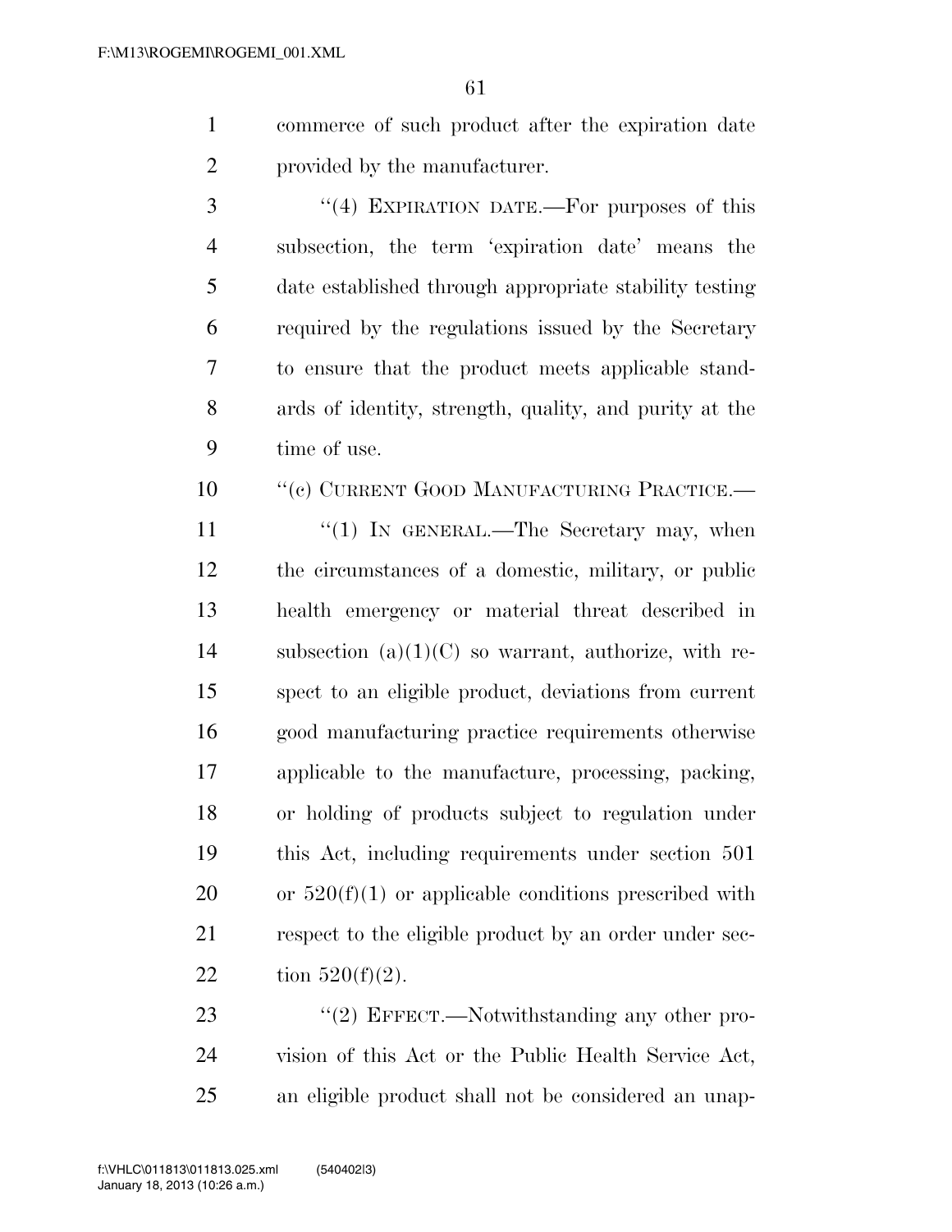commerce of such product after the expiration date provided by the manufacturer.

"(4) EXPIRATION DATE.—For purposes of this subsection, the term 'expiration date' means the date established through appropriate stability testing required by the regulations issued by the Secretary to ensure that the product meets applicable standards of identity, strength, quality, and purity at the time of use.

"(c) CURRENT GOOD MANUFACTURING PRACTICE.—

"(1) IN GENERAL.—The Secretary may, when the circumstances of a domestic, military, or public health emergency or material threat described in subsection (a)(1)(C) so warrant, authorize, with respect to an eligible product, deviations from current good manufacturing practice requirements otherwise applicable to the manufacture, processing, packing, or holding of products subject to regulation under this Act, including requirements under section 501 or 520(f)(1) or applicable conditions prescribed with respect to the eligible product by an order under section 520(f)(2).

"(2) EFFECT.—Notwithstanding any other provision of this Act or the Public Health Service Act, an eligible product shall not be considered an unap-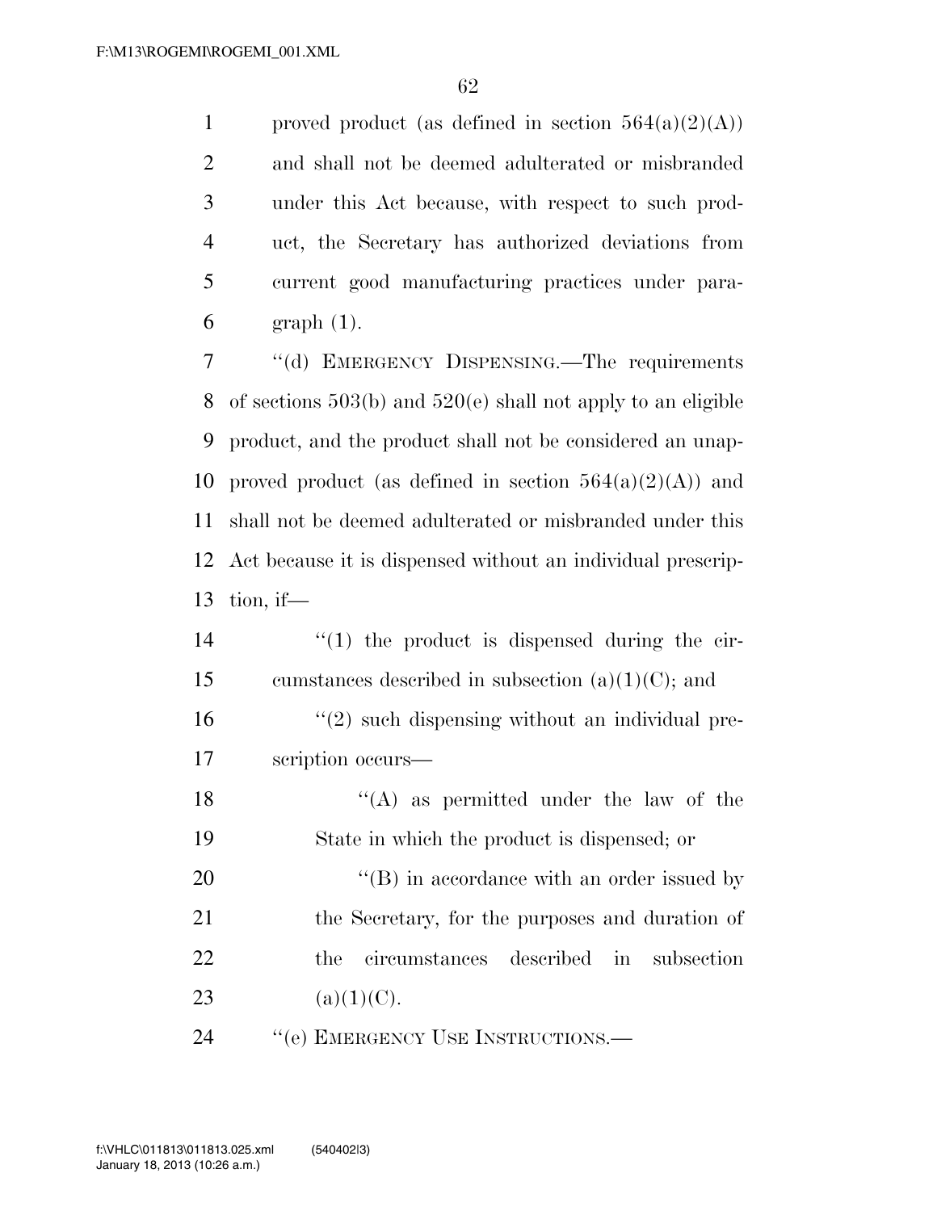proved product (as defined in section 564(a)(2)(A)) and shall not be deemed adulterated or misbranded under this Act because, with respect to such product, the Secretary has authorized deviations from current good manufacturing practices under paragraph (1).

''(d) EMERGENCY DISPENSING.—The requirements of sections 503(b) and 520(e) shall not apply to an eligible product, and the product shall not be considered an unapproved product (as defined in section 564(a)(2)(A)) and shall not be deemed adulterated or misbranded under this Act because it is dispensed without an individual prescription, if—

''(1) the product is dispensed during the circumstances described in subsection (a)(1)(C); and

''(2) such dispensing without an individual prescription occurs—

''(A) as permitted under the law of the State in which the product is dispensed; or

''(B) in accordance with an order issued by the Secretary, for the purposes and duration of the circumstances described in subsection (a)(1)(C).

''(e) EMERGENCY USE INSTRUCTIONS.—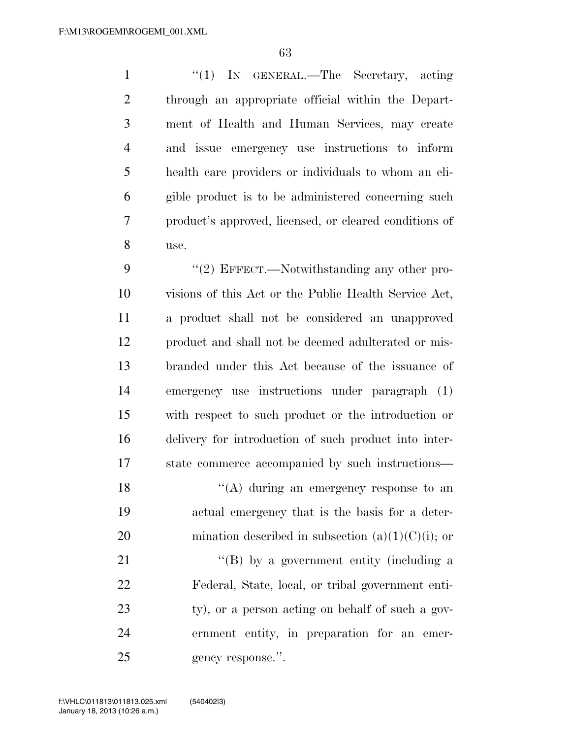"(1) IN GENERAL.—The Secretary, acting through an appropriate official within the Department of Health and Human Services, may create and issue emergency use instructions to inform health care providers or individuals to whom an eligible product is to be administered concerning such product's approved, licensed, or cleared conditions of use.

"(2) EFFECT.—Notwithstanding any other provisions of this Act or the Public Health Service Act, a product shall not be considered an unapproved product and shall not be deemed adulterated or misbranded under this Act because of the issuance of emergency use instructions under paragraph (1) with respect to such product or the introduction or delivery for introduction of such product into interstate commerce accompanied by such instructions—

"(A) during an emergency response to an actual emergency that is the basis for a determination described in subsection (a)(1)(C)(i); or

"(B) by a government entity (including a Federal, State, local, or tribal government entity), or a person acting on behalf of such a government entity, in preparation for an emergency response.".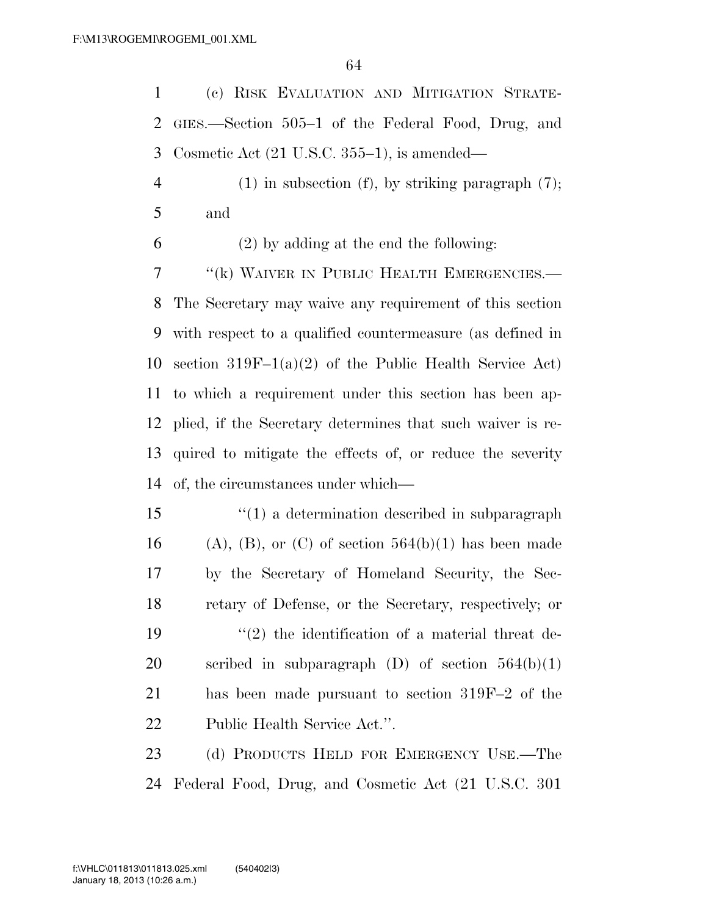(c) RISK EVALUATION AND MITIGATION STRATEGIES.—Section 505–1 of the Federal Food, Drug, and Cosmetic Act (21 U.S.C. 355–1), is amended—

(1) in subsection (f), by striking paragraph (7); and

(2) by adding at the end the following:

"(k) WAIVER IN PUBLIC HEALTH EMERGENCIES.—The Secretary may waive any requirement of this section with respect to a qualified countermeasure (as defined in section 319F–1(a)(2) of the Public Health Service Act) to which a requirement under this section has been applied, if the Secretary determines that such waiver is required to mitigate the effects of, or reduce the severity of, the circumstances under which—

"(1) a determination described in subparagraph (A), (B), or (C) of section 564(b)(1) has been made by the Secretary of Homeland Security, the Secretary of Defense, or the Secretary, respectively; or

"(2) the identification of a material threat described in subparagraph (D) of section 564(b)(1) has been made pursuant to section 319F–2 of the Public Health Service Act.".

(d) PRODUCTS HELD FOR EMERGENCY USE.—The Federal Food, Drug, and Cosmetic Act (21 U.S.C. 301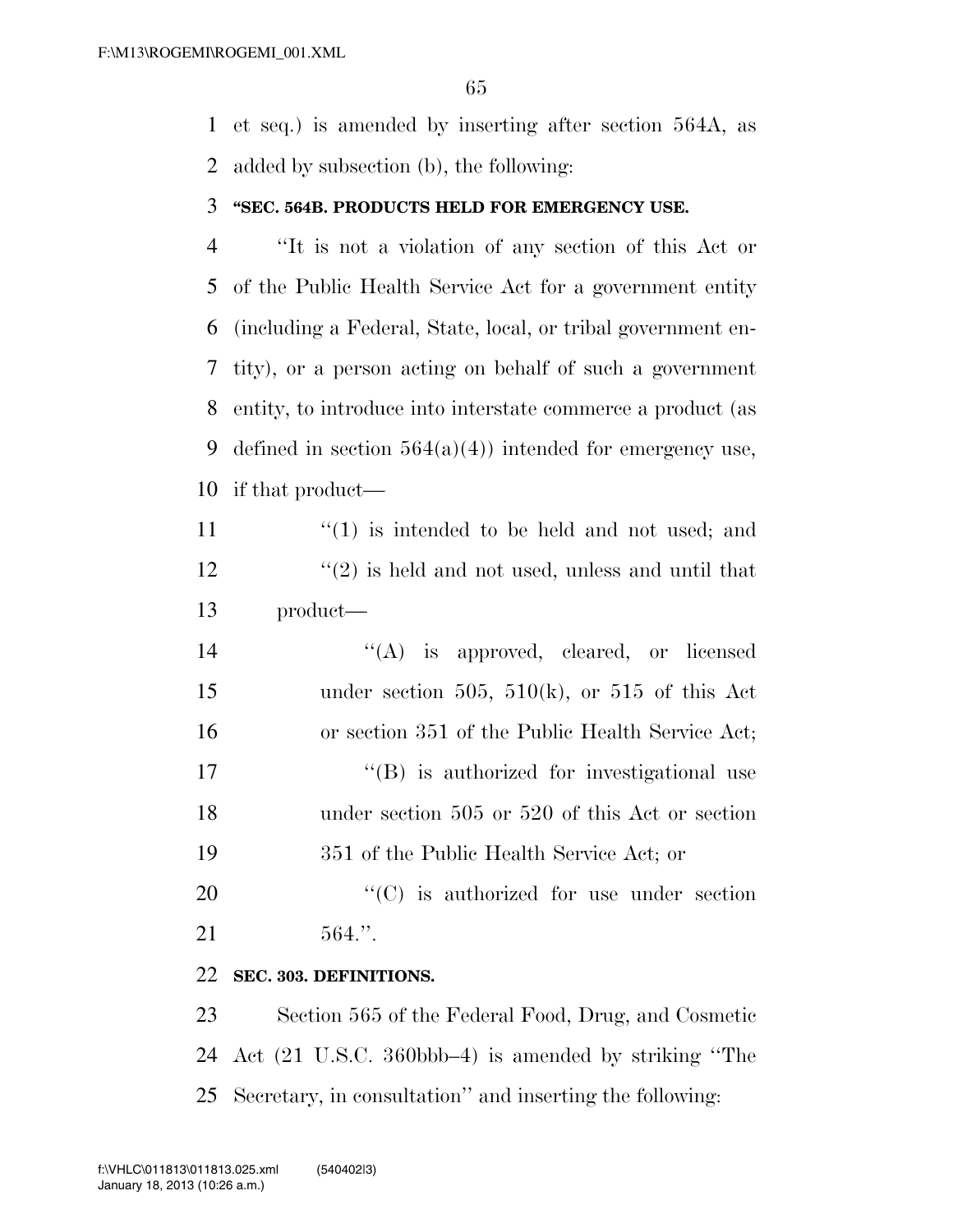et seq.) is amended by inserting after section 564A, as added by subsection (b), the following:

**"SEC. 564B. PRODUCTS HELD FOR EMERGENCY USE.**

"It is not a violation of any section of this Act or of the Public Health Service Act for a government entity (including a Federal, State, local, or tribal government entity), or a person acting on behalf of such a government entity, to introduce into interstate commerce a product (as defined in section 564(a)(4)) intended for emergency use, if that product—

"(1) is intended to be held and not used; and

"(2) is held and not used, unless and until that product—

"(A) is approved, cleared, or licensed under section 505, 510(k), or 515 of this Act or section 351 of the Public Health Service Act;

"(B) is authorized for investigational use under section 505 or 520 of this Act or section 351 of the Public Health Service Act; or

"(C) is authorized for use under section 564.".

**SEC. 303. DEFINITIONS.**

Section 565 of the Federal Food, Drug, and Cosmetic Act (21 U.S.C. 360bbb–4) is amended by striking "The Secretary, in consultation" and inserting the following: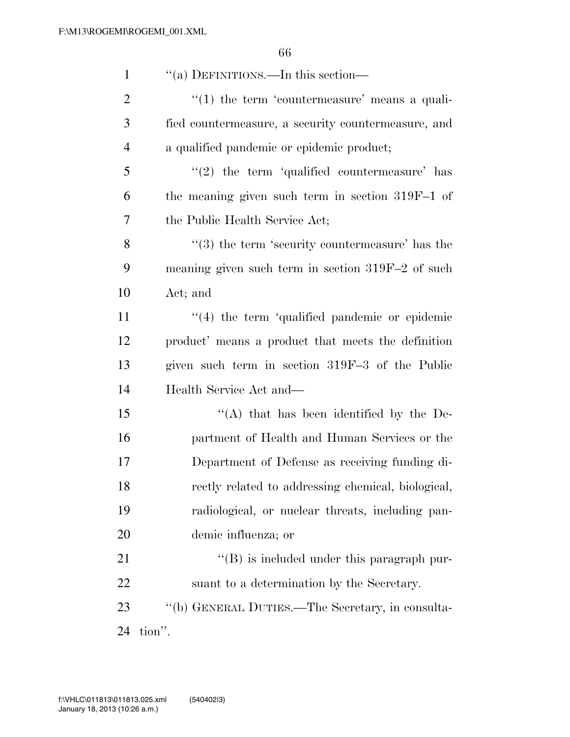''(a) DEFINITIONS.—In this section—

''(1) the term 'countermeasure' means a qualified countermeasure, a security countermeasure, and a qualified pandemic or epidemic product;

''(2) the term 'qualified countermeasure' has the meaning given such term in section 319F–1 of the Public Health Service Act;

''(3) the term 'security countermeasure' has the meaning given such term in section 319F–2 of such Act; and

''(4) the term 'qualified pandemic or epidemic product' means a product that meets the definition given such term in section 319F–3 of the Public Health Service Act and—

''(A) that has been identified by the Department of Health and Human Services or the Department of Defense as receiving funding directly related to addressing chemical, biological, radiological, or nuclear threats, including pandemic influenza; or

''(B) is included under this paragraph pursuant to a determination by the Secretary.

''(b) GENERAL DUTIES.—The Secretary, in consultation''.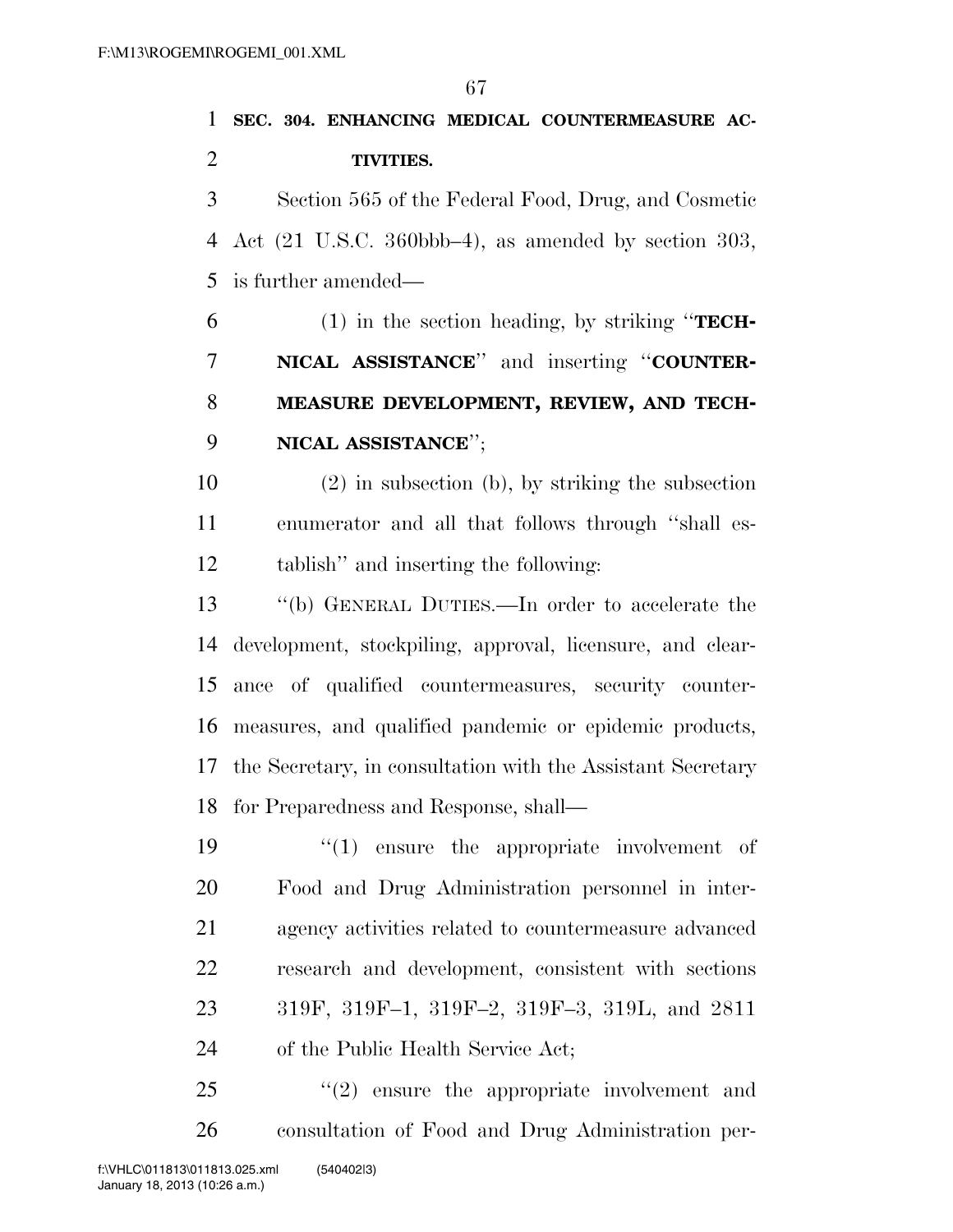**SEC. 304. ENHANCING MEDICAL COUNTERMEASURE ACTIVITIES.**

Section 565 of the Federal Food, Drug, and Cosmetic Act (21 U.S.C. 360bbb–4), as amended by section 303, is further amended—

(1) in the section heading, by striking "**TECHNICAL ASSISTANCE**" and inserting "**COUNTERMEASURE DEVELOPMENT, REVIEW, AND TECHNICAL ASSISTANCE**";

(2) in subsection (b), by striking the subsection enumerator and all that follows through "shall establish" and inserting the following:

"(b) GENERAL DUTIES.—In order to accelerate the development, stockpiling, approval, licensure, and clearance of qualified countermeasures, security countermeasures, and qualified pandemic or epidemic products, the Secretary, in consultation with the Assistant Secretary for Preparedness and Response, shall—

"(1) ensure the appropriate involvement of Food and Drug Administration personnel in interagency activities related to countermeasure advanced research and development, consistent with sections 319F, 319F–1, 319F–2, 319F–3, 319L, and 2811 of the Public Health Service Act;

"(2) ensure the appropriate involvement and consultation of Food and Drug Administration per-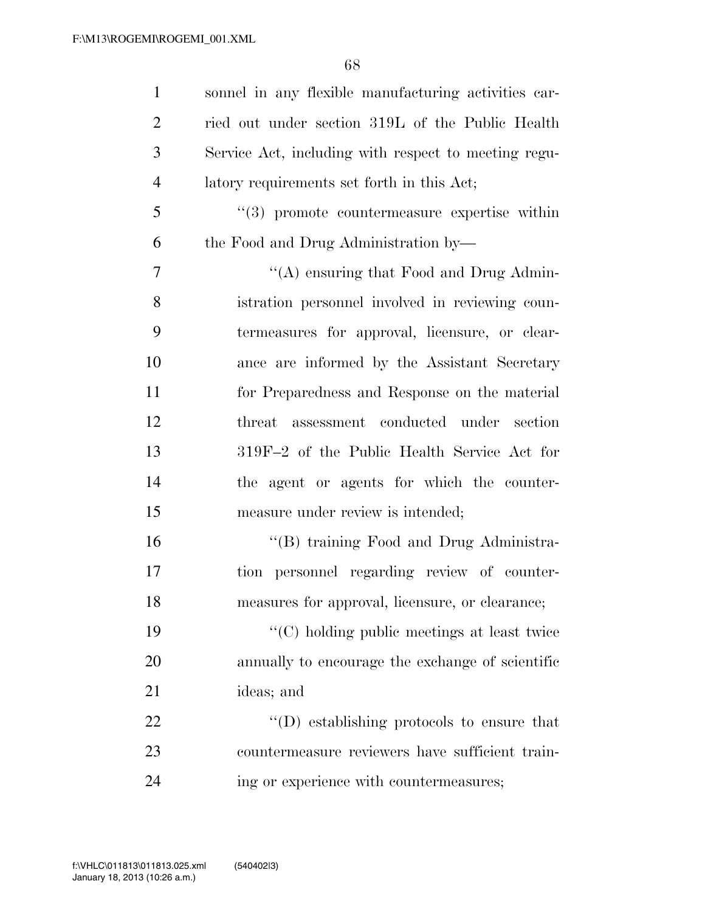sonnel in any flexible manufacturing activities carried out under section 319L of the Public Health Service Act, including with respect to meeting regulatory requirements set forth in this Act;

''(3) promote countermeasure expertise within the Food and Drug Administration by—

''(A) ensuring that Food and Drug Administration personnel involved in reviewing countermeasures for approval, licensure, or clearance are informed by the Assistant Secretary for Preparedness and Response on the material threat assessment conducted under section 319F–2 of the Public Health Service Act for the agent or agents for which the countermeasure under review is intended;

''(B) training Food and Drug Administration personnel regarding review of countermeasures for approval, licensure, or clearance;

''(C) holding public meetings at least twice annually to encourage the exchange of scientific ideas; and

''(D) establishing protocols to ensure that countermeasure reviewers have sufficient training or experience with countermeasures;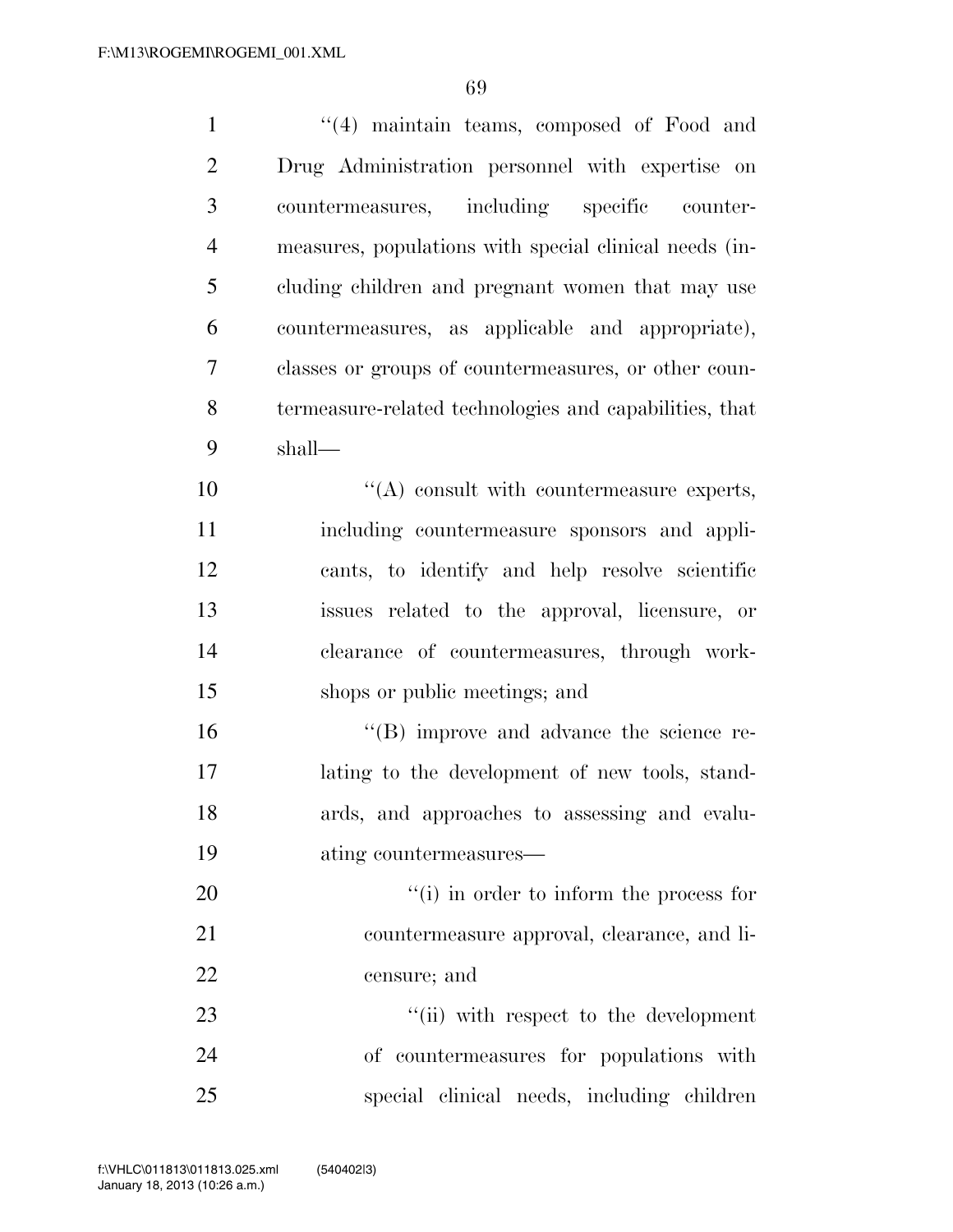"(4) maintain teams, composed of Food and Drug Administration personnel with expertise on countermeasures, including specific countermeasures, populations with special clinical needs (including children and pregnant women that may use countermeasures, as applicable and appropriate), classes or groups of countermeasures, or other countermeasure-related technologies and capabilities, that shall—

"(A) consult with countermeasure experts, including countermeasure sponsors and applicants, to identify and help resolve scientific issues related to the approval, licensure, or clearance of countermeasures, through workshops or public meetings; and

"(B) improve and advance the science relating to the development of new tools, standards, and approaches to assessing and evaluating countermeasures—

"(i) in order to inform the process for countermeasure approval, clearance, and licensure; and

"(ii) with respect to the development of countermeasures for populations with special clinical needs, including children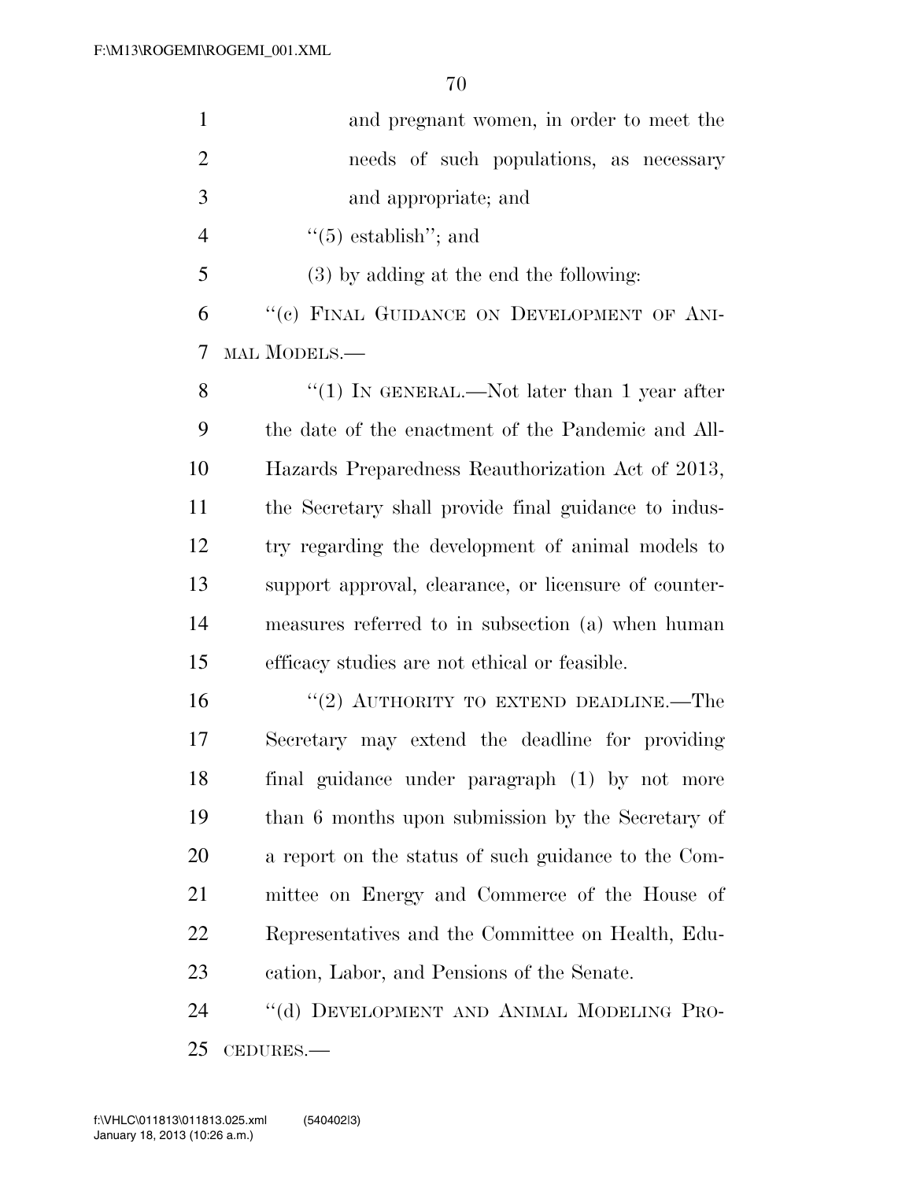and pregnant women, in order to meet the needs of such populations, as necessary and appropriate; and

"(5) establish"; and

(3) by adding at the end the following:

"(c) FINAL GUIDANCE ON DEVELOPMENT OF ANIMAL MODELS.—

"(1) IN GENERAL.—Not later than 1 year after the date of the enactment of the Pandemic and All-Hazards Preparedness Reauthorization Act of 2013, the Secretary shall provide final guidance to industry regarding the development of animal models to support approval, clearance, or licensure of countermeasures referred to in subsection (a) when human efficacy studies are not ethical or feasible.

"(2) AUTHORITY TO EXTEND DEADLINE.—The Secretary may extend the deadline for providing final guidance under paragraph (1) by not more than 6 months upon submission by the Secretary of a report on the status of such guidance to the Committee on Energy and Commerce of the House of Representatives and the Committee on Health, Education, Labor, and Pensions of the Senate.

"(d) DEVELOPMENT AND ANIMAL MODELING PROCEDURES.—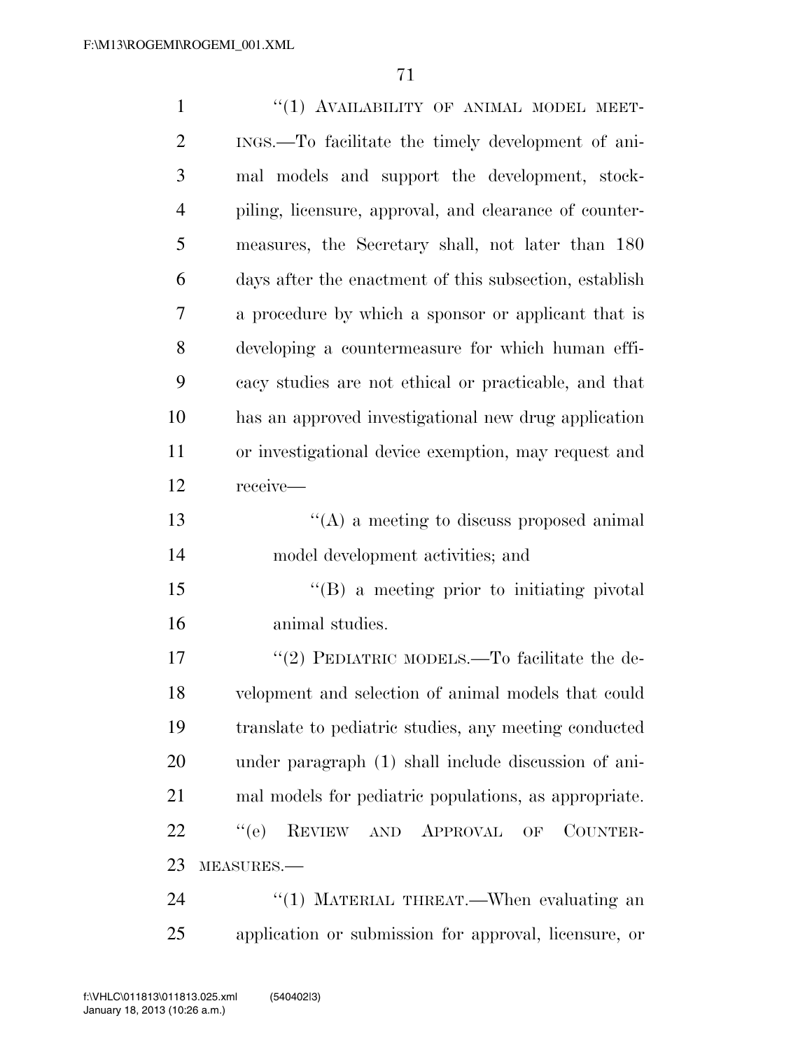"(1) AVAILABILITY OF ANIMAL MODEL MEETINGS.—To facilitate the timely development of animal models and support the development, stockpiling, licensure, approval, and clearance of countermeasures, the Secretary shall, not later than 180 days after the enactment of this subsection, establish a procedure by which a sponsor or applicant that is developing a countermeasure for which human efficacy studies are not ethical or practicable, and that has an approved investigational new drug application or investigational device exemption, may request and receive—

"(A) a meeting to discuss proposed animal model development activities; and

"(B) a meeting prior to initiating pivotal animal studies.

"(2) PEDIATRIC MODELS.—To facilitate the development and selection of animal models that could translate to pediatric studies, any meeting conducted under paragraph (1) shall include discussion of animal models for pediatric populations, as appropriate.

"(e) REVIEW AND APPROVAL OF COUNTERMEASURES.—

"(1) MATERIAL THREAT.—When evaluating an application or submission for approval, licensure, or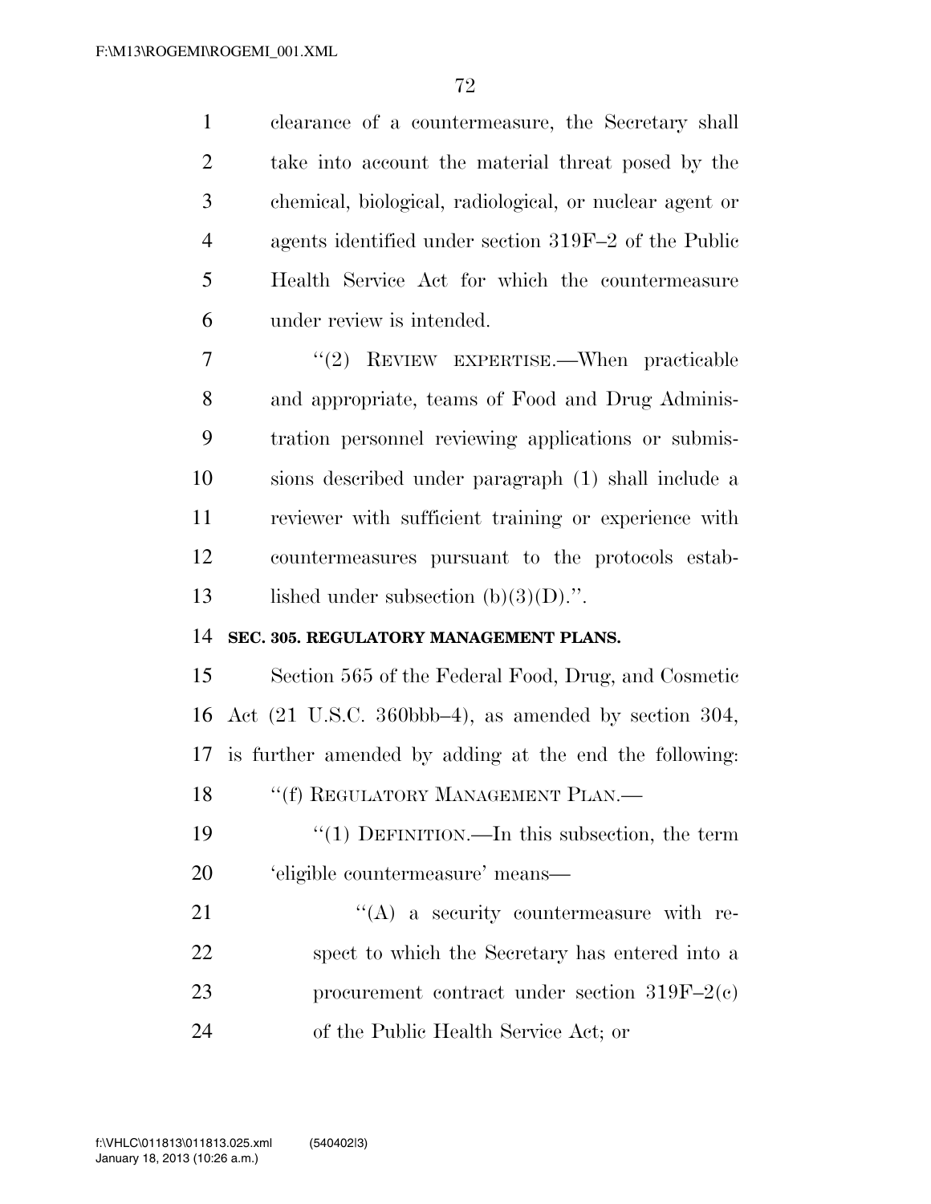clearance of a countermeasure, the Secretary shall take into account the material threat posed by the chemical, biological, radiological, or nuclear agent or agents identified under section 319F–2 of the Public Health Service Act for which the countermeasure under review is intended.

"(2) REVIEW EXPERTISE.—When practicable and appropriate, teams of Food and Drug Administration personnel reviewing applications or submissions described under paragraph (1) shall include a reviewer with sufficient training or experience with countermeasures pursuant to the protocols established under subsection (b)(3)(D).".

**SEC. 305. REGULATORY MANAGEMENT PLANS.**

Section 565 of the Federal Food, Drug, and Cosmetic Act (21 U.S.C. 360bbb–4), as amended by section 304, is further amended by adding at the end the following:

"(f) REGULATORY MANAGEMENT PLAN.—

"(1) DEFINITION.—In this subsection, the term 'eligible countermeasure' means—

"(A) a security countermeasure with respect to which the Secretary has entered into a procurement contract under section 319F–2(c) of the Public Health Service Act; or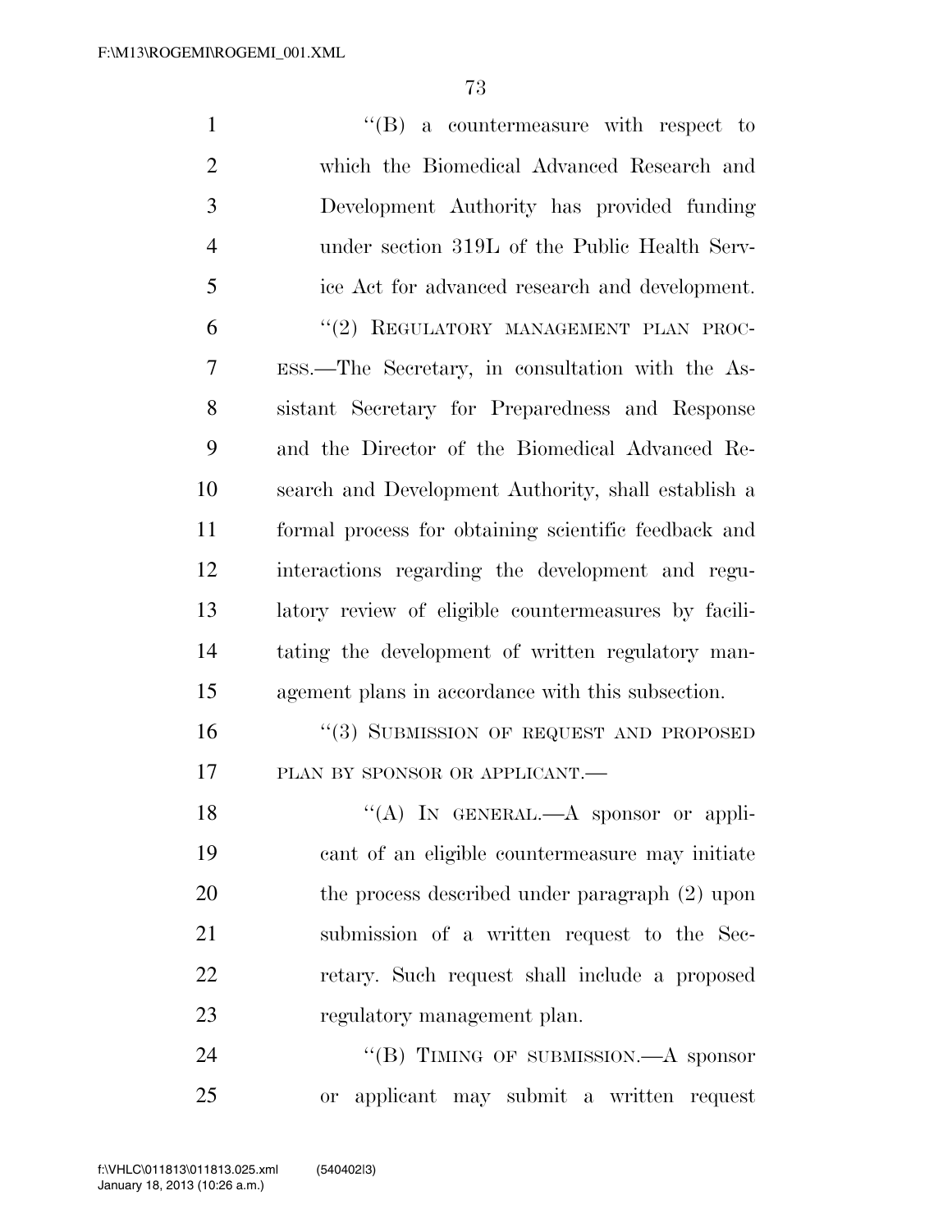"(B) a countermeasure with respect to which the Biomedical Advanced Research and Development Authority has provided funding under section 319L of the Public Health Service Act for advanced research and development.

"(2) REGULATORY MANAGEMENT PLAN PROCESS.—The Secretary, in consultation with the Assistant Secretary for Preparedness and Response and the Director of the Biomedical Advanced Research and Development Authority, shall establish a formal process for obtaining scientific feedback and interactions regarding the development and regulatory review of eligible countermeasures by facilitating the development of written regulatory management plans in accordance with this subsection.

"(3) SUBMISSION OF REQUEST AND PROPOSED PLAN BY SPONSOR OR APPLICANT.—

"(A) IN GENERAL.—A sponsor or applicant of an eligible countermeasure may initiate the process described under paragraph (2) upon submission of a written request to the Secretary. Such request shall include a proposed regulatory management plan.

"(B) TIMING OF SUBMISSION.—A sponsor or applicant may submit a written request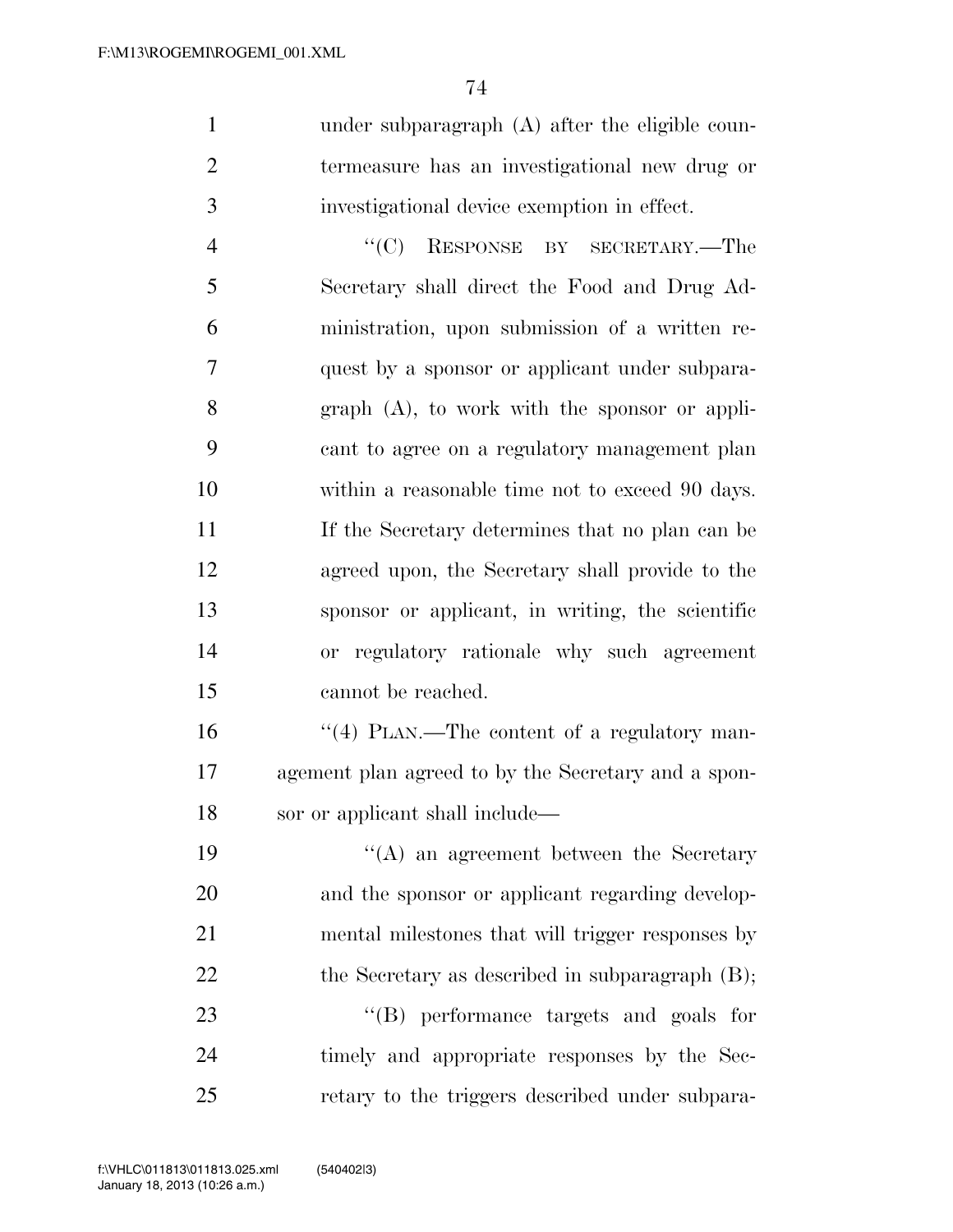under subparagraph (A) after the eligible countermeasure has an investigational new drug or investigational device exemption in effect.

"(C) RESPONSE BY SECRETARY.—The Secretary shall direct the Food and Drug Administration, upon submission of a written request by a sponsor or applicant under subparagraph (A), to work with the sponsor or applicant to agree on a regulatory management plan within a reasonable time not to exceed 90 days. If the Secretary determines that no plan can be agreed upon, the Secretary shall provide to the sponsor or applicant, in writing, the scientific or regulatory rationale why such agreement cannot be reached.

"(4) PLAN.—The content of a regulatory management plan agreed to by the Secretary and a sponsor or applicant shall include—

"(A) an agreement between the Secretary and the sponsor or applicant regarding developmental milestones that will trigger responses by the Secretary as described in subparagraph (B);

"(B) performance targets and goals for timely and appropriate responses by the Secretary to the triggers described under subpara-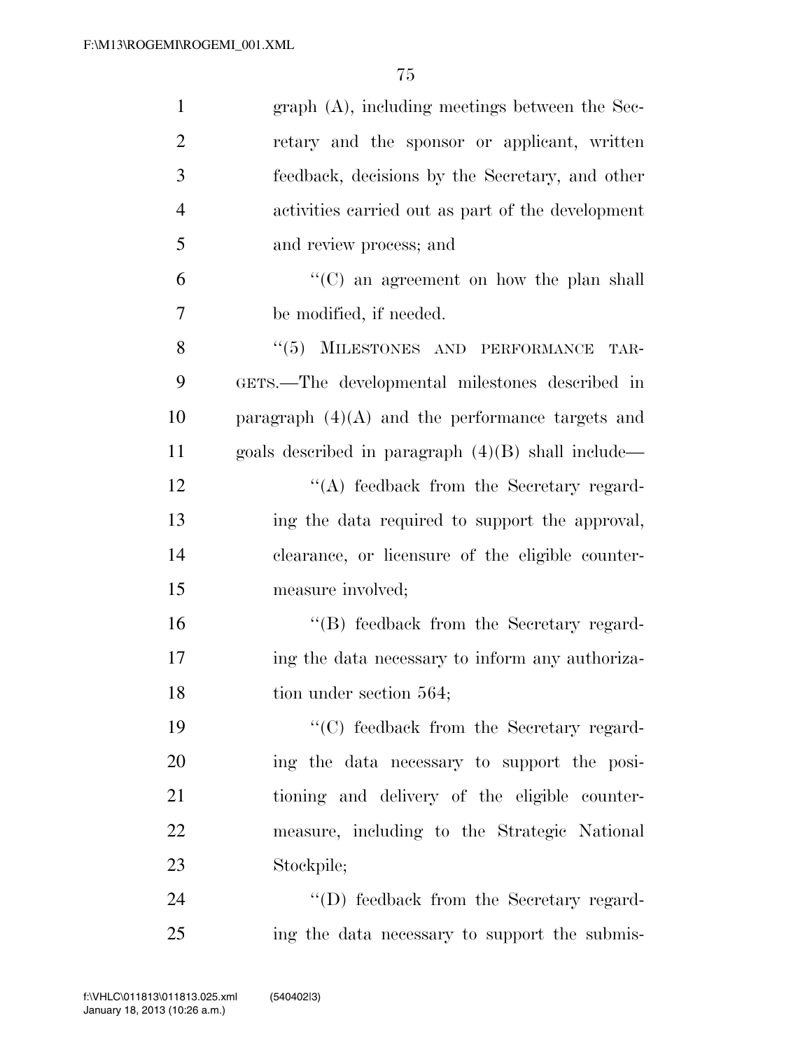graph (A), including meetings between the Secretary and the sponsor or applicant, written feedback, decisions by the Secretary, and other activities carried out as part of the development and review process; and

"(C) an agreement on how the plan shall be modified, if needed.

"(5) MILESTONES AND PERFORMANCE TARGETS.—The developmental milestones described in paragraph (4)(A) and the performance targets and goals described in paragraph (4)(B) shall include—

"(A) feedback from the Secretary regarding the data required to support the approval, clearance, or licensure of the eligible countermeasure involved;

"(B) feedback from the Secretary regarding the data necessary to inform any authorization under section 564;

"(C) feedback from the Secretary regarding the data necessary to support the positioning and delivery of the eligible countermeasure, including to the Strategic National Stockpile;

"(D) feedback from the Secretary regarding the data necessary to support the submis-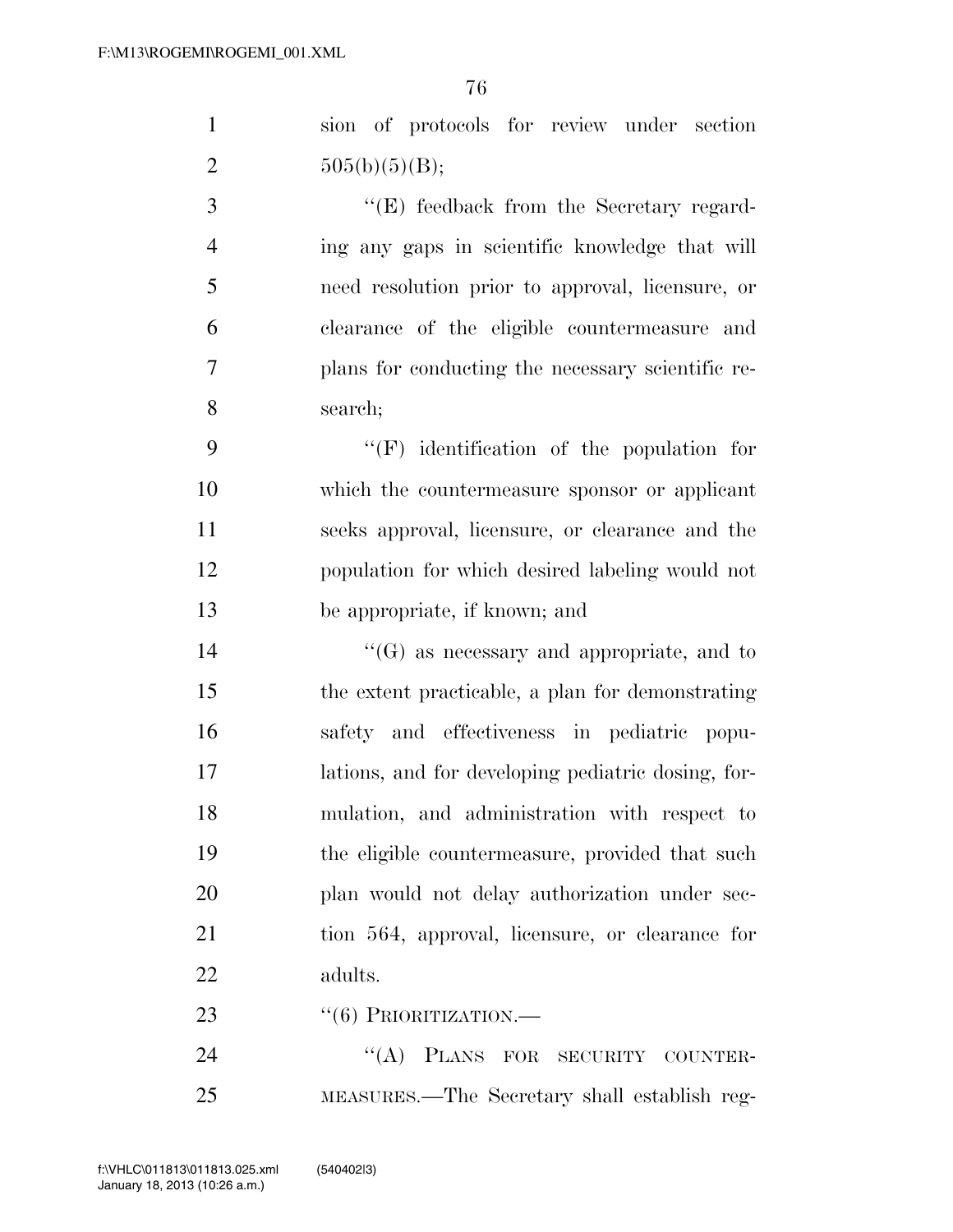sion of protocols for review under section 505(b)(5)(B);

"(E) feedback from the Secretary regarding any gaps in scientific knowledge that will need resolution prior to approval, licensure, or clearance of the eligible countermeasure and plans for conducting the necessary scientific research;

"(F) identification of the population for which the countermeasure sponsor or applicant seeks approval, licensure, or clearance and the population for which desired labeling would not be appropriate, if known; and

"(G) as necessary and appropriate, and to the extent practicable, a plan for demonstrating safety and effectiveness in pediatric populations, and for developing pediatric dosing, formulation, and administration with respect to the eligible countermeasure, provided that such plan would not delay authorization under section 564, approval, licensure, or clearance for adults.

"(6) PRIORITIZATION.—

"(A) PLANS FOR SECURITY COUNTERMEASURES.—The Secretary shall establish reg-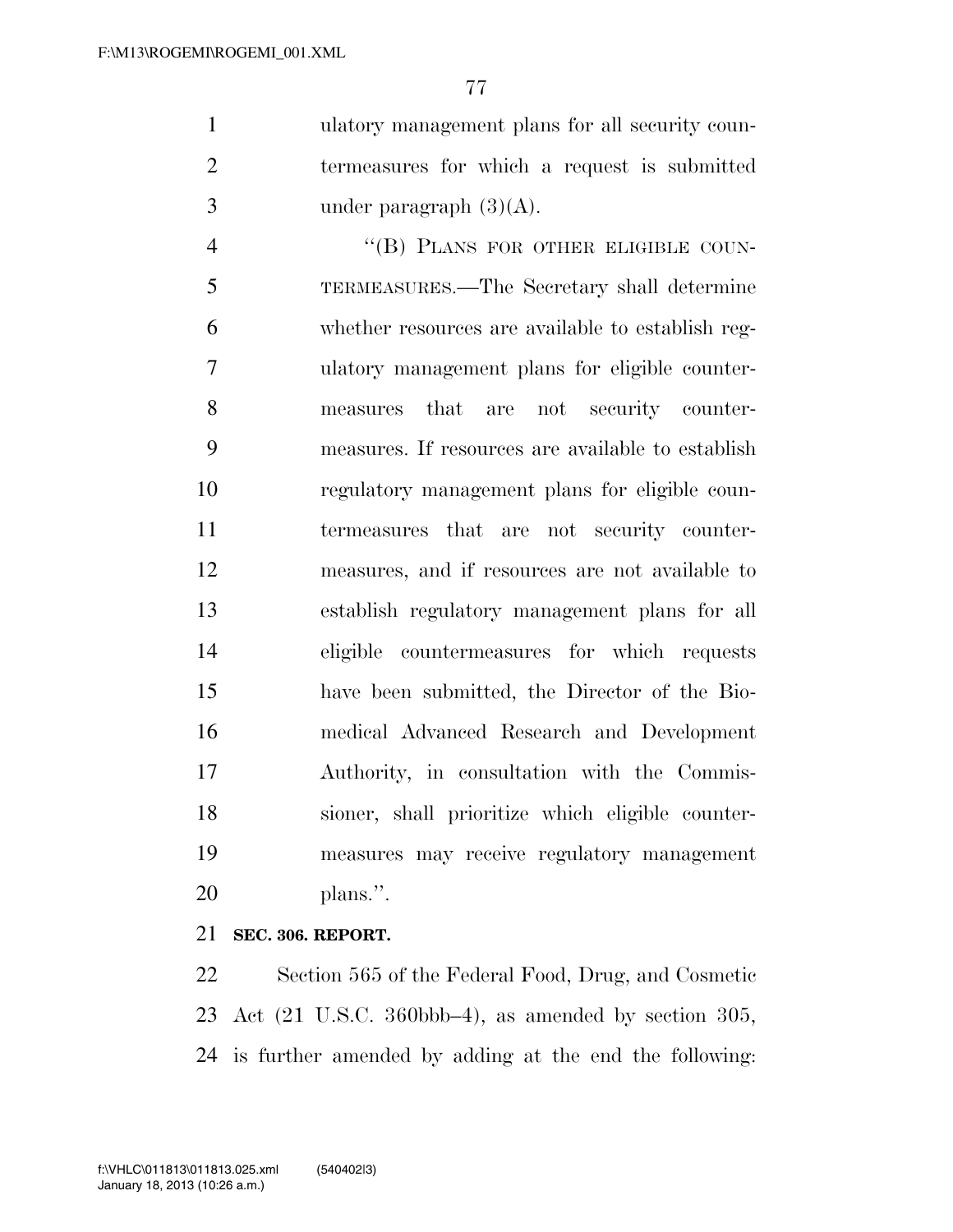ulatory management plans for all security countermeasures for which a request is submitted under paragraph (3)(A).

"(B) PLANS FOR OTHER ELIGIBLE COUNTERMEASURES.—The Secretary shall determine whether resources are available to establish regulatory management plans for eligible countermeasures that are not security countermeasures. If resources are available to establish regulatory management plans for eligible countermeasures that are not security countermeasures, and if resources are not available to establish regulatory management plans for all eligible countermeasures for which requests have been submitted, the Director of the Biomedical Advanced Research and Development Authority, in consultation with the Commissioner, shall prioritize which eligible countermeasures may receive regulatory management plans.".

**SEC. 306. REPORT.**

Section 565 of the Federal Food, Drug, and Cosmetic Act (21 U.S.C. 360bbb–4), as amended by section 305, is further amended by adding at the end the following: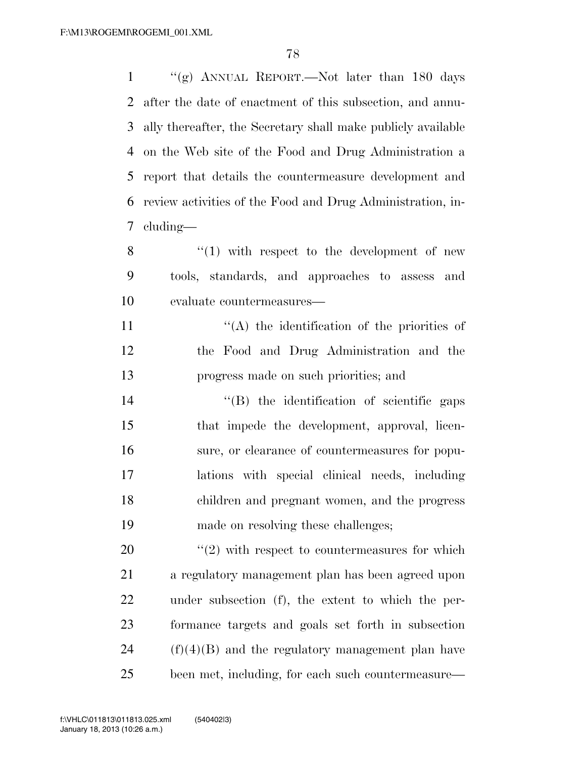"(g) ANNUAL REPORT.—Not later than 180 days after the date of enactment of this subsection, and annually thereafter, the Secretary shall make publicly available on the Web site of the Food and Drug Administration a report that details the countermeasure development and review activities of the Food and Drug Administration, including—

"(1) with respect to the development of new tools, standards, and approaches to assess and evaluate countermeasures—

"(A) the identification of the priorities of the Food and Drug Administration and the progress made on such priorities; and

"(B) the identification of scientific gaps that impede the development, approval, licensure, or clearance of countermeasures for populations with special clinical needs, including children and pregnant women, and the progress made on resolving these challenges;

"(2) with respect to countermeasures for which a regulatory management plan has been agreed upon under subsection (f), the extent to which the performance targets and goals set forth in subsection (f)(4)(B) and the regulatory management plan have been met, including, for each such countermeasure—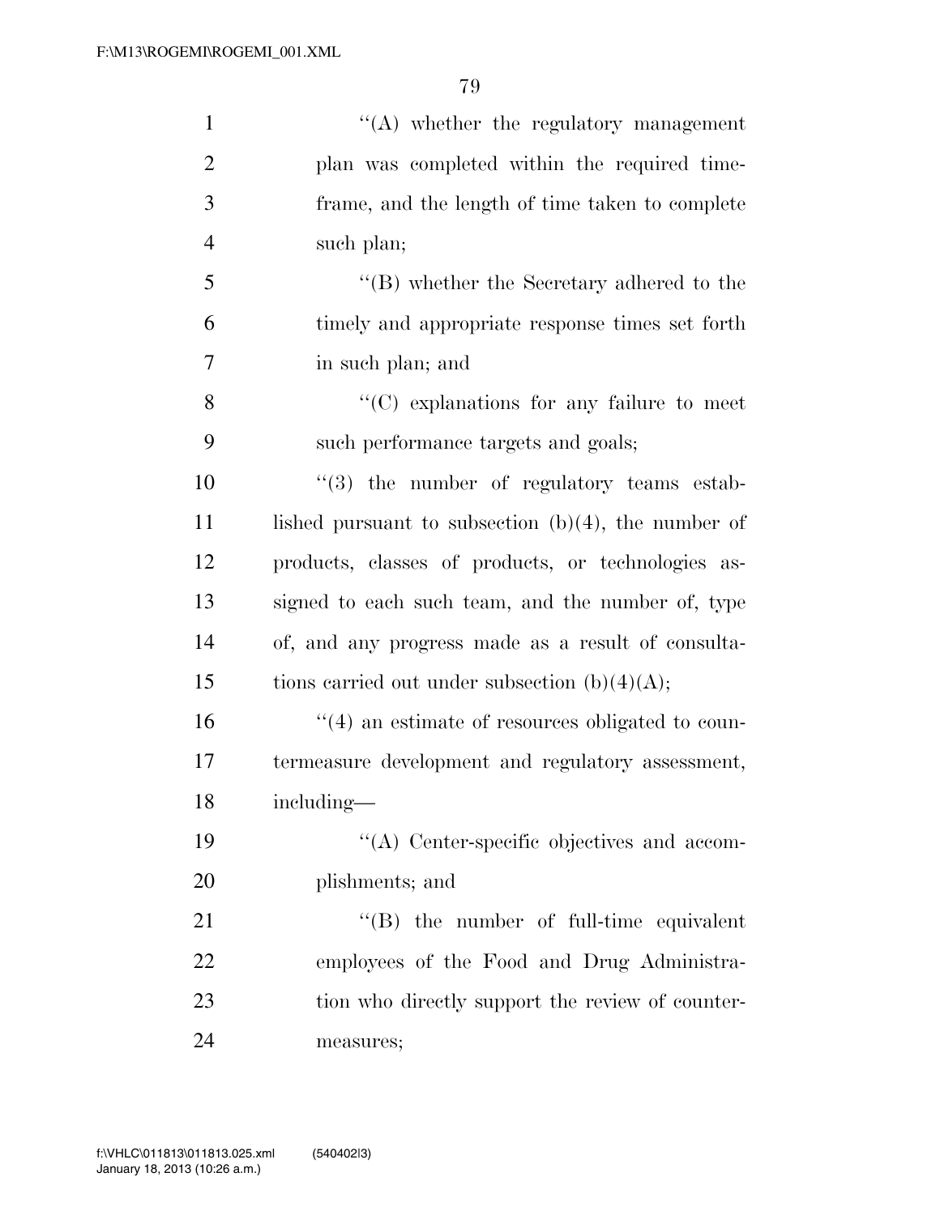''(A) whether the regulatory management plan was completed within the required timeframe, and the length of time taken to complete such plan;

''(B) whether the Secretary adhered to the timely and appropriate response times set forth in such plan; and

''(C) explanations for any failure to meet such performance targets and goals;

''(3) the number of regulatory teams established pursuant to subsection (b)(4), the number of products, classes of products, or technologies assigned to each such team, and the number of, type of, and any progress made as a result of consultations carried out under subsection (b)(4)(A);

''(4) an estimate of resources obligated to countermeasure development and regulatory assessment, including—

''(A) Center-specific objectives and accomplishments; and

''(B) the number of full-time equivalent employees of the Food and Drug Administration who directly support the review of countermeasures;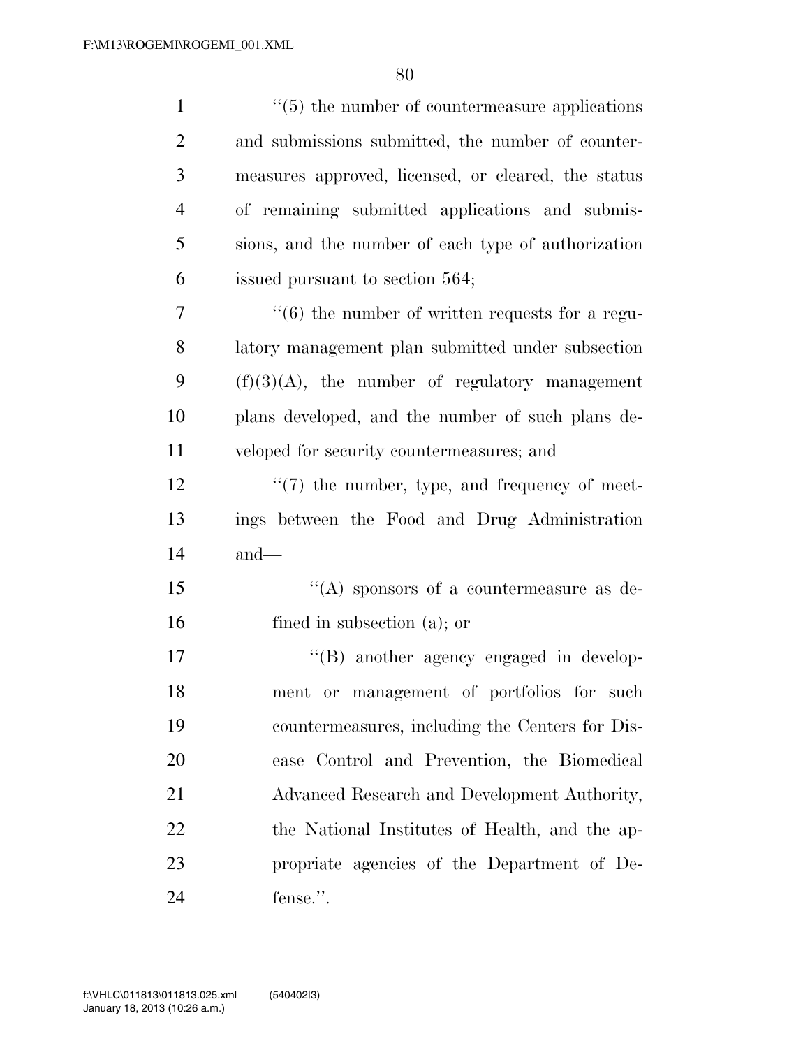''(5) the number of countermeasure applications and submissions submitted, the number of countermeasures approved, licensed, or cleared, the status of remaining submitted applications and submissions, and the number of each type of authorization issued pursuant to section 564;

''(6) the number of written requests for a regulatory management plan submitted under subsection (f)(3)(A), the number of regulatory management plans developed, and the number of such plans developed for security countermeasures; and

''(7) the number, type, and frequency of meetings between the Food and Drug Administration and—

''(A) sponsors of a countermeasure as defined in subsection (a); or

''(B) another agency engaged in development or management of portfolios for such countermeasures, including the Centers for Disease Control and Prevention, the Biomedical Advanced Research and Development Authority, the National Institutes of Health, and the appropriate agencies of the Department of Defense.''.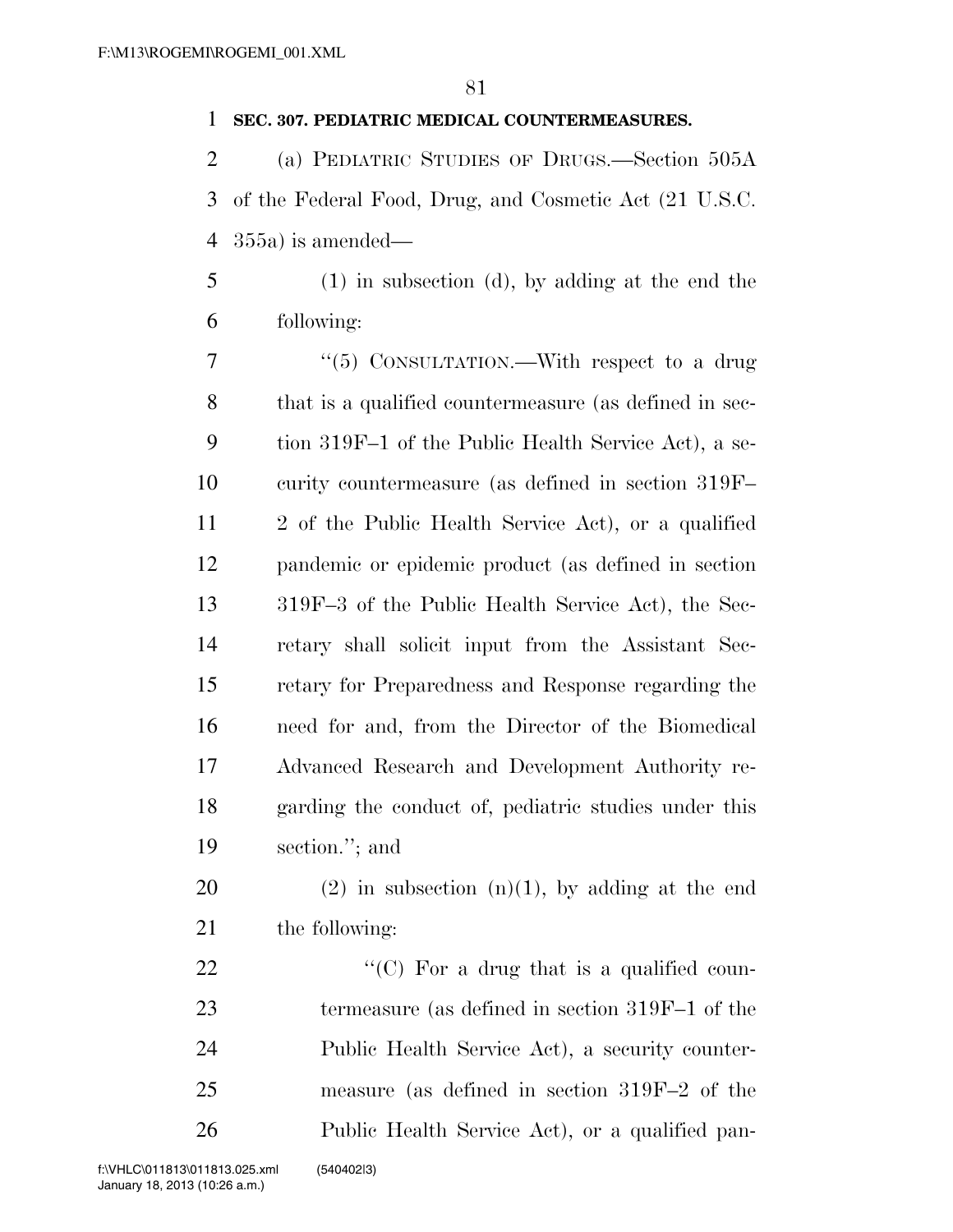**SEC. 307. PEDIATRIC MEDICAL COUNTERMEASURES.**

(a) PEDIATRIC STUDIES OF DRUGS.—Section 505A of the Federal Food, Drug, and Cosmetic Act (21 U.S.C. 355a) is amended—

(1) in subsection (d), by adding at the end the following:

"(5) CONSULTATION.—With respect to a drug that is a qualified countermeasure (as defined in section 319F–1 of the Public Health Service Act), a security countermeasure (as defined in section 319F–2 of the Public Health Service Act), or a qualified pandemic or epidemic product (as defined in section 319F–3 of the Public Health Service Act), the Secretary shall solicit input from the Assistant Secretary for Preparedness and Response regarding the need for and, from the Director of the Biomedical Advanced Research and Development Authority regarding the conduct of, pediatric studies under this section."; and

(2) in subsection (n)(1), by adding at the end the following:

"(C) For a drug that is a qualified countermeasure (as defined in section 319F–1 of the Public Health Service Act), a security countermeasure (as defined in section 319F–2 of the Public Health Service Act), or a qualified pan-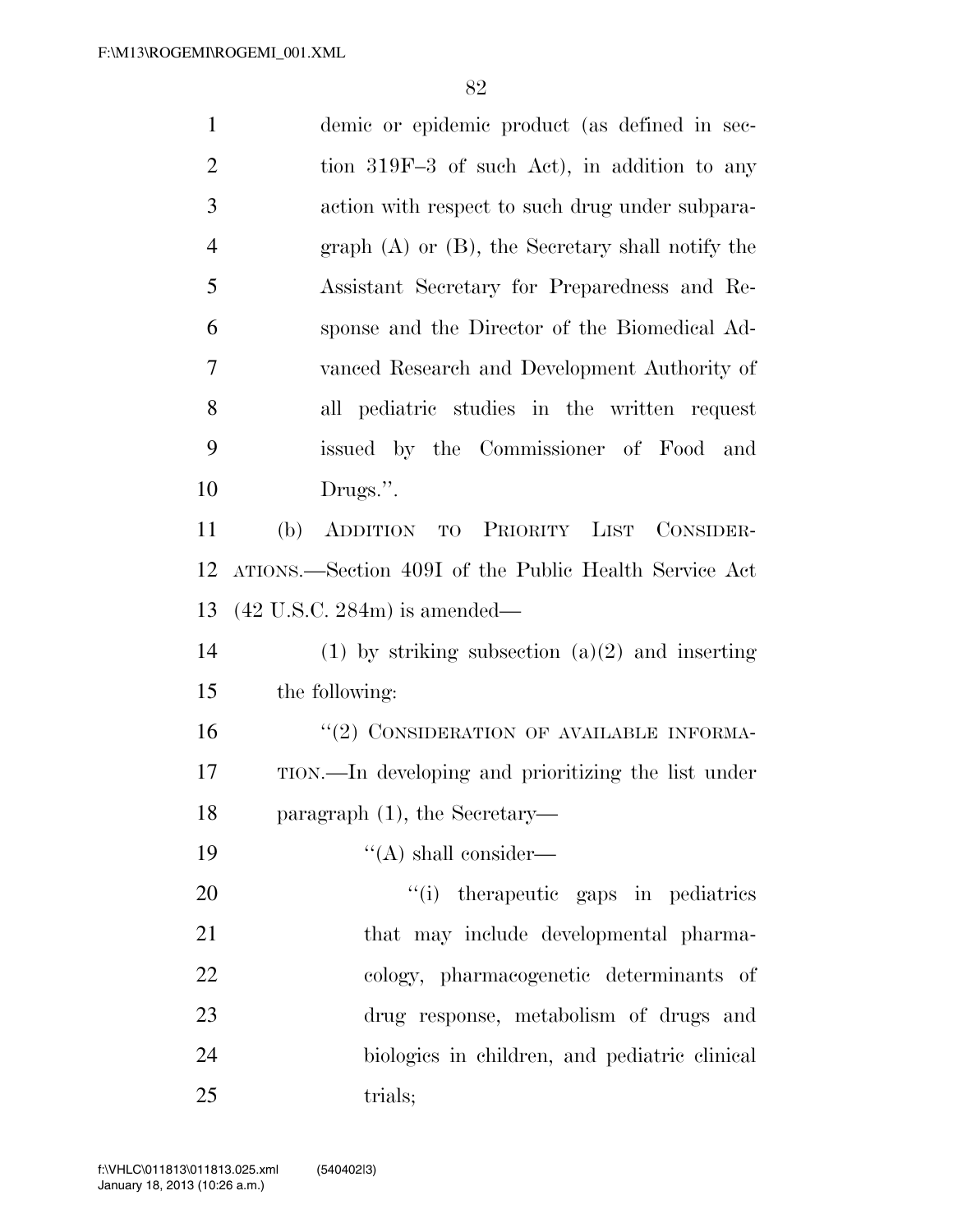demic or epidemic product (as defined in section 319F–3 of such Act), in addition to any action with respect to such drug under subparagraph (A) or (B), the Secretary shall notify the Assistant Secretary for Preparedness and Response and the Director of the Biomedical Advanced Research and Development Authority of all pediatric studies in the written request issued by the Commissioner of Food and Drugs.''.

(b) ADDITION TO PRIORITY LIST CONSIDERATIONS.—Section 409I of the Public Health Service Act (42 U.S.C. 284m) is amended—

(1) by striking subsection (a)(2) and inserting the following:

''(2) CONSIDERATION OF AVAILABLE INFORMATION.—In developing and prioritizing the list under paragraph (1), the Secretary—

''(A) shall consider—

''(i) therapeutic gaps in pediatrics that may include developmental pharmacology, pharmacogenetic determinants of drug response, metabolism of drugs and biologics in children, and pediatric clinical trials;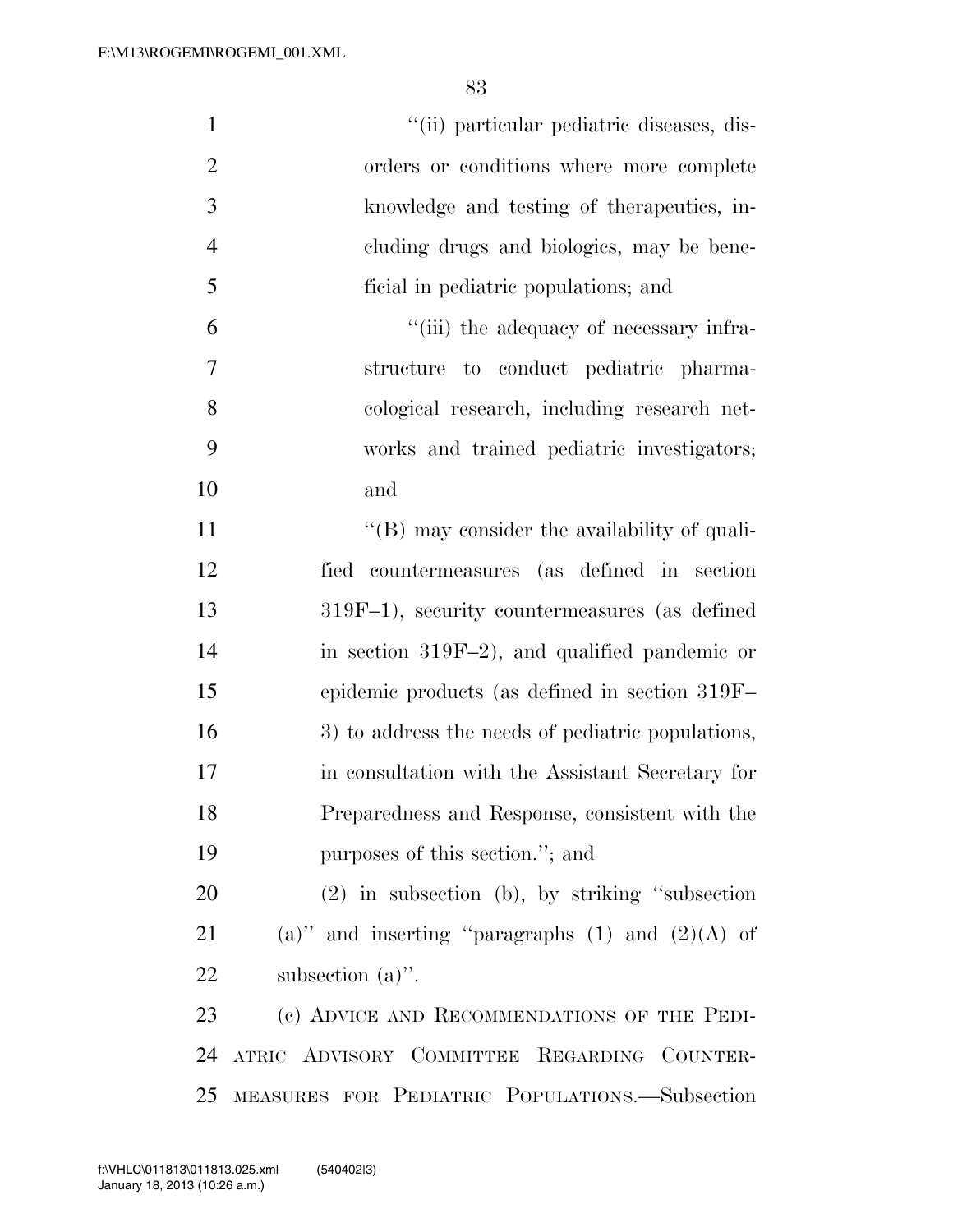"(ii) particular pediatric diseases, disorders or conditions where more complete knowledge and testing of therapeutics, including drugs and biologics, may be beneficial in pediatric populations; and

"(iii) the adequacy of necessary infrastructure to conduct pediatric pharmacological research, including research networks and trained pediatric investigators; and

"(B) may consider the availability of qualified countermeasures (as defined in section 319F–1), security countermeasures (as defined in section 319F–2), and qualified pandemic or epidemic products (as defined in section 319F–3) to address the needs of pediatric populations, in consultation with the Assistant Secretary for Preparedness and Response, consistent with the purposes of this section."; and

(2) in subsection (b), by striking "subsection (a)" and inserting "paragraphs (1) and (2)(A) of subsection (a)".

(c) ADVICE AND RECOMMENDATIONS OF THE PEDIATRIC ADVISORY COMMITTEE REGARDING COUNTERMEASURES FOR PEDIATRIC POPULATIONS.—Subsection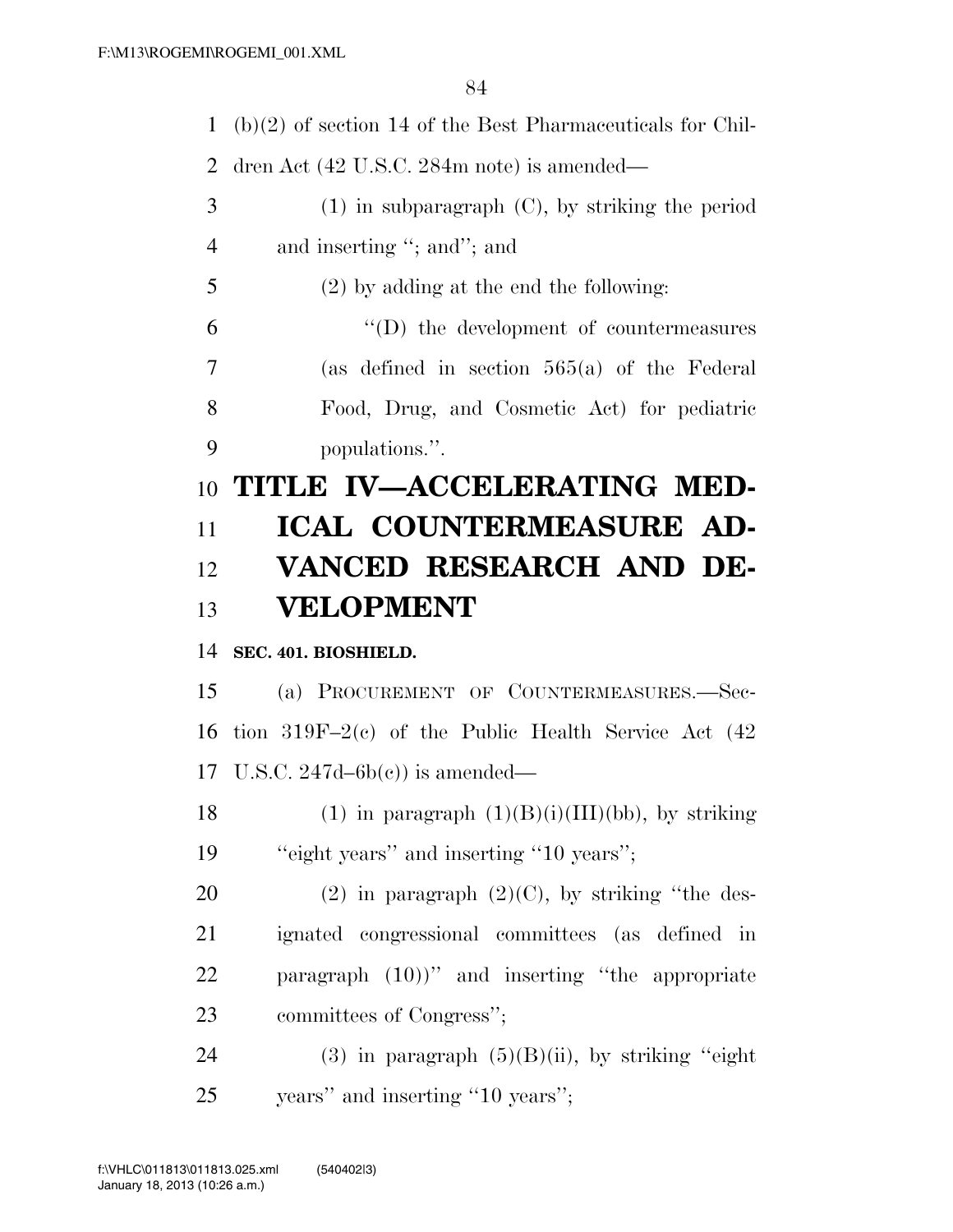(b)(2) of section 14 of the Best Pharmaceuticals for Children Act (42 U.S.C. 284m note) is amended—

(1) in subparagraph (C), by striking the period and inserting "; and"; and

(2) by adding at the end the following:

"(D) the development of countermeasures (as defined in section 565(a) of the Federal Food, Drug, and Cosmetic Act) for pediatric populations.".

# TITLE IV—ACCELERATING MEDICAL COUNTERMEASURE ADVANCED RESEARCH AND DEVELOPMENT

**SEC. 401. BIOSHIELD.**

(a) PROCUREMENT OF COUNTERMEASURES.—Section 319F–2(c) of the Public Health Service Act (42 U.S.C. 247d–6b(c)) is amended—

(1) in paragraph (1)(B)(i)(III)(bb), by striking "eight years" and inserting "10 years";

(2) in paragraph (2)(C), by striking "the designated congressional committees (as defined in paragraph (10))" and inserting "the appropriate committees of Congress";

(3) in paragraph (5)(B)(ii), by striking "eight years" and inserting "10 years";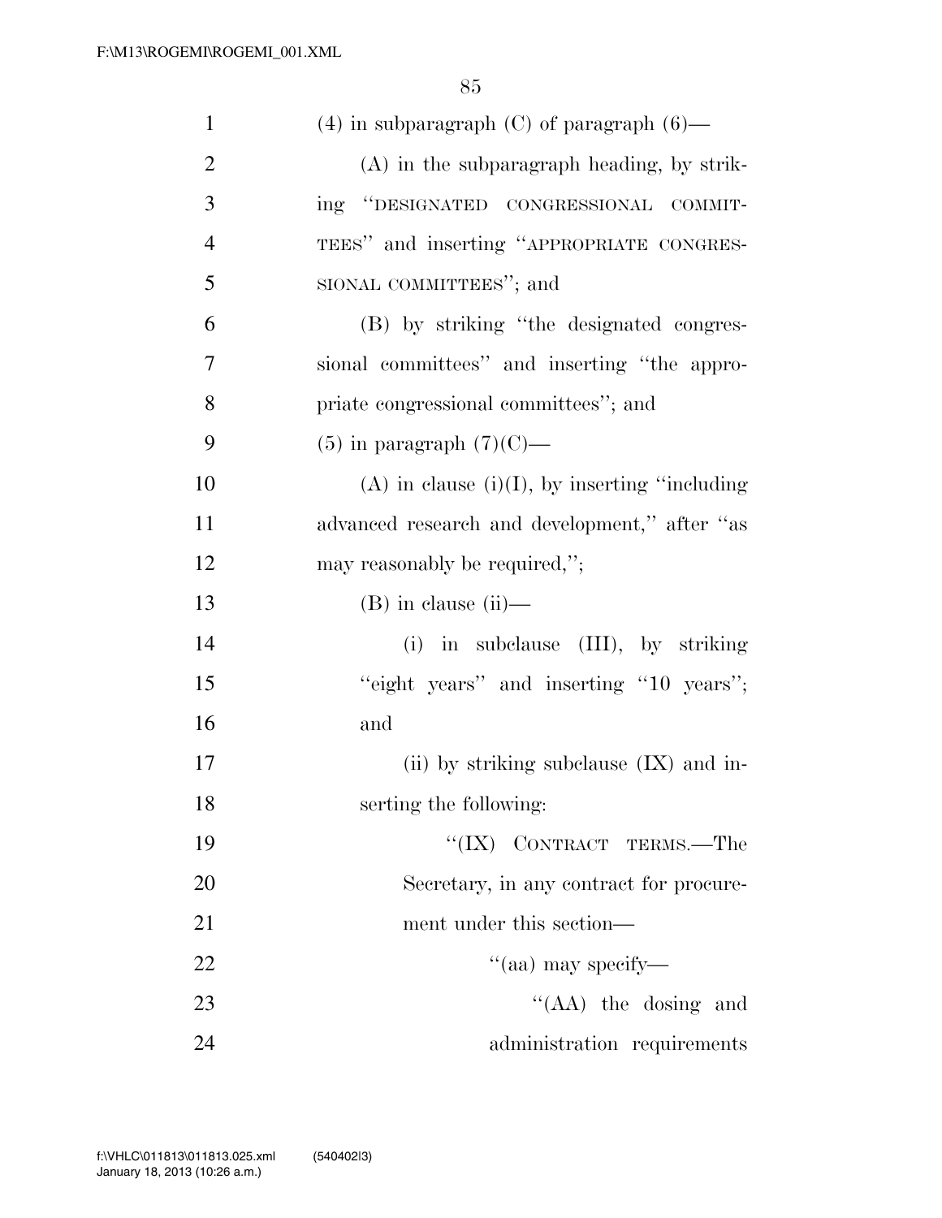(4) in subparagraph (C) of paragraph (6)—

(A) in the subparagraph heading, by striking "DESIGNATED CONGRESSIONAL COMMITTEES" and inserting "APPROPRIATE CONGRESSIONAL COMMITTEES"; and

(B) by striking "the designated congressional committees" and inserting "the appropriate congressional committees"; and

(5) in paragraph (7)(C)—

(A) in clause (i)(I), by inserting "including advanced research and development," after "as may reasonably be required,";

(B) in clause (ii)—

(i) in subclause (III), by striking "eight years" and inserting "10 years"; and

(ii) by striking subclause (IX) and inserting the following:

"(IX) CONTRACT TERMS.—The Secretary, in any contract for procurement under this section—

"(aa) may specify—

"(AA) the dosing and administration requirements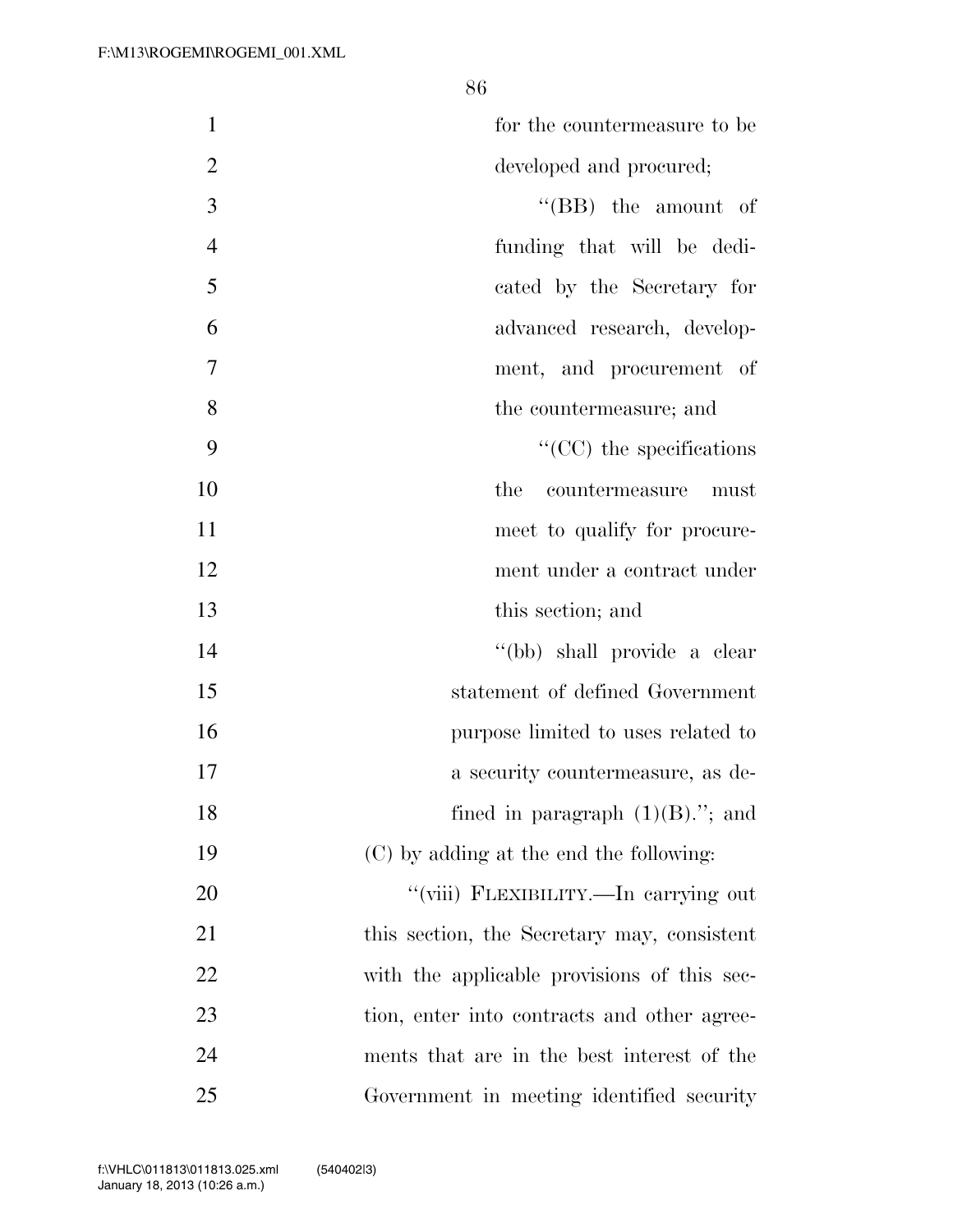for the countermeasure to be developed and procured;

''(BB) the amount of funding that will be dedicated by the Secretary for advanced research, development, and procurement of the countermeasure; and

''(CC) the specifications the countermeasure must meet to qualify for procurement under a contract under this section; and

''(bb) shall provide a clear statement of defined Government purpose limited to uses related to a security countermeasure, as defined in paragraph (1)(B).''; and

(C) by adding at the end the following:

''(viii) FLEXIBILITY.—In carrying out this section, the Secretary may, consistent with the applicable provisions of this section, enter into contracts and other agreements that are in the best interest of the Government in meeting identified security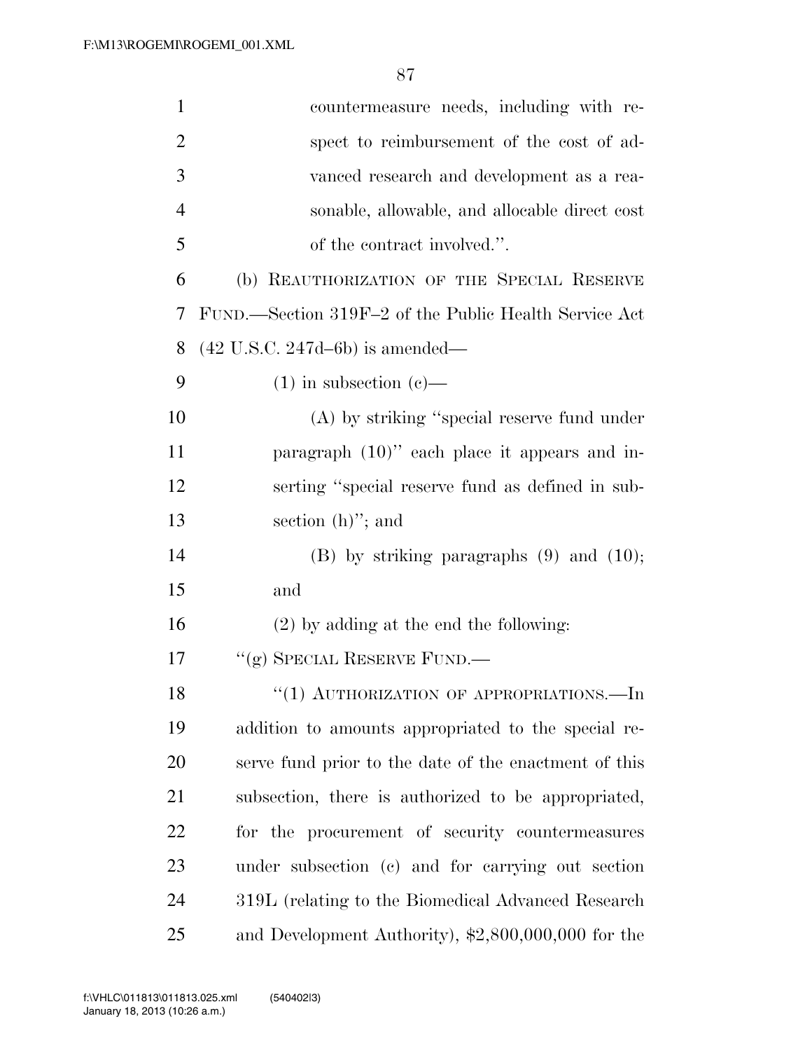countermeasure needs, including with respect to reimbursement of the cost of advanced research and development as a reasonable, allowable, and allocable direct cost of the contract involved.''.

(b) REAUTHORIZATION OF THE SPECIAL RESERVE FUND.—Section 319F–2 of the Public Health Service Act (42 U.S.C. 247d–6b) is amended—

(1) in subsection (c)—

(A) by striking ''special reserve fund under paragraph (10)'' each place it appears and inserting ''special reserve fund as defined in subsection (h)''; and

(B) by striking paragraphs (9) and (10); and

(2) by adding at the end the following:

''(g) SPECIAL RESERVE FUND.—

''(1) AUTHORIZATION OF APPROPRIATIONS.—In addition to amounts appropriated to the special reserve fund prior to the date of the enactment of this subsection, there is authorized to be appropriated, for the procurement of security countermeasures under subsection (c) and for carrying out section 319L (relating to the Biomedical Advanced Research and Development Authority), $2,800,000,000 for the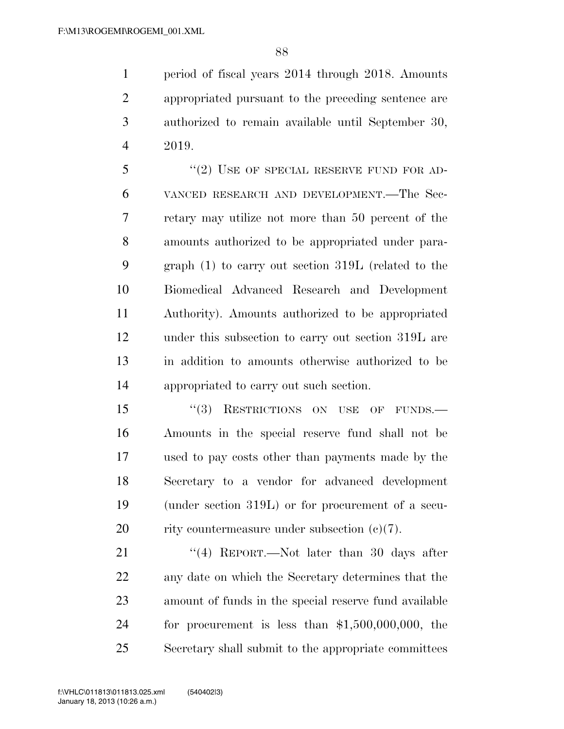period of fiscal years 2014 through 2018. Amounts appropriated pursuant to the preceding sentence are authorized to remain available until September 30, 2019.

"(2) USE OF SPECIAL RESERVE FUND FOR ADVANCED RESEARCH AND DEVELOPMENT.—The Secretary may utilize not more than 50 percent of the amounts authorized to be appropriated under paragraph (1) to carry out section 319L (related to the Biomedical Advanced Research and Development Authority). Amounts authorized to be appropriated under this subsection to carry out section 319L are in addition to amounts otherwise authorized to be appropriated to carry out such section.

"(3) RESTRICTIONS ON USE OF FUNDS.—Amounts in the special reserve fund shall not be used to pay costs other than payments made by the Secretary to a vendor for advanced development (under section 319L) or for procurement of a security countermeasure under subsection (c)(7).

"(4) REPORT.—Not later than 30 days after any date on which the Secretary determines that the amount of funds in the special reserve fund available for procurement is less than $1,500,000,000, the Secretary shall submit to the appropriate committees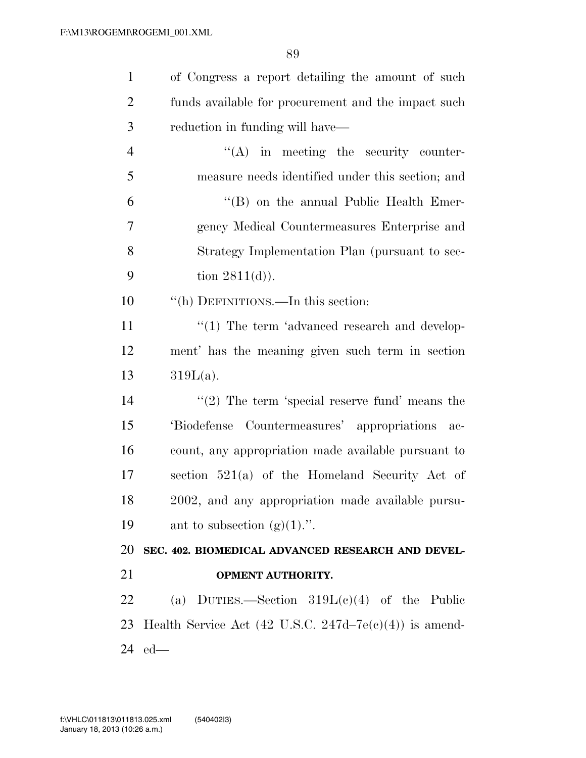of Congress a report detailing the amount of such funds available for procurement and the impact such reduction in funding will have—

"(A) in meeting the security countermeasure needs identified under this section; and

"(B) on the annual Public Health Emergency Medical Countermeasures Enterprise and Strategy Implementation Plan (pursuant to section 2811(d)).

"(h) DEFINITIONS.—In this section:

"(1) The term 'advanced research and development' has the meaning given such term in section 319L(a).

"(2) The term 'special reserve fund' means the 'Biodefense Countermeasures' appropriations account, any appropriation made available pursuant to section 521(a) of the Homeland Security Act of 2002, and any appropriation made available pursuant to subsection (g)(1).".

**SEC. 402. BIOMEDICAL ADVANCED RESEARCH AND DEVELOPMENT AUTHORITY.**

(a) DUTIES.—Section 319L(c)(4) of the Public Health Service Act (42 U.S.C. 247d–7e(c)(4)) is amended—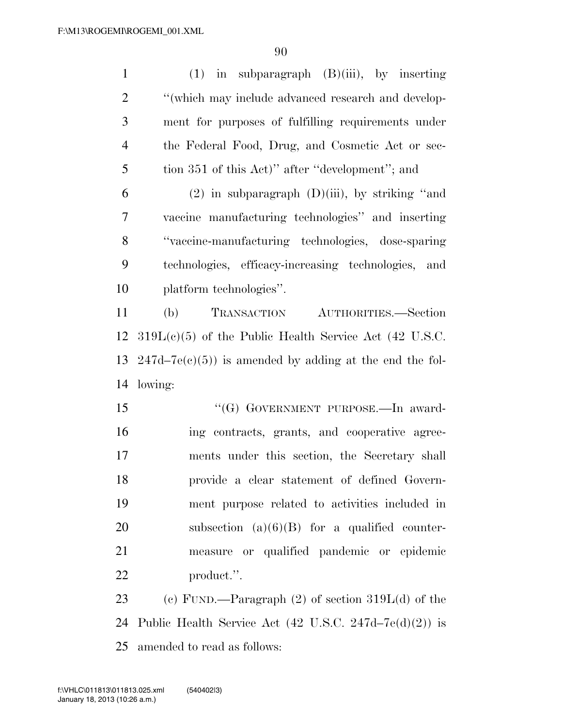(1) in subparagraph (B)(iii), by inserting "(which may include advanced research and development for purposes of fulfilling requirements under the Federal Food, Drug, and Cosmetic Act or section 351 of this Act)" after "development"; and

(2) in subparagraph (D)(iii), by striking "and vaccine manufacturing technologies" and inserting "vaccine-manufacturing technologies, dose-sparing technologies, efficacy-increasing technologies, and platform technologies".

(b) TRANSACTION AUTHORITIES.—Section 319L(c)(5) of the Public Health Service Act (42 U.S.C. 247d–7e(c)(5)) is amended by adding at the end the following:

"(G) GOVERNMENT PURPOSE.—In awarding contracts, grants, and cooperative agreements under this section, the Secretary shall provide a clear statement of defined Government purpose related to activities included in subsection (a)(6)(B) for a qualified countermeasure or qualified pandemic or epidemic product.".

(c) FUND.—Paragraph (2) of section 319L(d) of the Public Health Service Act (42 U.S.C. 247d–7e(d)(2)) is amended to read as follows: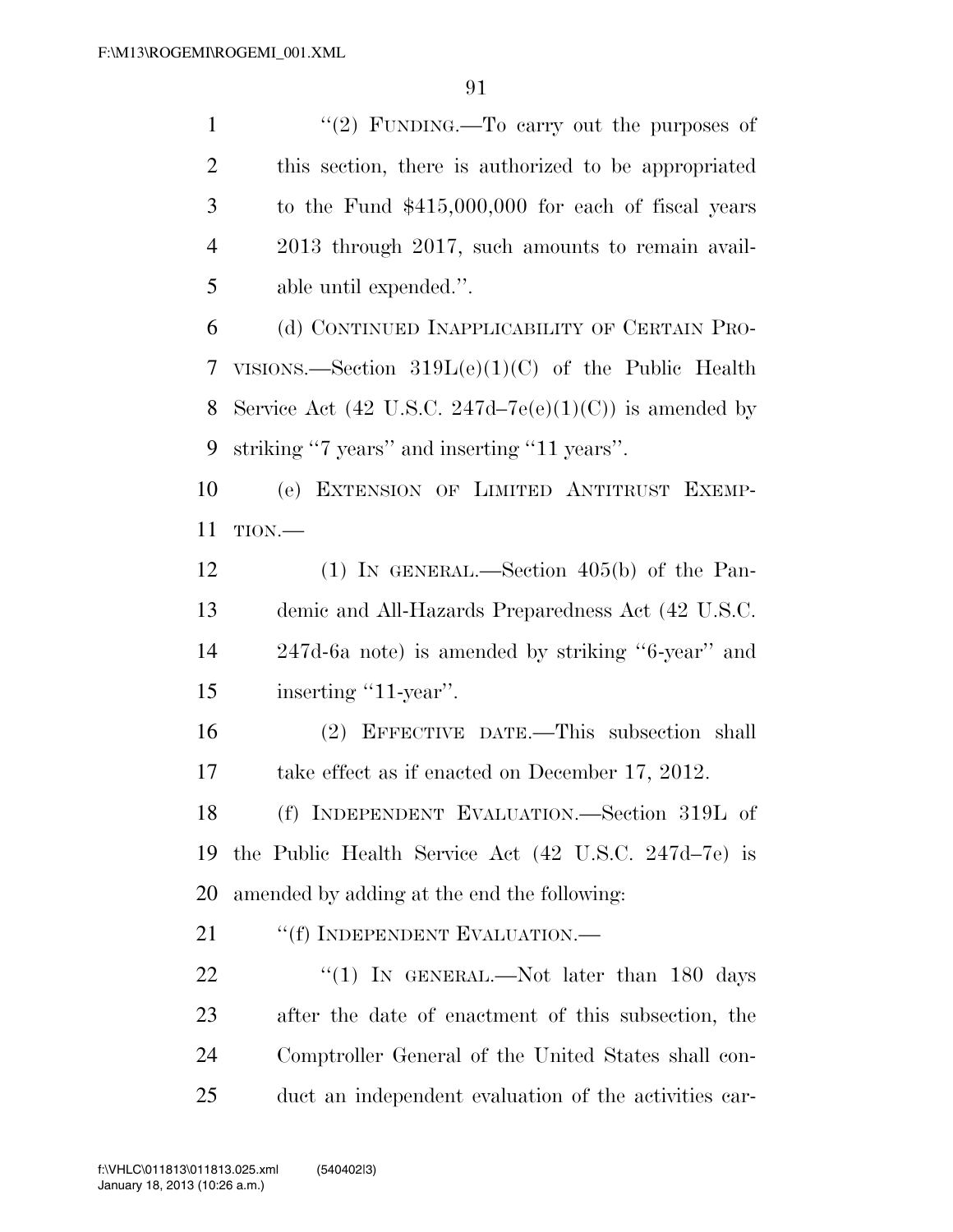"(2) FUNDING.—To carry out the purposes of this section, there is authorized to be appropriated to the Fund $415,000,000 for each of fiscal years 2013 through 2017, such amounts to remain available until expended.".

(d) CONTINUED INAPPLICABILITY OF CERTAIN PROVISIONS.—Section 319L(e)(1)(C) of the Public Health Service Act (42 U.S.C. 247d–7e(e)(1)(C)) is amended by striking "7 years" and inserting "11 years".

(e) EXTENSION OF LIMITED ANTITRUST EXEMPTION.—

(1) IN GENERAL.—Section 405(b) of the Pandemic and All-Hazards Preparedness Act (42 U.S.C. 247d-6a note) is amended by striking "6-year" and inserting "11-year".

(2) EFFECTIVE DATE.—This subsection shall take effect as if enacted on December 17, 2012.

(f) INDEPENDENT EVALUATION.—Section 319L of the Public Health Service Act (42 U.S.C. 247d–7e) is amended by adding at the end the following:

"(f) INDEPENDENT EVALUATION.—

"(1) IN GENERAL.—Not later than 180 days after the date of enactment of this subsection, the Comptroller General of the United States shall conduct an independent evaluation of the activities car-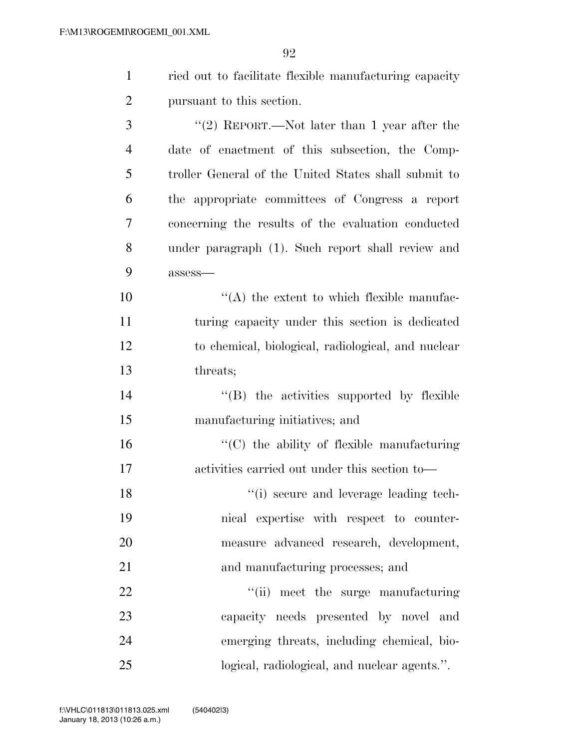ried out to facilitate flexible manufacturing capacity pursuant to this section.

"(2) REPORT.—Not later than 1 year after the date of enactment of this subsection, the Comptroller General of the United States shall submit to the appropriate committees of Congress a report concerning the results of the evaluation conducted under paragraph (1). Such report shall review and assess—

"(A) the extent to which flexible manufacturing capacity under this section is dedicated to chemical, biological, radiological, and nuclear threats;

"(B) the activities supported by flexible manufacturing initiatives; and

"(C) the ability of flexible manufacturing activities carried out under this section to—

"(i) secure and leverage leading technical expertise with respect to countermeasure advanced research, development, and manufacturing processes; and

"(ii) meet the surge manufacturing capacity needs presented by novel and emerging threats, including chemical, biological, radiological, and nuclear agents.".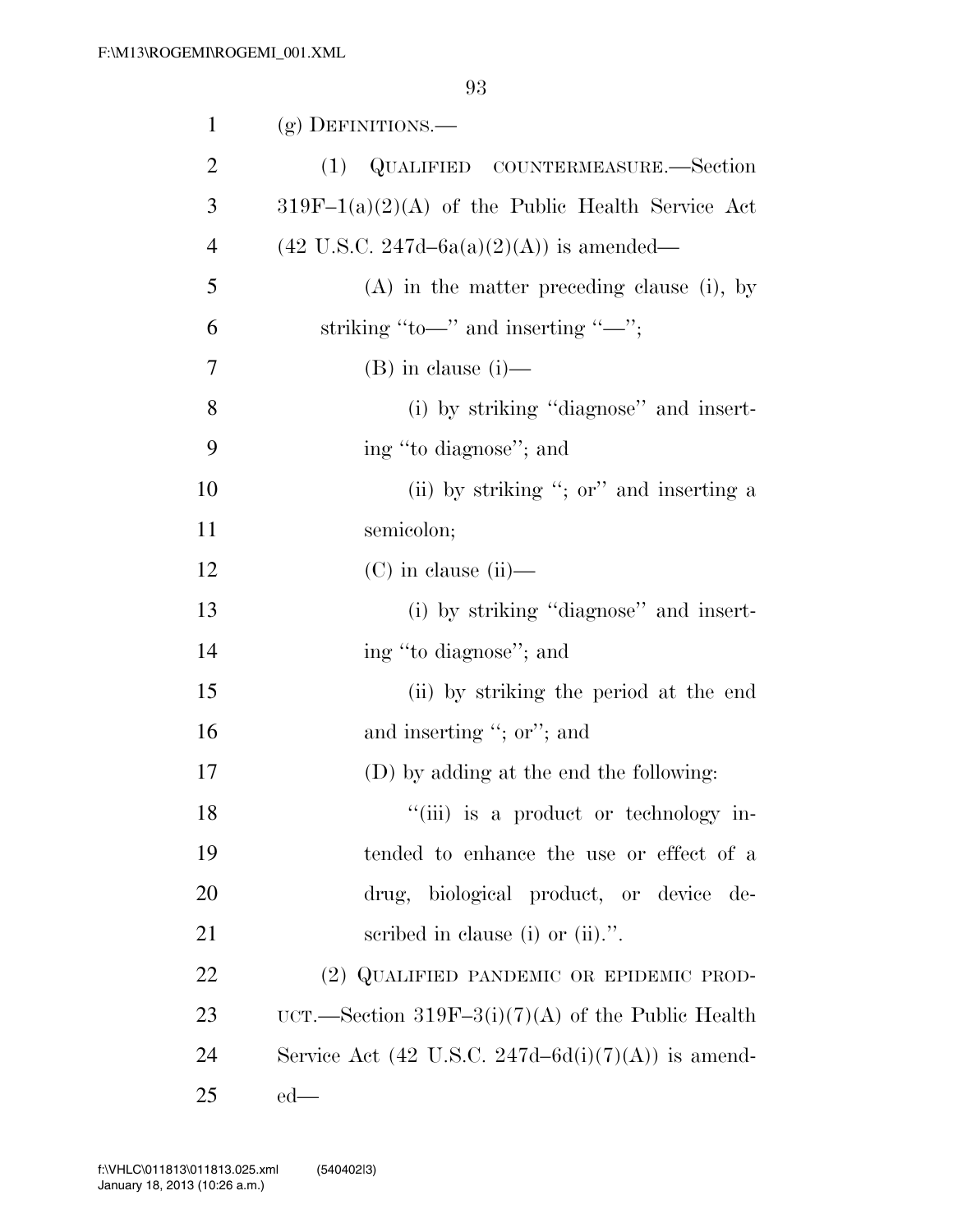(g) DEFINITIONS.—

(1) QUALIFIED COUNTERMEASURE.—Section 319F–1(a)(2)(A) of the Public Health Service Act (42 U.S.C. 247d–6a(a)(2)(A)) is amended—

(A) in the matter preceding clause (i), by striking ''to—'' and inserting ''—'';

(B) in clause (i)—

(i) by striking ''diagnose'' and inserting ''to diagnose''; and

(ii) by striking ''; or'' and inserting a semicolon;

(C) in clause (ii)—

(i) by striking ''diagnose'' and inserting ''to diagnose''; and

(ii) by striking the period at the end and inserting ''; or''; and

(D) by adding at the end the following:

''(iii) is a product or technology intended to enhance the use or effect of a drug, biological product, or device described in clause (i) or (ii).''.

(2) QUALIFIED PANDEMIC OR EPIDEMIC PRODUCT.—Section 319F–3(i)(7)(A) of the Public Health Service Act (42 U.S.C. 247d–6d(i)(7)(A)) is amended—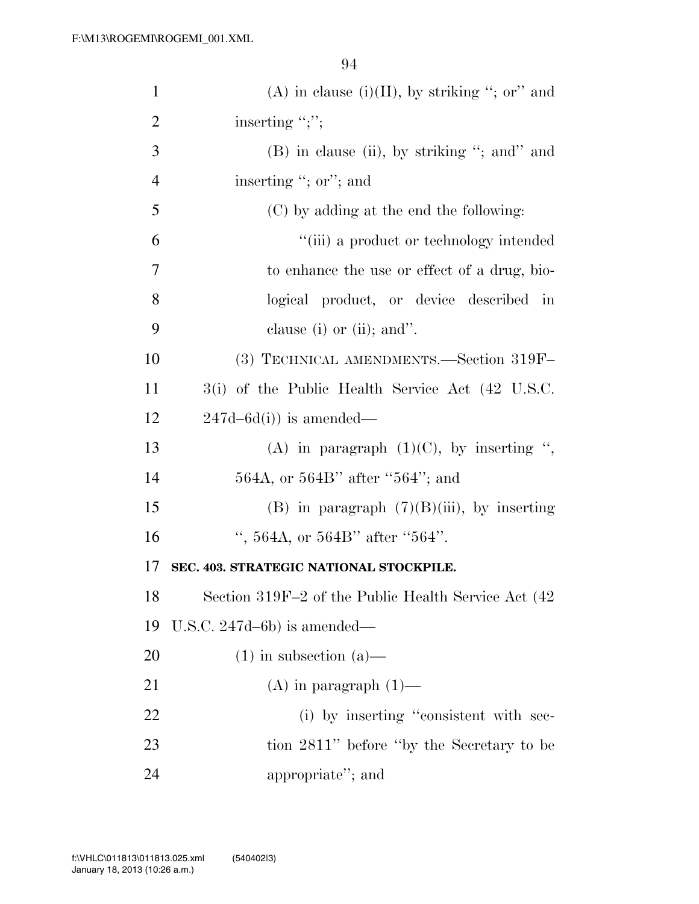(A) in clause (i)(II), by striking ''; or'' and inserting '';'';

(B) in clause (ii), by striking ''; and'' and inserting ''; or''; and

(C) by adding at the end the following:

''(iii) a product or technology intended to enhance the use or effect of a drug, biological product, or device described in clause (i) or (ii); and''.

(3) TECHNICAL AMENDMENTS.—Section 319F–3(i) of the Public Health Service Act (42 U.S.C. 247d–6d(i)) is amended—

(A) in paragraph (1)(C), by inserting '', 564A, or 564B'' after ''564''; and

(B) in paragraph (7)(B)(iii), by inserting '', 564A, or 564B'' after ''564''.

**SEC. 403. STRATEGIC NATIONAL STOCKPILE.**

Section 319F–2 of the Public Health Service Act (42 U.S.C. 247d–6b) is amended—

(1) in subsection (a)—

(A) in paragraph (1)—

(i) by inserting ''consistent with section 2811'' before ''by the Secretary to be appropriate''; and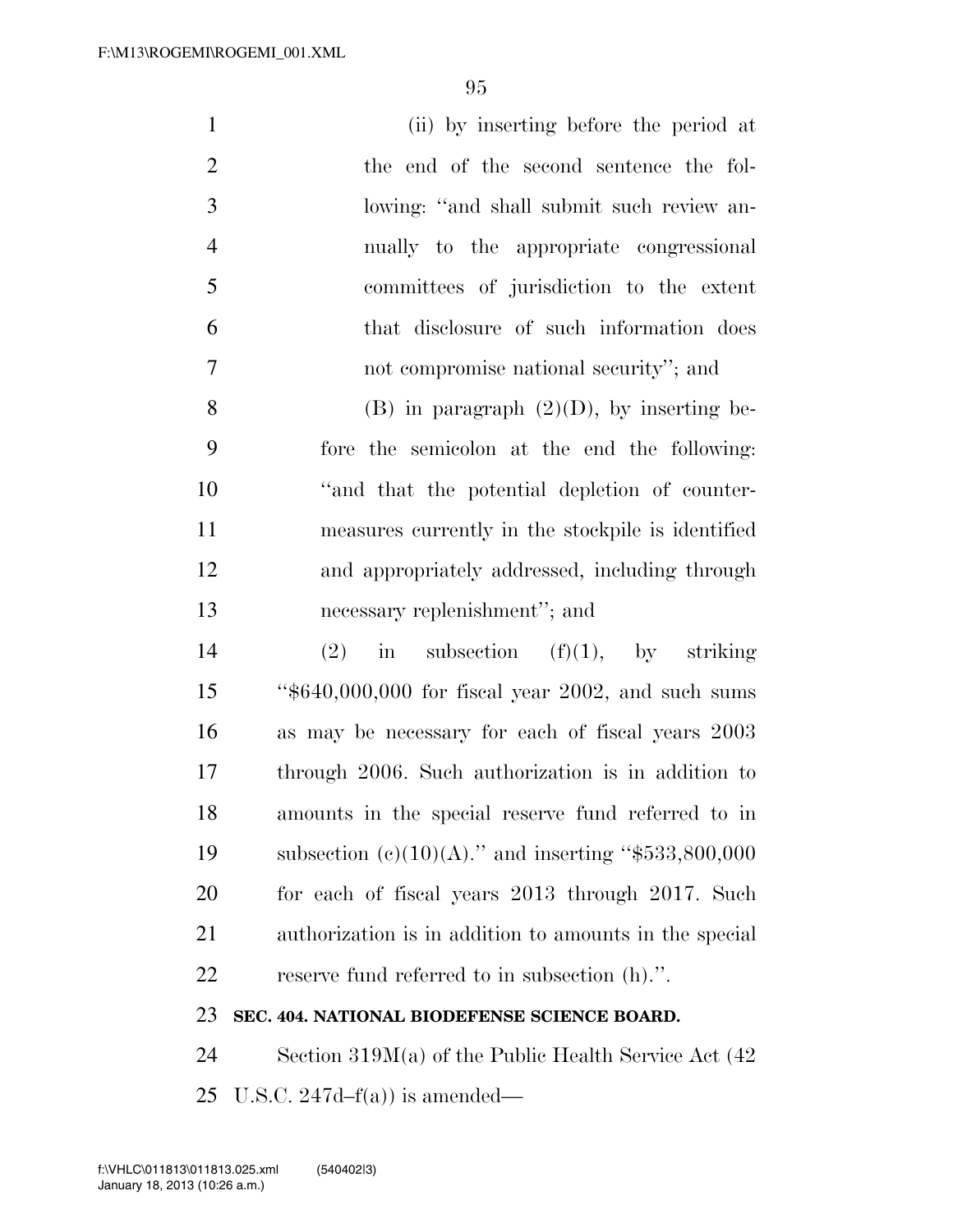(ii) by inserting before the period at the end of the second sentence the following: ''and shall submit such review annually to the appropriate congressional committees of jurisdiction to the extent that disclosure of such information does not compromise national security''; and

(B) in paragraph (2)(D), by inserting before the semicolon at the end the following: ''and that the potential depletion of countermeasures currently in the stockpile is identified and appropriately addressed, including through necessary replenishment''; and

(2) in subsection (f)(1), by striking ''$640,000,000 for fiscal year 2002, and such sums as may be necessary for each of fiscal years 2003 through 2006. Such authorization is in addition to amounts in the special reserve fund referred to in subsection (c)(10)(A).'' and inserting ''$533,800,000 for each of fiscal years 2013 through 2017. Such authorization is in addition to amounts in the special reserve fund referred to in subsection (h).''.

**SEC. 404. NATIONAL BIODEFENSE SCIENCE BOARD.**

Section 319M(a) of the Public Health Service Act (42 U.S.C. 247d–f(a)) is amended—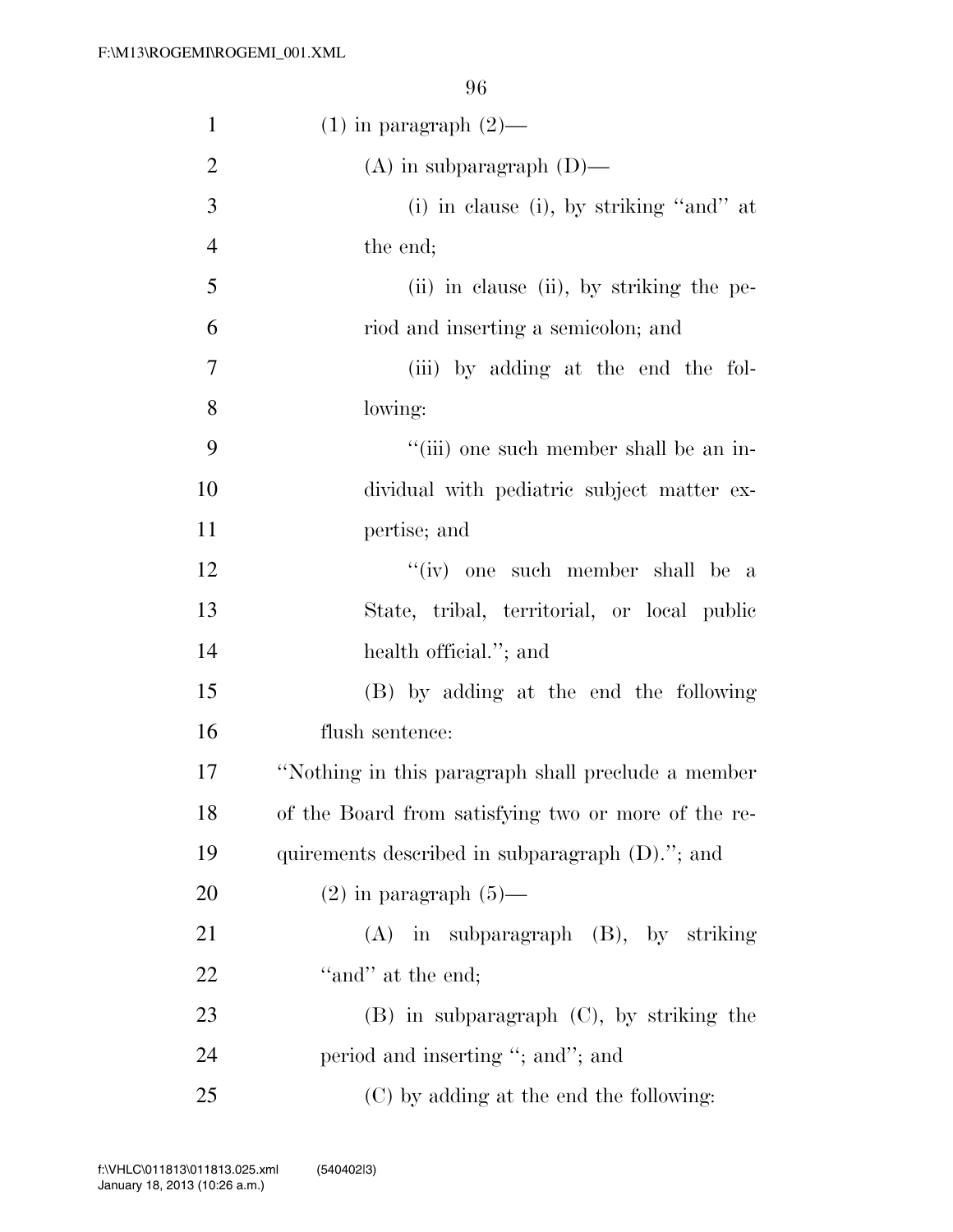(1) in paragraph (2)—

(A) in subparagraph (D)—

(i) in clause (i), by striking "and" at the end;

(ii) in clause (ii), by striking the period and inserting a semicolon; and

(iii) by adding at the end the following:

"(iii) one such member shall be an individual with pediatric subject matter expertise; and

"(iv) one such member shall be a State, tribal, territorial, or local public health official."; and

(B) by adding at the end the following flush sentence:

"Nothing in this paragraph shall preclude a member of the Board from satisfying two or more of the requirements described in subparagraph (D)."; and

(2) in paragraph (5)—

(A) in subparagraph (B), by striking "and" at the end;

(B) in subparagraph (C), by striking the period and inserting "; and"; and

(C) by adding at the end the following: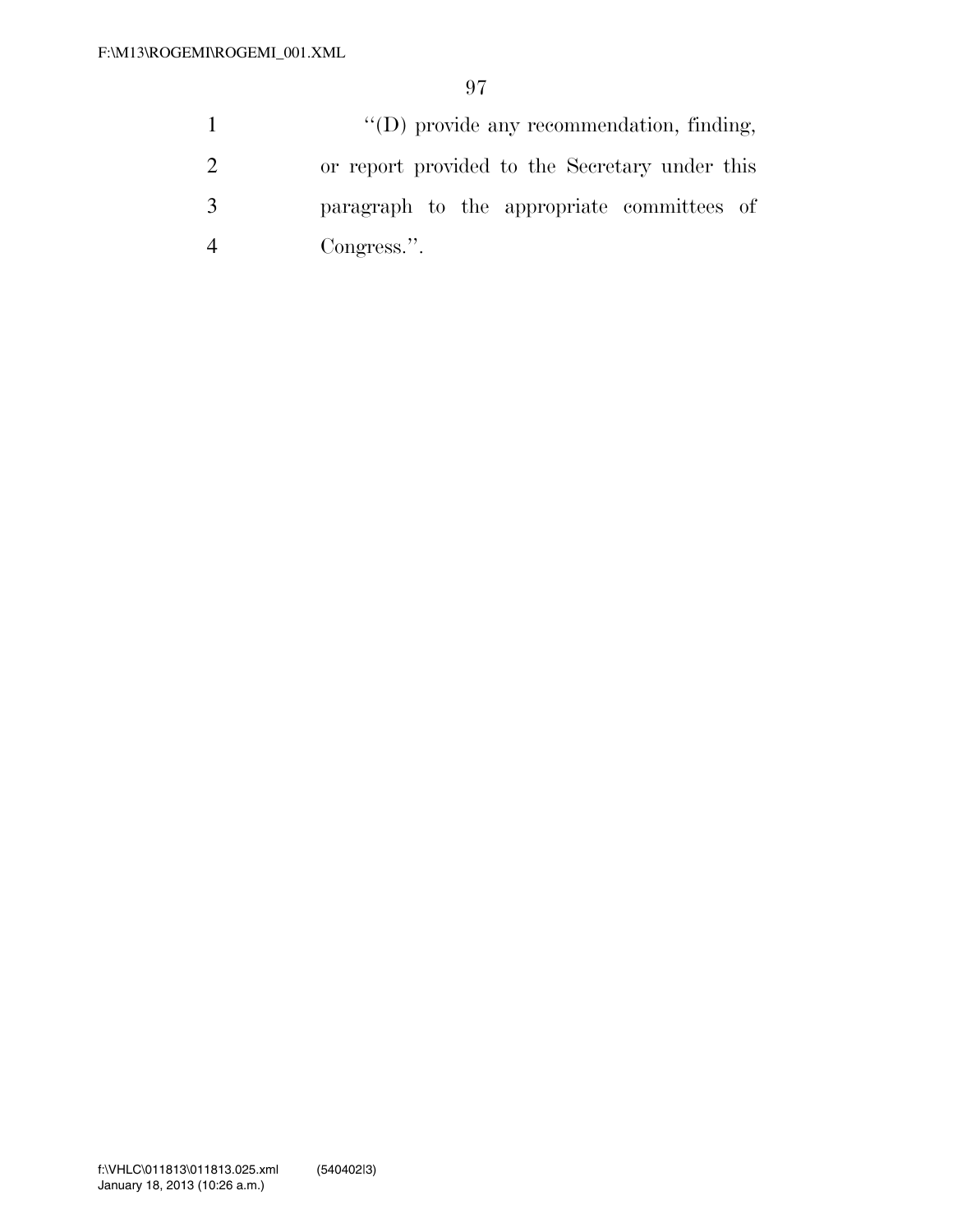"(D) provide any recommendation, finding, or report provided to the Secretary under this paragraph to the appropriate committees of Congress.".